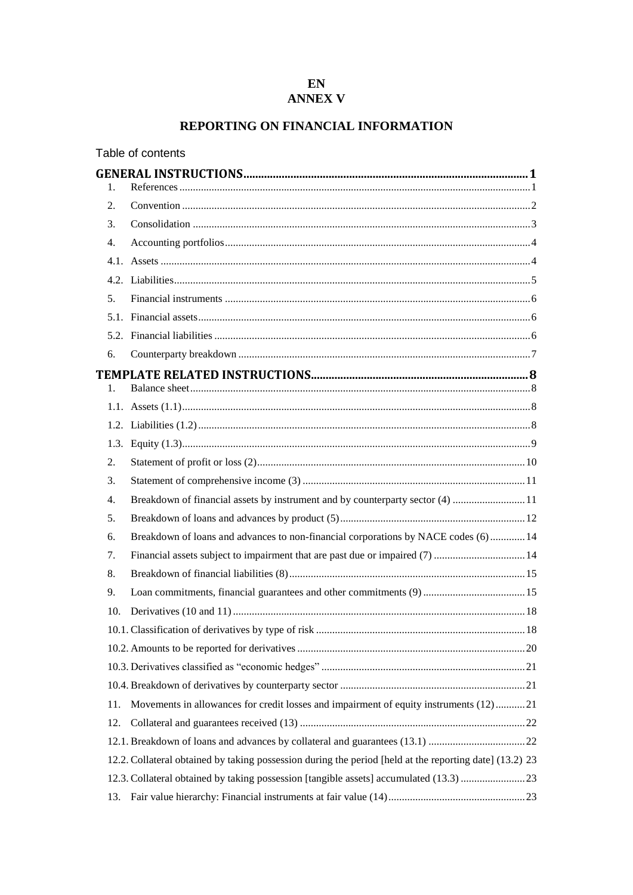**EN**
**ANNEX V**

# REPORTING ON FINANCIAL INFORMATION

Table of contents

**GENERAL INSTRUCTIONS** ........ 1

1. References ........ 1
2. Convention ........ 2
3. Consolidation ........ 3
4. Accounting portfolios ........ 4
   - 4.1. Assets ........ 4
   - 4.2. Liabilities ........ 5
5. Financial instruments ........ 6
   - 5.1. Financial assets ........ 6
   - 5.2. Financial liabilities ........ 6
6. Counterparty breakdown ........ 7

**TEMPLATE RELATED INSTRUCTIONS** ........ 8

1. Balance sheet ........ 8
   - 1.1. Assets (1.1) ........ 8
   - 1.2. Liabilities (1.2) ........ 8
   - 1.3. Equity (1.3) ........ 9
2. Statement of profit or loss (2) ........ 10
3. Statement of comprehensive income (3) ........ 11
4. Breakdown of financial assets by instrument and by counterparty sector (4) ........ 11
5. Breakdown of loans and advances by product (5) ........ 12
6. Breakdown of loans and advances to non-financial corporations by NACE codes (6) ........ 14
7. Financial assets subject to impairment that are past due or impaired (7) ........ 14
8. Breakdown of financial liabilities (8) ........ 15
9. Loan commitments, financial guarantees and other commitments (9) ........ 15
10. Derivatives (10 and 11) ........ 18
    - 10.1. Classification of derivatives by type of risk ........ 18
    - 10.2. Amounts to be reported for derivatives ........ 20
    - 10.3. Derivatives classified as "economic hedges" ........ 21
    - 10.4. Breakdown of derivatives by counterparty sector ........ 21
11. Movements in allowances for credit losses and impairment of equity instruments (12) ........ 21
12. Collateral and guarantees received (13) ........ 22
    - 12.1. Breakdown of loans and advances by collateral and guarantees (13.1) ........ 22
    - 12.2. Collateral obtained by taking possession during the period [held at the reporting date] (13.2) 23
    - 12.3. Collateral obtained by taking possession [tangible assets] accumulated (13.3) ........ 23
13. Fair value hierarchy: Financial instruments at fair value (14) ........ 23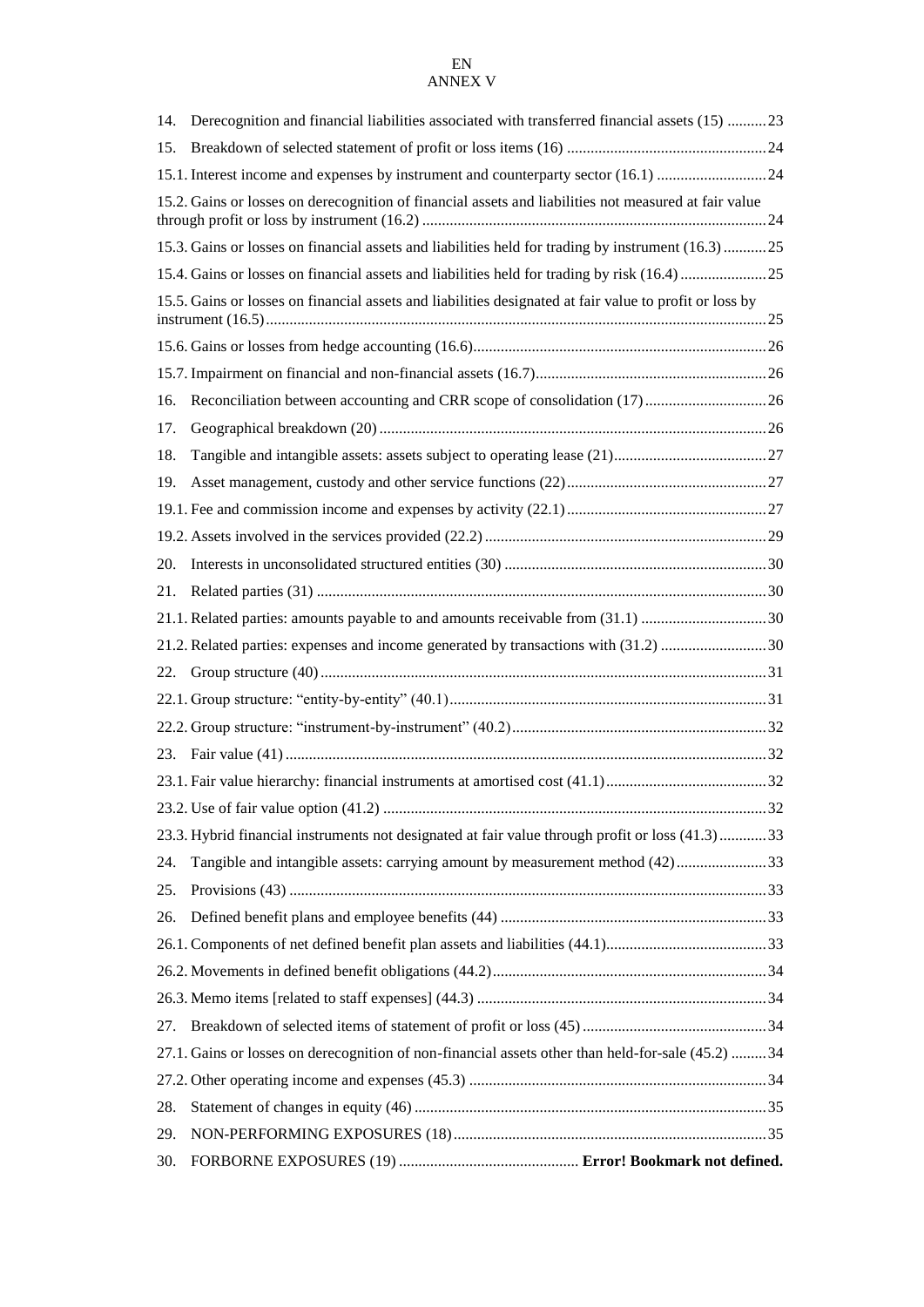EN
ANNEX V

14. Derecognition and financial liabilities associated with transferred financial assets (15) ..........23

15. Breakdown of selected statement of profit or loss items (16) ..................................................24

15.1. Interest income and expenses by instrument and counterparty sector (16.1) ............................24

15.2. Gains or losses on derecognition of financial assets and liabilities not measured at fair value through profit or loss by instrument (16.2) .......................................................................................24

15.3. Gains or losses on financial assets and liabilities held for trading by instrument (16.3) ...........25

15.4. Gains or losses on financial assets and liabilities held for trading by risk (16.4) ......................25

15.5. Gains or losses on financial assets and liabilities designated at fair value to profit or loss by instrument (16.5) ..............................................................................................................................25

15.6. Gains or losses from hedge accounting (16.6) ..........................................................................26

15.7. Impairment on financial and non-financial assets (16.7) ..........................................................26

16. Reconciliation between accounting and CRR scope of consolidation (17) ...............................26

17. Geographical breakdown (20) ..................................................................................................26

18. Tangible and intangible assets: assets subject to operating lease (21) .......................................27

19. Asset management, custody and other service functions (22) ..................................................27

19.1. Fee and commission income and expenses by activity (22.1) ..................................................27

19.2. Assets involved in the services provided (22.2) .......................................................................29

20. Interests in unconsolidated structured entities (30) ..................................................................30

21. Related parties (31) ..................................................................................................................30

21.1. Related parties: amounts payable to and amounts receivable from (31.1) ................................30

21.2. Related parties: expenses and income generated by transactions with (31.2) ...........................30

22. Group structure (40) .................................................................................................................31

22.1. Group structure: "entity-by-entity" (40.1) ................................................................................31

22.2. Group structure: "instrument-by-instrument" (40.2) ................................................................32

23. Fair value (41) ..........................................................................................................................32

23.1. Fair value hierarchy: financial instruments at amortised cost (41.1) .........................................32

23.2. Use of fair value option (41.2) .................................................................................................32

23.3. Hybrid financial instruments not designated at fair value through profit or loss (41.3) ............33

24. Tangible and intangible assets: carrying amount by measurement method (42) .......................33

25. Provisions (43) .........................................................................................................................33

26. Defined benefit plans and employee benefits (44) ...................................................................33

26.1. Components of net defined benefit plan assets and liabilities (44.1) .........................................33

26.2. Movements in defined benefit obligations (44.2) .....................................................................34

26.3. Memo items [related to staff expenses] (44.3) .........................................................................34

27. Breakdown of selected items of statement of profit or loss (45) ...............................................34

27.1. Gains or losses on derecognition of non-financial assets other than held-for-sale (45.2) .........34

27.2. Other operating income and expenses (45.3) ...........................................................................34

28. Statement of changes in equity (46) .........................................................................................35

29. NON-PERFORMING EXPOSURES (18) ...............................................................................35

30. FORBORNE EXPOSURES (19) ............................................. **Error! Bookmark not defined.**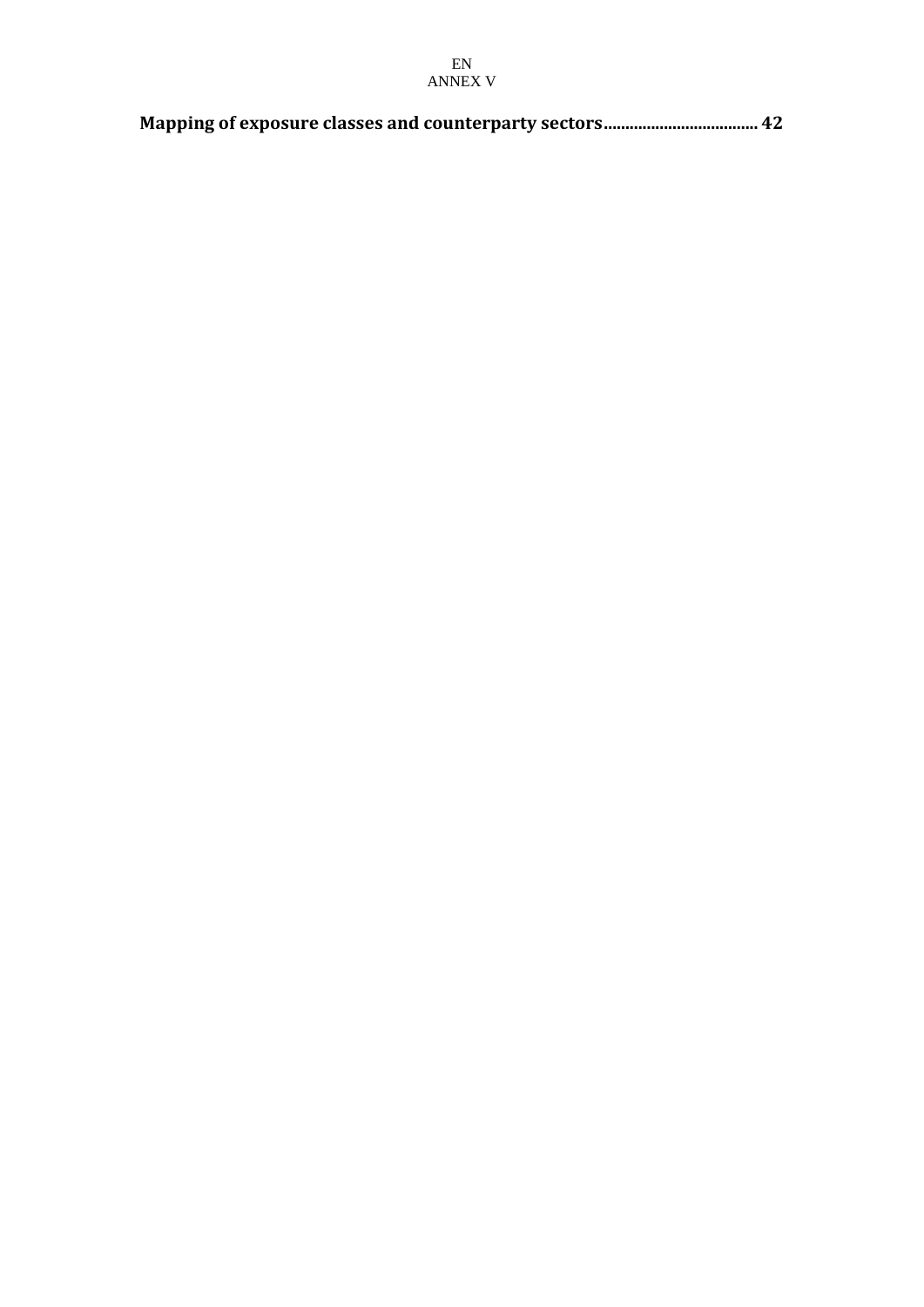**Mapping of exposure classes and counterparty sectors.................................... 42**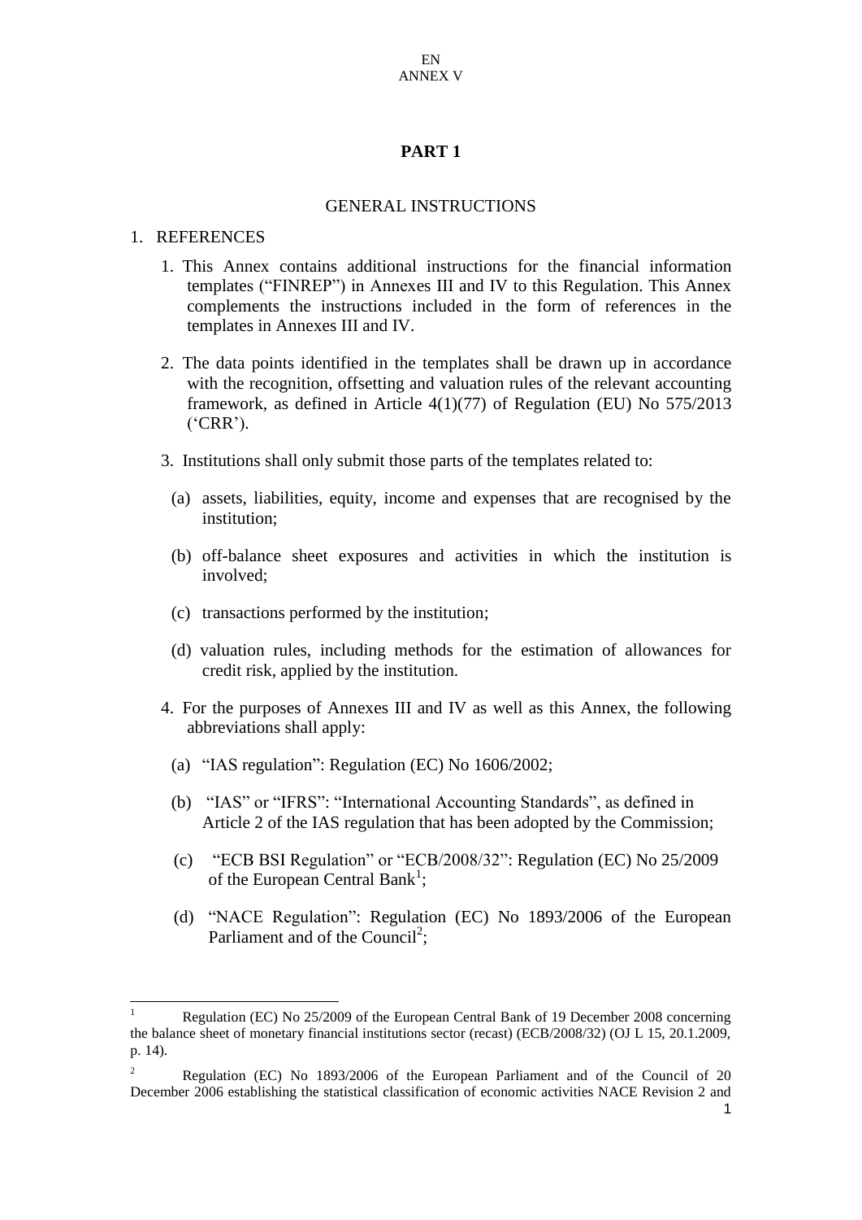EN
ANNEX V

# PART 1

## GENERAL INSTRUCTIONS

1. REFERENCES

1. This Annex contains additional instructions for the financial information templates ("FINREP") in Annexes III and IV to this Regulation. This Annex complements the instructions included in the form of references in the templates in Annexes III and IV.

2. The data points identified in the templates shall be drawn up in accordance with the recognition, offsetting and valuation rules of the relevant accounting framework, as defined in Article 4(1)(77) of Regulation (EU) No 575/2013 ('CRR').

3. Institutions shall only submit those parts of the templates related to:

   (a) assets, liabilities, equity, income and expenses that are recognised by the institution;

   (b) off-balance sheet exposures and activities in which the institution is involved;

   (c) transactions performed by the institution;

   (d) valuation rules, including methods for the estimation of allowances for credit risk, applied by the institution.

4. For the purposes of Annexes III and IV as well as this Annex, the following abbreviations shall apply:

   (a) "IAS regulation": Regulation (EC) No 1606/2002;

   (b) "IAS" or "IFRS": "International Accounting Standards", as defined in Article 2 of the IAS regulation that has been adopted by the Commission;

   (c) "ECB BSI Regulation" or "ECB/2008/32": Regulation (EC) No 25/2009 of the European Central Bank[1];

   (d) "NACE Regulation": Regulation (EC) No 1893/2006 of the European Parliament and of the Council[2];

---

[1] Regulation (EC) No 25/2009 of the European Central Bank of 19 December 2008 concerning the balance sheet of monetary financial institutions sector (recast) (ECB/2008/32) (OJ L 15, 20.1.2009, p. 14).

[2] Regulation (EC) No 1893/2006 of the European Parliament and of the Council of 20 December 2006 establishing the statistical classification of economic activities NACE Revision 2 and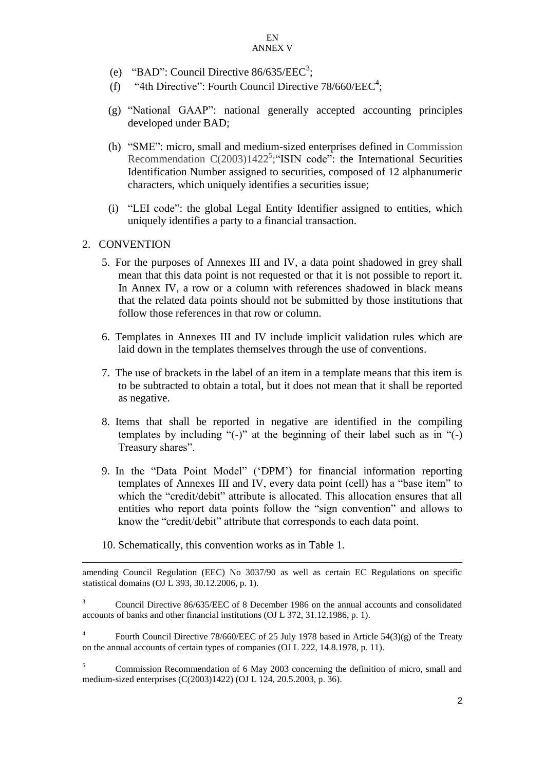(e) "BAD": Council Directive 86/635/EEC[3];

(f) "4th Directive": Fourth Council Directive 78/660/EEC[4];

(g) "National GAAP": national generally accepted accounting principles developed under BAD;

(h) "SME": micro, small and medium-sized enterprises defined in Commission Recommendation C(2003)1422[5];"ISIN code": the International Securities Identification Number assigned to securities, composed of 12 alphanumeric characters, which uniquely identifies a securities issue;

(i) "LEI code": the global Legal Entity Identifier assigned to entities, which uniquely identifies a party to a financial transaction.

## 2. CONVENTION

5. For the purposes of Annexes III and IV, a data point shadowed in grey shall mean that this data point is not requested or that it is not possible to report it. In Annex IV, a row or a column with references shadowed in black means that the related data points should not be submitted by those institutions that follow those references in that row or column.

6. Templates in Annexes III and IV include implicit validation rules which are laid down in the templates themselves through the use of conventions.

7. The use of brackets in the label of an item in a template means that this item is to be subtracted to obtain a total, but it does not mean that it shall be reported as negative.

8. Items that shall be reported in negative are identified in the compiling templates by including "(-)" at the beginning of their label such as in "(-) Treasury shares".

9. In the "Data Point Model" ('DPM') for financial information reporting templates of Annexes III and IV, every data point (cell) has a "base item" to which the "credit/debit" attribute is allocated. This allocation ensures that all entities who report data points follow the "sign convention" and allows to know the "credit/debit" attribute that corresponds to each data point.

10. Schematically, this convention works as in Table 1.

---

amending Council Regulation (EEC) No 3037/90 as well as certain EC Regulations on specific statistical domains (OJ L 393, 30.12.2006, p. 1).

[3] Council Directive 86/635/EEC of 8 December 1986 on the annual accounts and consolidated accounts of banks and other financial institutions (OJ L 372, 31.12.1986, p. 1).

[4] Fourth Council Directive 78/660/EEC of 25 July 1978 based in Article 54(3)(g) of the Treaty on the annual accounts of certain types of companies (OJ L 222, 14.8.1978, p. 11).

[5] Commission Recommendation of 6 May 2003 concerning the definition of micro, small and medium-sized enterprises (C(2003)1422) (OJ L 124, 20.5.2003, p. 36).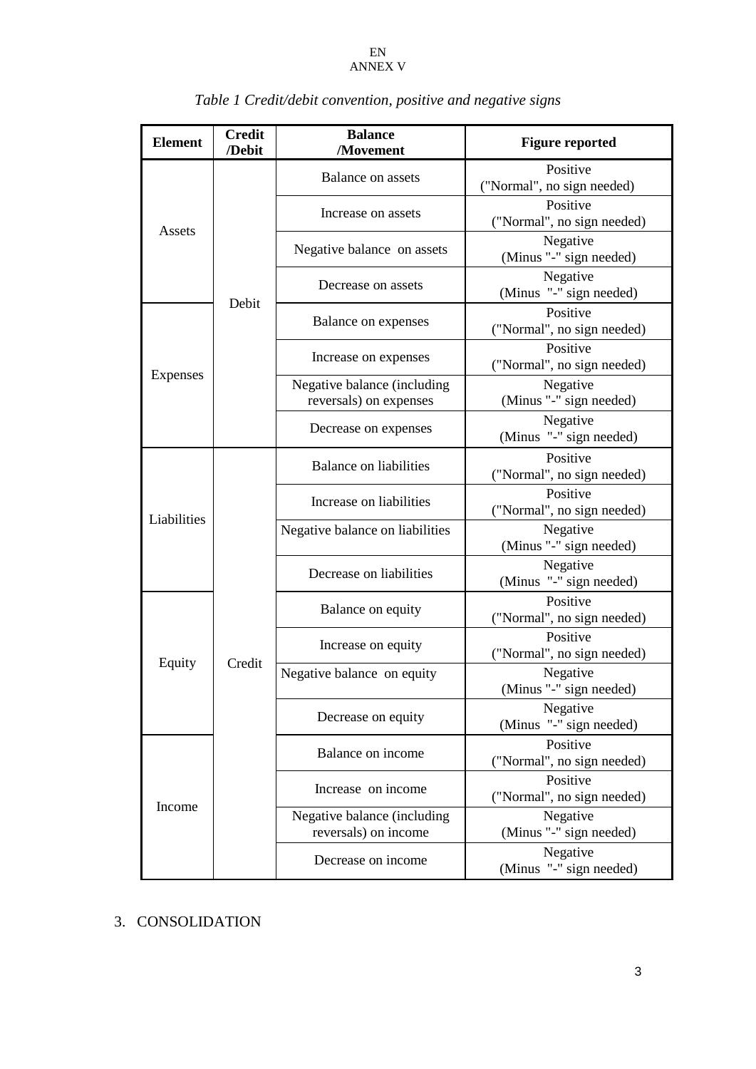*Table 1 Credit/debit convention, positive and negative signs*

| Element | Credit /Debit | Balance /Movement | Figure reported |
|---|---|---|---|
| Assets | Debit | Balance on assets | Positive ("Normal", no sign needed) |
| | | Increase on assets | Positive ("Normal", no sign needed) |
| | | Negative balance on assets | Negative (Minus "-" sign needed) |
| | | Decrease on assets | Negative (Minus "-" sign needed) |
| Expenses | | Balance on expenses | Positive ("Normal", no sign needed) |
| | | Increase on expenses | Positive ("Normal", no sign needed) |
| | | Negative balance (including reversals) on expenses | Negative (Minus "-" sign needed) |
| | | Decrease on expenses | Negative (Minus "-" sign needed) |
| Liabilities | Credit | Balance on liabilities | Positive ("Normal", no sign needed) |
| | | Increase on liabilities | Positive ("Normal", no sign needed) |
| | | Negative balance on liabilities | Negative (Minus "-" sign needed) |
| | | Decrease on liabilities | Negative (Minus "-" sign needed) |
| Equity | | Balance on equity | Positive ("Normal", no sign needed) |
| | | Increase on equity | Positive ("Normal", no sign needed) |
| | | Negative balance on equity | Negative (Minus "-" sign needed) |
| | | Decrease on equity | Negative (Minus "-" sign needed) |
| Income | | Balance on income | Positive ("Normal", no sign needed) |
| | | Increase on income | Positive ("Normal", no sign needed) |
| | | Negative balance (including reversals) on income | Negative (Minus "-" sign needed) |
| | | Decrease on income | Negative (Minus "-" sign needed) |

## 3. CONSOLIDATION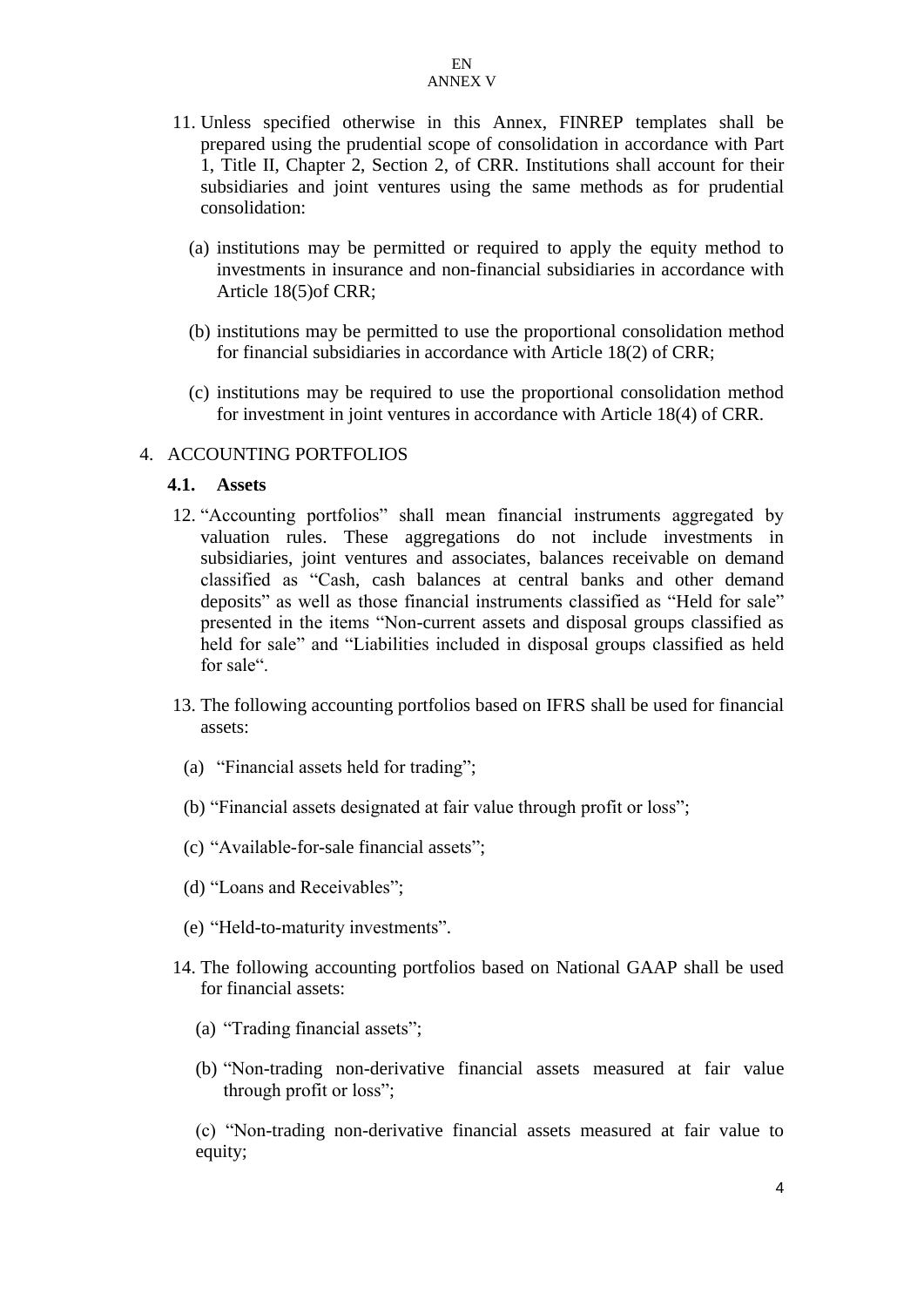11. Unless specified otherwise in this Annex, FINREP templates shall be prepared using the prudential scope of consolidation in accordance with Part 1, Title II, Chapter 2, Section 2, of CRR. Institutions shall account for their subsidiaries and joint ventures using the same methods as for prudential consolidation:

   (a) institutions may be permitted or required to apply the equity method to investments in insurance and non-financial subsidiaries in accordance with Article 18(5)of CRR;

   (b) institutions may be permitted to use the proportional consolidation method for financial subsidiaries in accordance with Article 18(2) of CRR;

   (c) institutions may be required to use the proportional consolidation method for investment in joint ventures in accordance with Article 18(4) of CRR.

## 4. ACCOUNTING PORTFOLIOS

### 4.1. Assets

12. "Accounting portfolios" shall mean financial instruments aggregated by valuation rules. These aggregations do not include investments in subsidiaries, joint ventures and associates, balances receivable on demand classified as "Cash, cash balances at central banks and other demand deposits" as well as those financial instruments classified as "Held for sale" presented in the items "Non-current assets and disposal groups classified as held for sale" and "Liabilities included in disposal groups classified as held for sale".

13. The following accounting portfolios based on IFRS shall be used for financial assets:

   (a) "Financial assets held for trading";

   (b) "Financial assets designated at fair value through profit or loss";

   (c) "Available-for-sale financial assets";

   (d) "Loans and Receivables";

   (e) "Held-to-maturity investments".

14. The following accounting portfolios based on National GAAP shall be used for financial assets:

   (a) "Trading financial assets";

   (b) "Non-trading non-derivative financial assets measured at fair value through profit or loss";

   (c) "Non-trading non-derivative financial assets measured at fair value to equity;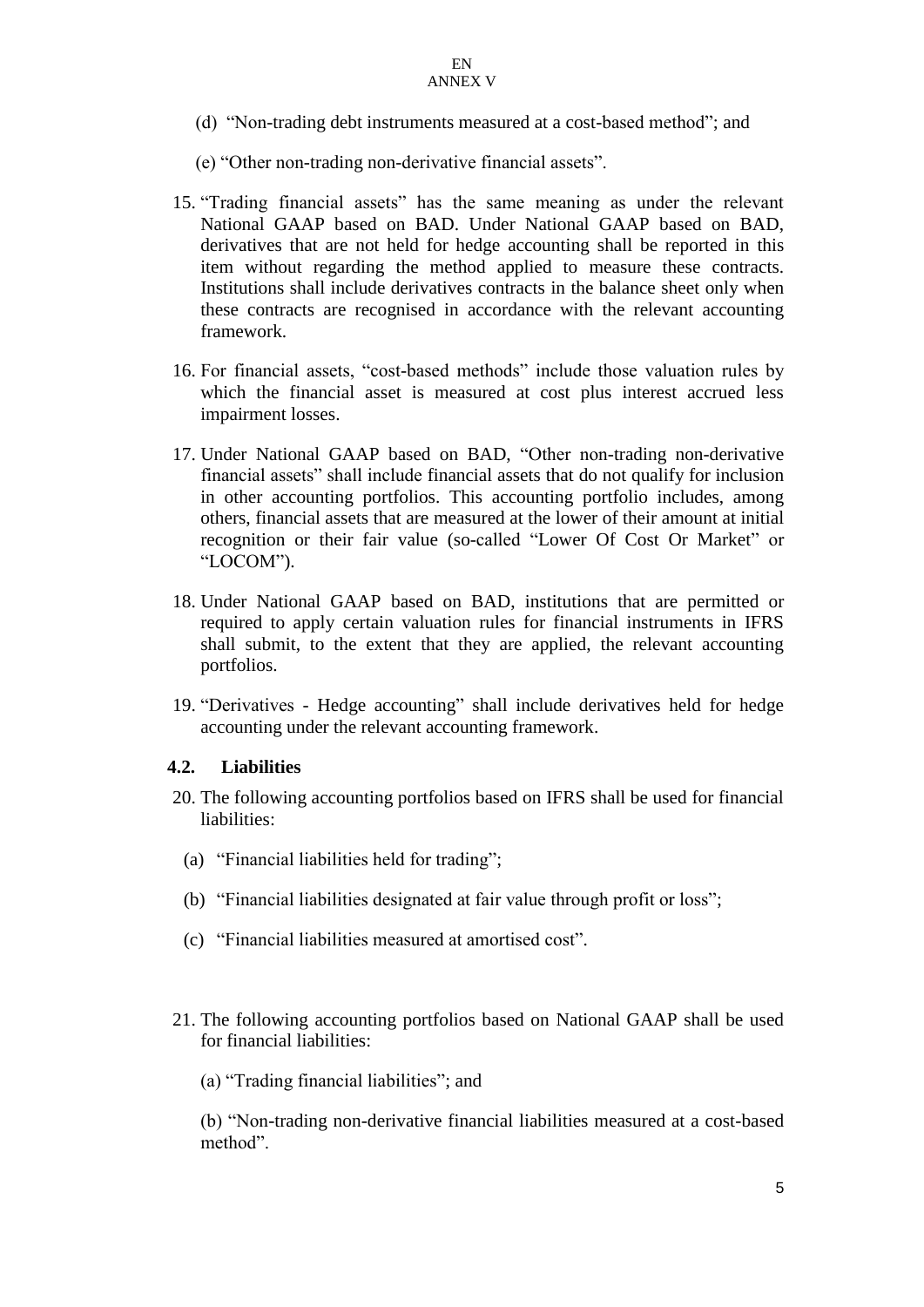(d) "Non-trading debt instruments measured at a cost-based method"; and

(e) "Other non-trading non-derivative financial assets".

15. "Trading financial assets" has the same meaning as under the relevant National GAAP based on BAD. Under National GAAP based on BAD, derivatives that are not held for hedge accounting shall be reported in this item without regarding the method applied to measure these contracts. Institutions shall include derivatives contracts in the balance sheet only when these contracts are recognised in accordance with the relevant accounting framework.

16. For financial assets, "cost-based methods" include those valuation rules by which the financial asset is measured at cost plus interest accrued less impairment losses.

17. Under National GAAP based on BAD, "Other non-trading non-derivative financial assets" shall include financial assets that do not qualify for inclusion in other accounting portfolios. This accounting portfolio includes, among others, financial assets that are measured at the lower of their amount at initial recognition or their fair value (so-called "Lower Of Cost Or Market" or "LOCOM").

18. Under National GAAP based on BAD, institutions that are permitted or required to apply certain valuation rules for financial instruments in IFRS shall submit, to the extent that they are applied, the relevant accounting portfolios.

19. "Derivatives - Hedge accounting" shall include derivatives held for hedge accounting under the relevant accounting framework.

### 4.2. Liabilities

20. The following accounting portfolios based on IFRS shall be used for financial liabilities:

    (a) "Financial liabilities held for trading";

    (b) "Financial liabilities designated at fair value through profit or loss";

    (c) "Financial liabilities measured at amortised cost".

21. The following accounting portfolios based on National GAAP shall be used for financial liabilities:

    (a) "Trading financial liabilities"; and

    (b) "Non-trading non-derivative financial liabilities measured at a cost-based method".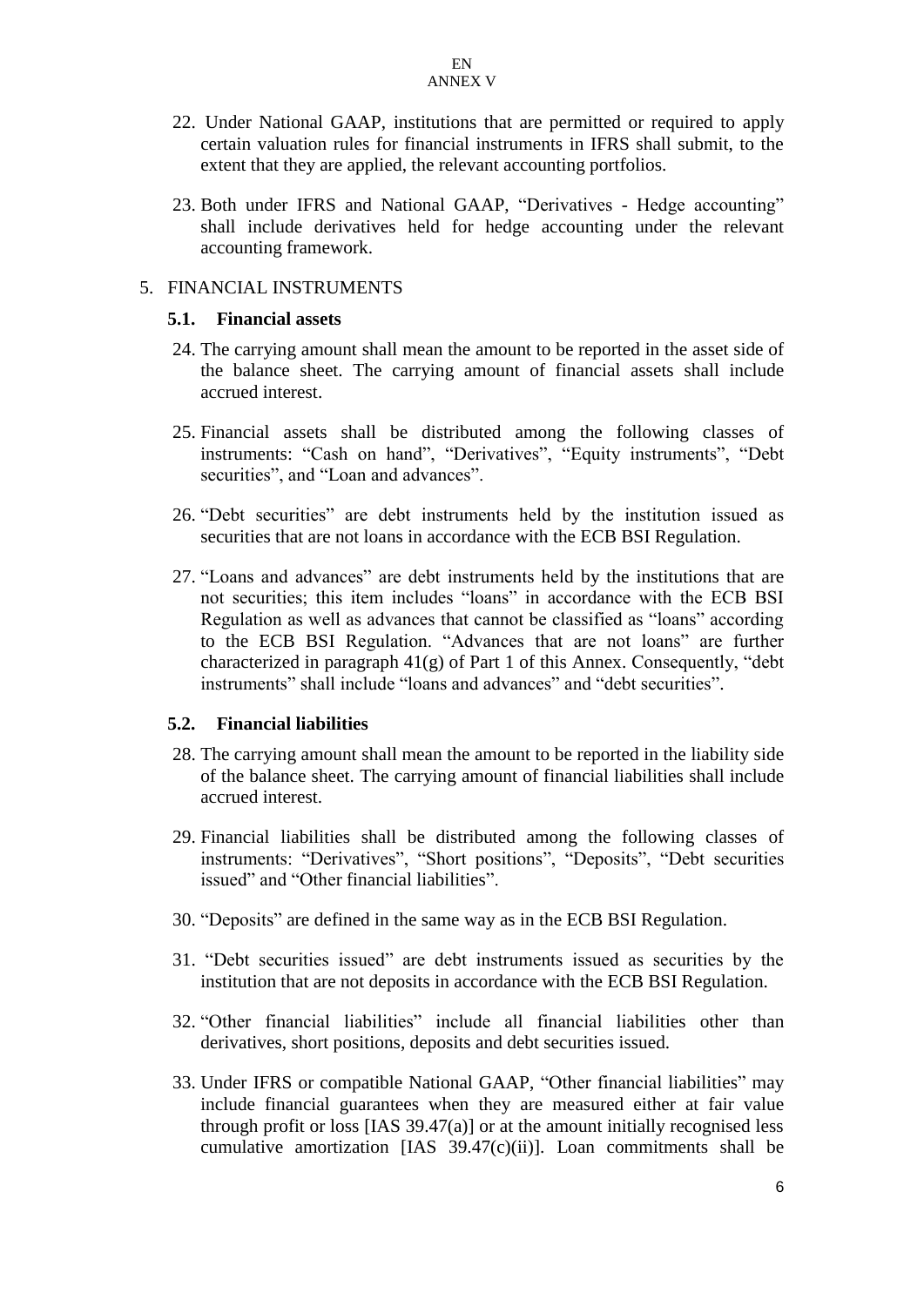22. Under National GAAP, institutions that are permitted or required to apply certain valuation rules for financial instruments in IFRS shall submit, to the extent that they are applied, the relevant accounting portfolios.

23. Both under IFRS and National GAAP, "Derivatives - Hedge accounting" shall include derivatives held for hedge accounting under the relevant accounting framework.

## 5. FINANCIAL INSTRUMENTS

### 5.1. Financial assets

24. The carrying amount shall mean the amount to be reported in the asset side of the balance sheet. The carrying amount of financial assets shall include accrued interest.

25. Financial assets shall be distributed among the following classes of instruments: "Cash on hand", "Derivatives", "Equity instruments", "Debt securities", and "Loan and advances".

26. "Debt securities" are debt instruments held by the institution issued as securities that are not loans in accordance with the ECB BSI Regulation.

27. "Loans and advances" are debt instruments held by the institutions that are not securities; this item includes "loans" in accordance with the ECB BSI Regulation as well as advances that cannot be classified as "loans" according to the ECB BSI Regulation. "Advances that are not loans" are further characterized in paragraph 41(g) of Part 1 of this Annex. Consequently, "debt instruments" shall include "loans and advances" and "debt securities".

### 5.2. Financial liabilities

28. The carrying amount shall mean the amount to be reported in the liability side of the balance sheet. The carrying amount of financial liabilities shall include accrued interest.

29. Financial liabilities shall be distributed among the following classes of instruments: "Derivatives", "Short positions", "Deposits", "Debt securities issued" and "Other financial liabilities".

30. "Deposits" are defined in the same way as in the ECB BSI Regulation.

31. "Debt securities issued" are debt instruments issued as securities by the institution that are not deposits in accordance with the ECB BSI Regulation.

32. "Other financial liabilities" include all financial liabilities other than derivatives, short positions, deposits and debt securities issued.

33. Under IFRS or compatible National GAAP, "Other financial liabilities" may include financial guarantees when they are measured either at fair value through profit or loss [IAS 39.47(a)] or at the amount initially recognised less cumulative amortization [IAS 39.47(c)(ii)]. Loan commitments shall be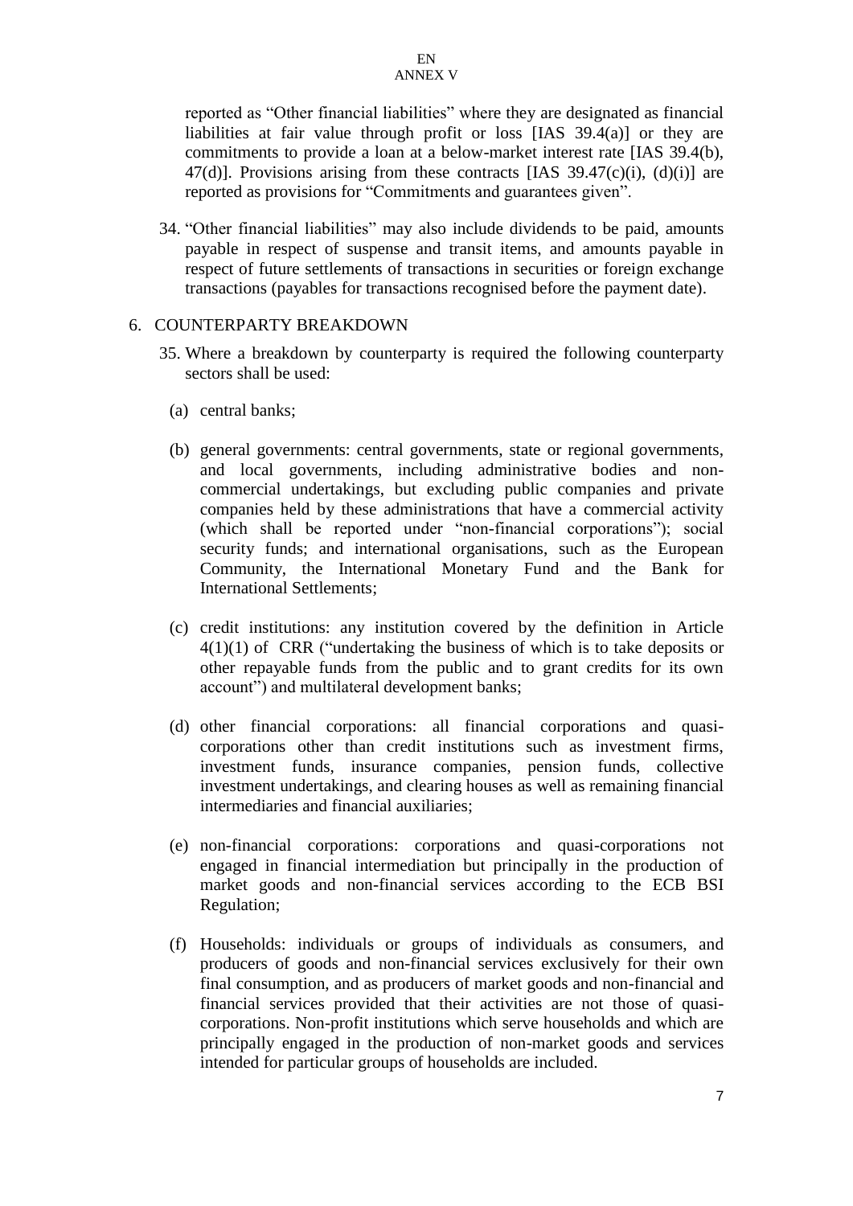reported as “Other financial liabilities” where they are designated as financial liabilities at fair value through profit or loss [IAS 39.4(a)] or they are commitments to provide a loan at a below-market interest rate [IAS 39.4(b), 47(d)]. Provisions arising from these contracts [IAS 39.47(c)(i), (d)(i)] are reported as provisions for “Commitments and guarantees given”.

34. “Other financial liabilities” may also include dividends to be paid, amounts payable in respect of suspense and transit items, and amounts payable in respect of future settlements of transactions in securities or foreign exchange transactions (payables for transactions recognised before the payment date).

## 6. COUNTERPARTY BREAKDOWN

35. Where a breakdown by counterparty is required the following counterparty sectors shall be used:

   (a) central banks;

   (b) general governments: central governments, state or regional governments, and local governments, including administrative bodies and non-commercial undertakings, but excluding public companies and private companies held by these administrations that have a commercial activity (which shall be reported under “non-financial corporations”); social security funds; and international organisations, such as the European Community, the International Monetary Fund and the Bank for International Settlements;

   (c) credit institutions: any institution covered by the definition in Article 4(1)(1) of CRR (“undertaking the business of which is to take deposits or other repayable funds from the public and to grant credits for its own account”) and multilateral development banks;

   (d) other financial corporations: all financial corporations and quasi-corporations other than credit institutions such as investment firms, investment funds, insurance companies, pension funds, collective investment undertakings, and clearing houses as well as remaining financial intermediaries and financial auxiliaries;

   (e) non-financial corporations: corporations and quasi-corporations not engaged in financial intermediation but principally in the production of market goods and non-financial services according to the ECB BSI Regulation;

   (f) Households: individuals or groups of individuals as consumers, and producers of goods and non-financial services exclusively for their own final consumption, and as producers of market goods and non-financial and financial services provided that their activities are not those of quasi-corporations. Non-profit institutions which serve households and which are principally engaged in the production of non-market goods and services intended for particular groups of households are included.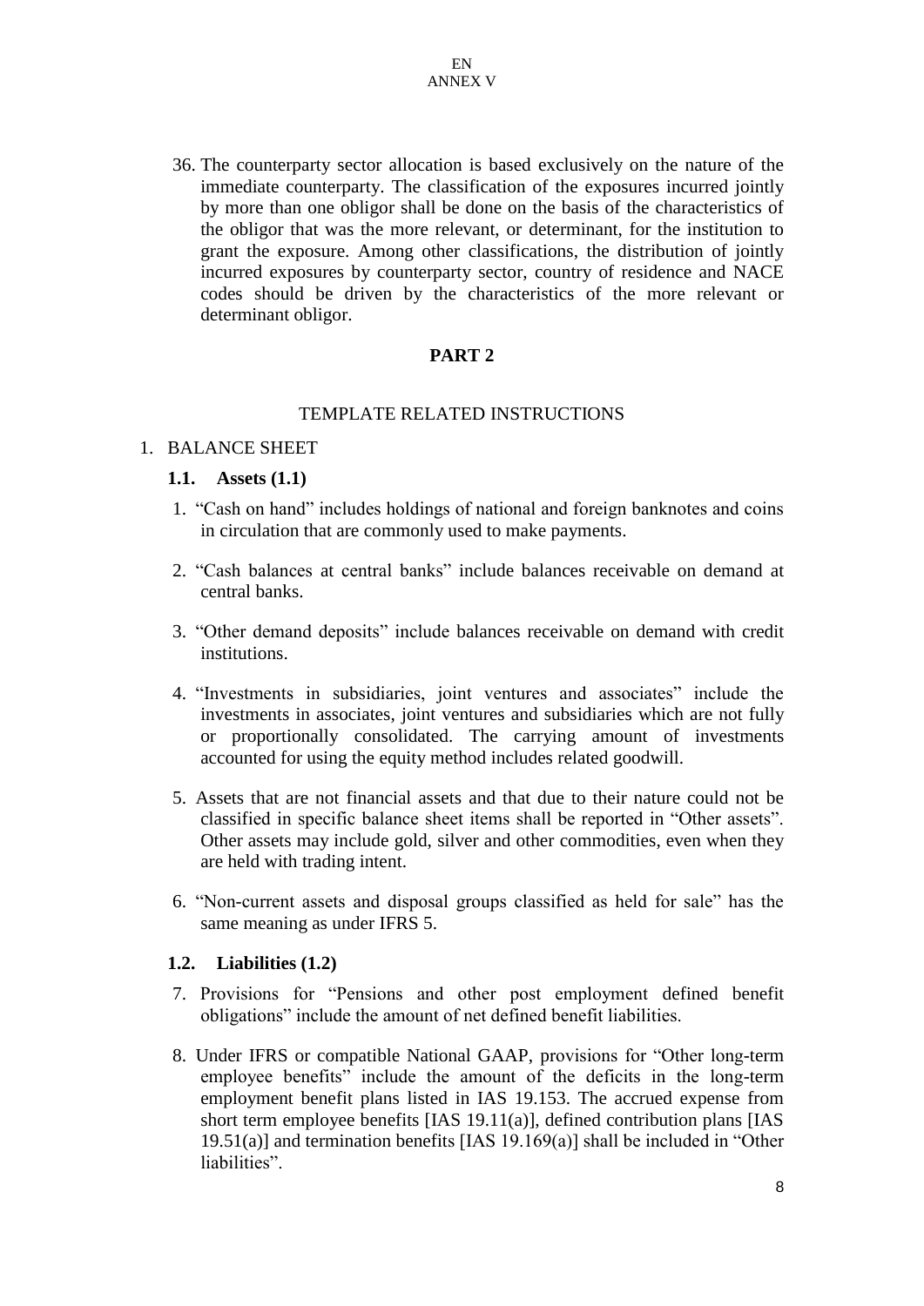36. The counterparty sector allocation is based exclusively on the nature of the immediate counterparty. The classification of the exposures incurred jointly by more than one obligor shall be done on the basis of the characteristics of the obligor that was the more relevant, or determinant, for the institution to grant the exposure. Among other classifications, the distribution of jointly incurred exposures by counterparty sector, country of residence and NACE codes should be driven by the characteristics of the more relevant or determinant obligor.

## PART 2

### TEMPLATE RELATED INSTRUCTIONS

1. BALANCE SHEET

#### 1.1. Assets (1.1)

1. "Cash on hand" includes holdings of national and foreign banknotes and coins in circulation that are commonly used to make payments.

2. "Cash balances at central banks" include balances receivable on demand at central banks.

3. "Other demand deposits" include balances receivable on demand with credit institutions.

4. "Investments in subsidiaries, joint ventures and associates" include the investments in associates, joint ventures and subsidiaries which are not fully or proportionally consolidated. The carrying amount of investments accounted for using the equity method includes related goodwill.

5. Assets that are not financial assets and that due to their nature could not be classified in specific balance sheet items shall be reported in "Other assets". Other assets may include gold, silver and other commodities, even when they are held with trading intent.

6. "Non-current assets and disposal groups classified as held for sale" has the same meaning as under IFRS 5.

#### 1.2. Liabilities (1.2)

7. Provisions for "Pensions and other post employment defined benefit obligations" include the amount of net defined benefit liabilities.

8. Under IFRS or compatible National GAAP, provisions for "Other long-term employee benefits" include the amount of the deficits in the long-term employment benefit plans listed in IAS 19.153. The accrued expense from short term employee benefits [IAS 19.11(a)], defined contribution plans [IAS 19.51(a)] and termination benefits [IAS 19.169(a)] shall be included in "Other liabilities".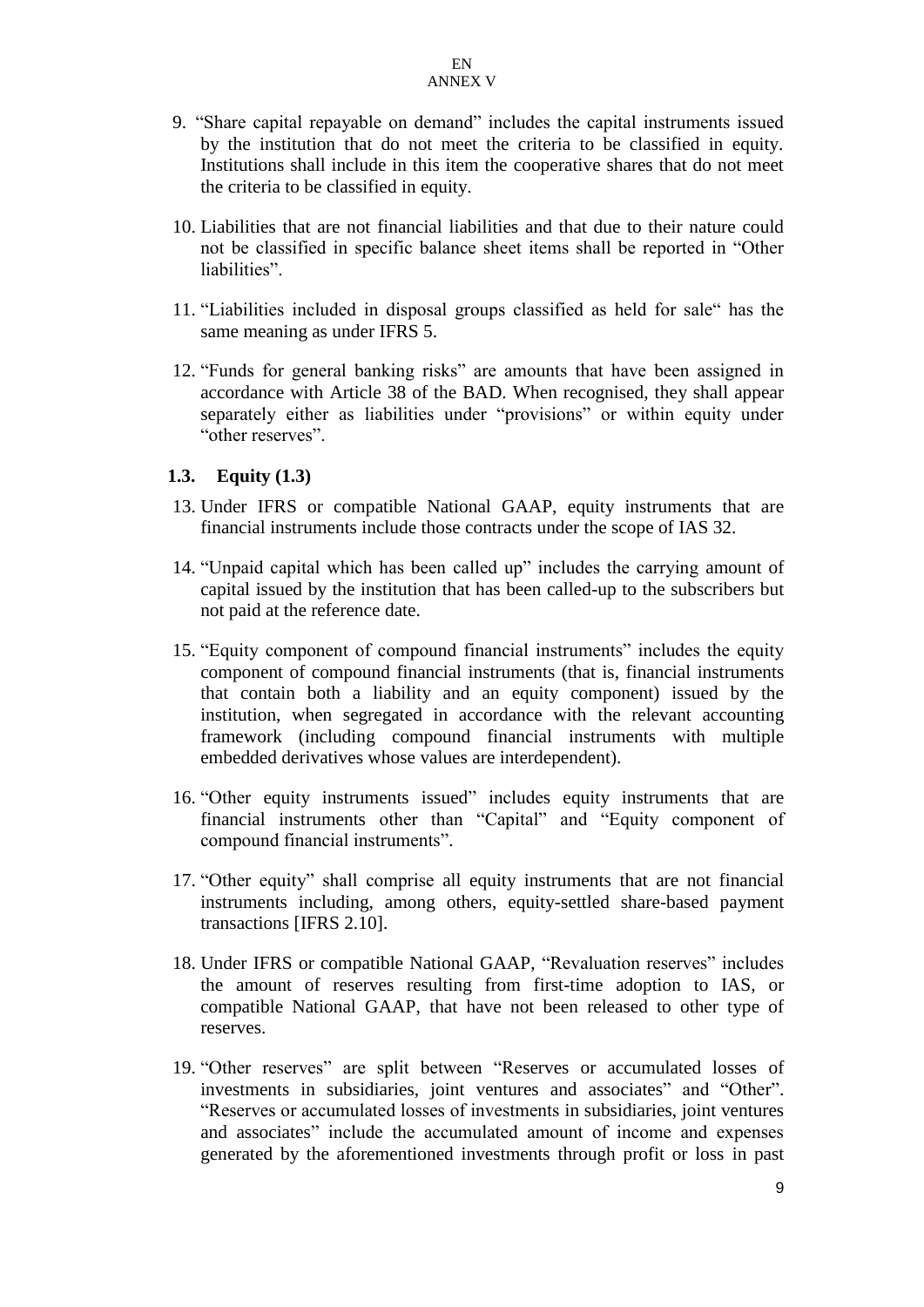9. “Share capital repayable on demand” includes the capital instruments issued by the institution that do not meet the criteria to be classified in equity. Institutions shall include in this item the cooperative shares that do not meet the criteria to be classified in equity.

10. Liabilities that are not financial liabilities and that due to their nature could not be classified in specific balance sheet items shall be reported in “Other liabilities”.

11. “Liabilities included in disposal groups classified as held for sale“ has the same meaning as under IFRS 5.

12. “Funds for general banking risks” are amounts that have been assigned in accordance with Article 38 of the BAD. When recognised, they shall appear separately either as liabilities under “provisions” or within equity under “other reserves”.

### 1.3. Equity (1.3)

13. Under IFRS or compatible National GAAP, equity instruments that are financial instruments include those contracts under the scope of IAS 32.

14. “Unpaid capital which has been called up” includes the carrying amount of capital issued by the institution that has been called-up to the subscribers but not paid at the reference date.

15. “Equity component of compound financial instruments” includes the equity component of compound financial instruments (that is, financial instruments that contain both a liability and an equity component) issued by the institution, when segregated in accordance with the relevant accounting framework (including compound financial instruments with multiple embedded derivatives whose values are interdependent).

16. “Other equity instruments issued” includes equity instruments that are financial instruments other than “Capital” and “Equity component of compound financial instruments”.

17. “Other equity” shall comprise all equity instruments that are not financial instruments including, among others, equity-settled share-based payment transactions [IFRS 2.10].

18. Under IFRS or compatible National GAAP, “Revaluation reserves” includes the amount of reserves resulting from first-time adoption to IAS, or compatible National GAAP, that have not been released to other type of reserves.

19. “Other reserves” are split between “Reserves or accumulated losses of investments in subsidiaries, joint ventures and associates” and “Other”. “Reserves or accumulated losses of investments in subsidiaries, joint ventures and associates” include the accumulated amount of income and expenses generated by the aforementioned investments through profit or loss in past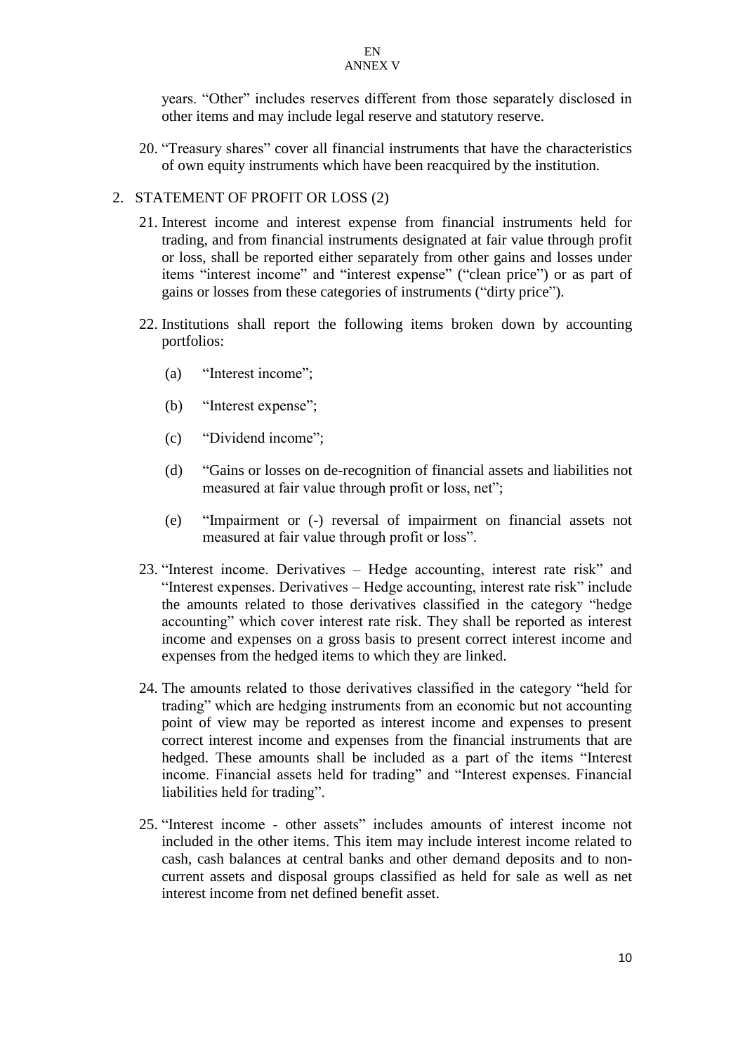years. "Other" includes reserves different from those separately disclosed in other items and may include legal reserve and statutory reserve.

20. "Treasury shares" cover all financial instruments that have the characteristics of own equity instruments which have been reacquired by the institution.

## 2. STATEMENT OF PROFIT OR LOSS (2)

21. Interest income and interest expense from financial instruments held for trading, and from financial instruments designated at fair value through profit or loss, shall be reported either separately from other gains and losses under items "interest income" and "interest expense" ("clean price") or as part of gains or losses from these categories of instruments ("dirty price").

22. Institutions shall report the following items broken down by accounting portfolios:

    (a) "Interest income";

    (b) "Interest expense";

    (c) "Dividend income";

    (d) "Gains or losses on de-recognition of financial assets and liabilities not measured at fair value through profit or loss, net";

    (e) "Impairment or (-) reversal of impairment on financial assets not measured at fair value through profit or loss".

23. "Interest income. Derivatives – Hedge accounting, interest rate risk" and "Interest expenses. Derivatives – Hedge accounting, interest rate risk" include the amounts related to those derivatives classified in the category "hedge accounting" which cover interest rate risk. They shall be reported as interest income and expenses on a gross basis to present correct interest income and expenses from the hedged items to which they are linked.

24. The amounts related to those derivatives classified in the category "held for trading" which are hedging instruments from an economic but not accounting point of view may be reported as interest income and expenses to present correct interest income and expenses from the financial instruments that are hedged. These amounts shall be included as a part of the items "Interest income. Financial assets held for trading" and "Interest expenses. Financial liabilities held for trading".

25. "Interest income - other assets" includes amounts of interest income not included in the other items. This item may include interest income related to cash, cash balances at central banks and other demand deposits and to non-current assets and disposal groups classified as held for sale as well as net interest income from net defined benefit asset.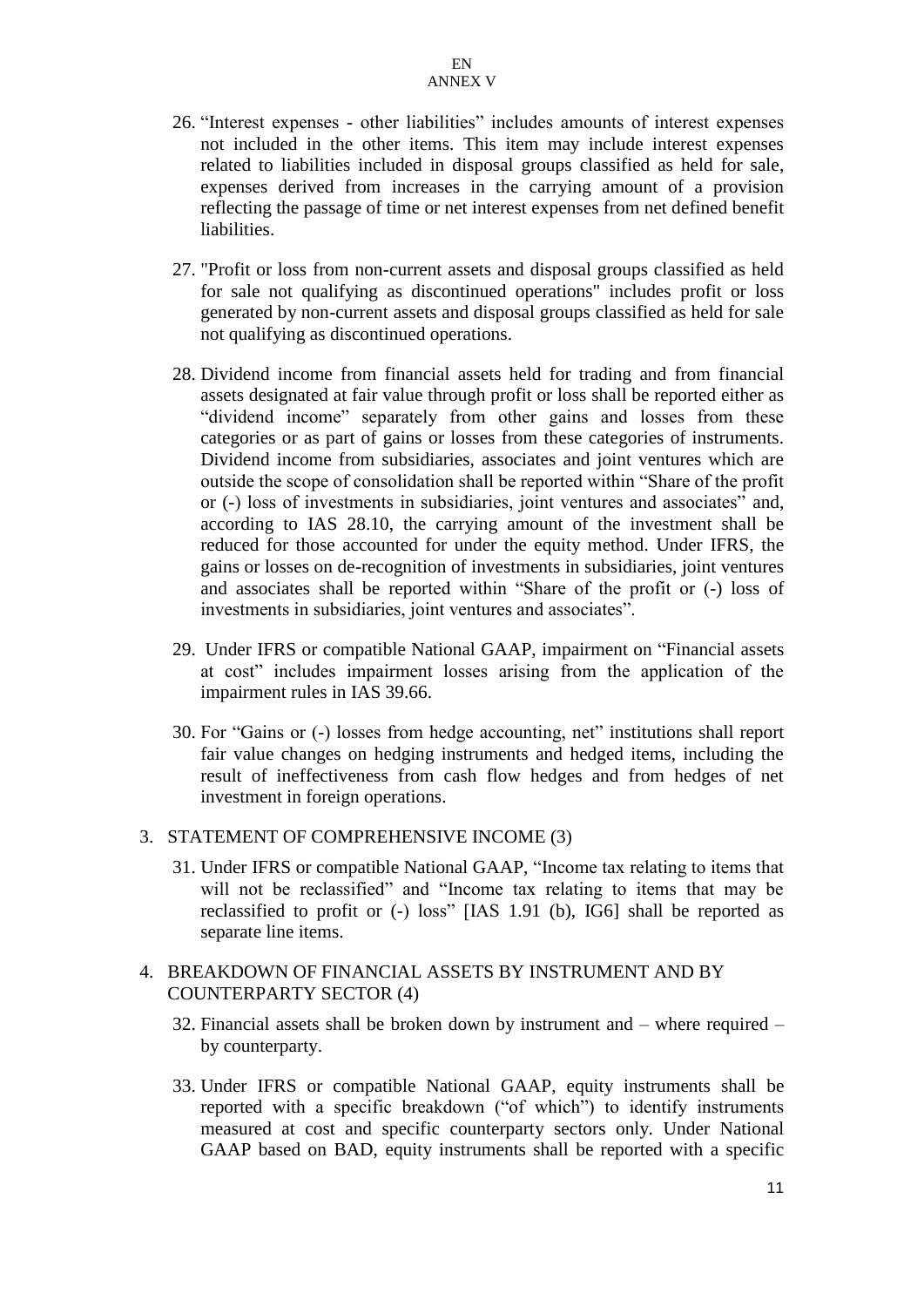26. “Interest expenses - other liabilities” includes amounts of interest expenses not included in the other items. This item may include interest expenses related to liabilities included in disposal groups classified as held for sale, expenses derived from increases in the carrying amount of a provision reflecting the passage of time or net interest expenses from net defined benefit liabilities.

27. "Profit or loss from non-current assets and disposal groups classified as held for sale not qualifying as discontinued operations" includes profit or loss generated by non-current assets and disposal groups classified as held for sale not qualifying as discontinued operations.

28. Dividend income from financial assets held for trading and from financial assets designated at fair value through profit or loss shall be reported either as “dividend income” separately from other gains and losses from these categories or as part of gains or losses from these categories of instruments. Dividend income from subsidiaries, associates and joint ventures which are outside the scope of consolidation shall be reported within “Share of the profit or (-) loss of investments in subsidiaries, joint ventures and associates” and, according to IAS 28.10, the carrying amount of the investment shall be reduced for those accounted for under the equity method. Under IFRS, the gains or losses on de-recognition of investments in subsidiaries, joint ventures and associates shall be reported within “Share of the profit or (-) loss of investments in subsidiaries, joint ventures and associates”.

29. Under IFRS or compatible National GAAP, impairment on “Financial assets at cost” includes impairment losses arising from the application of the impairment rules in IAS 39.66.

30. For “Gains or (-) losses from hedge accounting, net” institutions shall report fair value changes on hedging instruments and hedged items, including the result of ineffectiveness from cash flow hedges and from hedges of net investment in foreign operations.

## 3. STATEMENT OF COMPREHENSIVE INCOME (3)

31. Under IFRS or compatible National GAAP, “Income tax relating to items that will not be reclassified” and “Income tax relating to items that may be reclassified to profit or (-) loss” [IAS 1.91 (b), IG6] shall be reported as separate line items.

## 4. BREAKDOWN OF FINANCIAL ASSETS BY INSTRUMENT AND BY COUNTERPARTY SECTOR (4)

32. Financial assets shall be broken down by instrument and – where required – by counterparty.

33. Under IFRS or compatible National GAAP, equity instruments shall be reported with a specific breakdown (“of which”) to identify instruments measured at cost and specific counterparty sectors only. Under National GAAP based on BAD, equity instruments shall be reported with a specific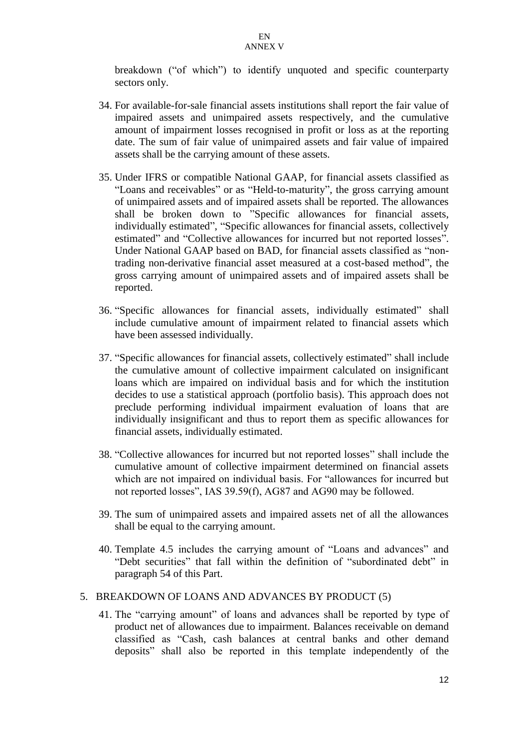breakdown ("of which") to identify unquoted and specific counterparty sectors only.

34. For available-for-sale financial assets institutions shall report the fair value of impaired assets and unimpaired assets respectively, and the cumulative amount of impairment losses recognised in profit or loss as at the reporting date. The sum of fair value of unimpaired assets and fair value of impaired assets shall be the carrying amount of these assets.

35. Under IFRS or compatible National GAAP, for financial assets classified as "Loans and receivables" or as "Held-to-maturity", the gross carrying amount of unimpaired assets and of impaired assets shall be reported. The allowances shall be broken down to "Specific allowances for financial assets, individually estimated", "Specific allowances for financial assets, collectively estimated" and "Collective allowances for incurred but not reported losses". Under National GAAP based on BAD, for financial assets classified as "non-trading non-derivative financial asset measured at a cost-based method", the gross carrying amount of unimpaired assets and of impaired assets shall be reported.

36. "Specific allowances for financial assets, individually estimated" shall include cumulative amount of impairment related to financial assets which have been assessed individually.

37. "Specific allowances for financial assets, collectively estimated" shall include the cumulative amount of collective impairment calculated on insignificant loans which are impaired on individual basis and for which the institution decides to use a statistical approach (portfolio basis). This approach does not preclude performing individual impairment evaluation of loans that are individually insignificant and thus to report them as specific allowances for financial assets, individually estimated.

38. "Collective allowances for incurred but not reported losses" shall include the cumulative amount of collective impairment determined on financial assets which are not impaired on individual basis. For "allowances for incurred but not reported losses", IAS 39.59(f), AG87 and AG90 may be followed.

39. The sum of unimpaired assets and impaired assets net of all the allowances shall be equal to the carrying amount.

40. Template 4.5 includes the carrying amount of "Loans and advances" and "Debt securities" that fall within the definition of "subordinated debt" in paragraph 54 of this Part.

## 5. BREAKDOWN OF LOANS AND ADVANCES BY PRODUCT (5)

41. The "carrying amount" of loans and advances shall be reported by type of product net of allowances due to impairment. Balances receivable on demand classified as "Cash, cash balances at central banks and other demand deposits" shall also be reported in this template independently of the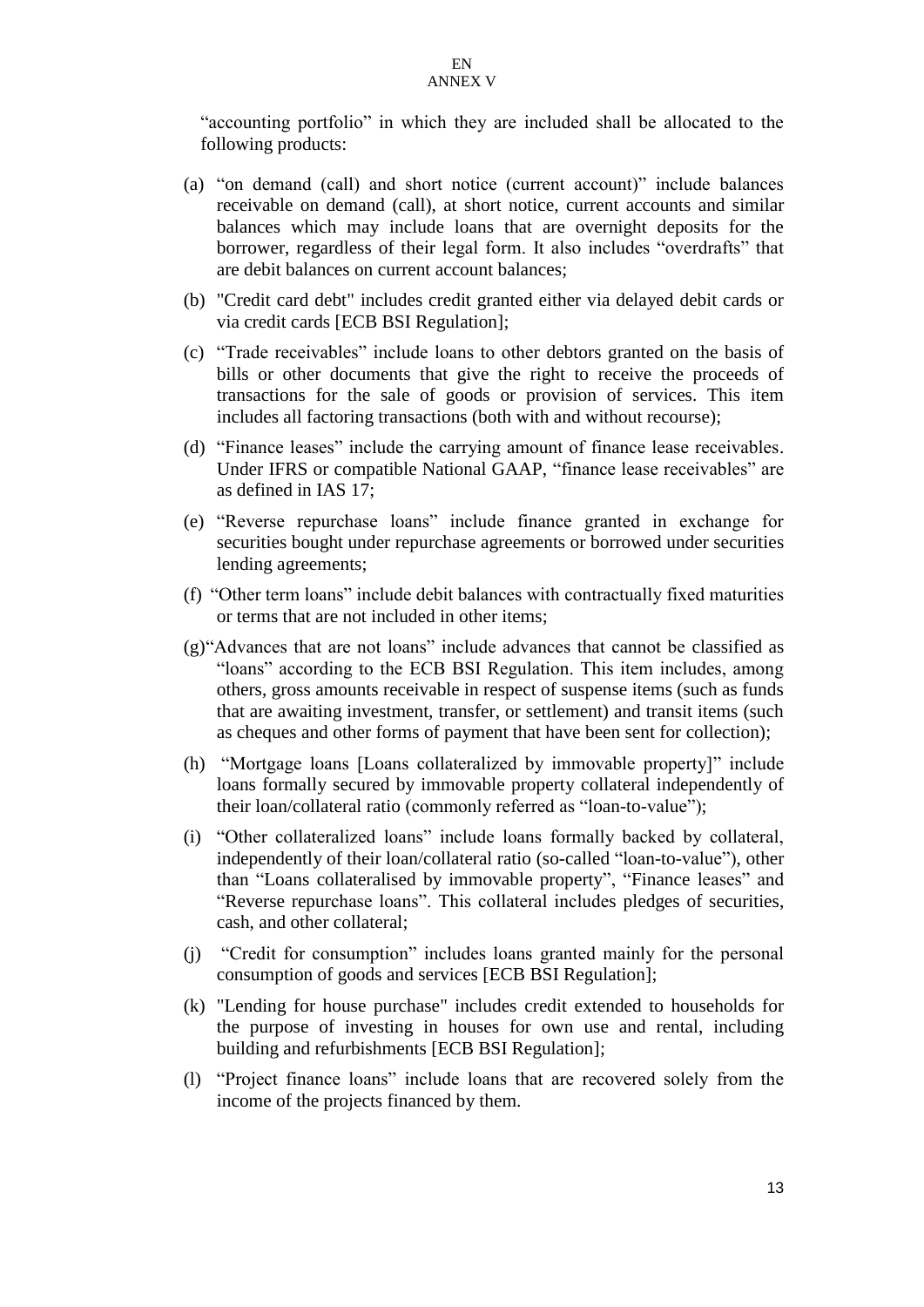"accounting portfolio" in which they are included shall be allocated to the following products:

(a) "on demand (call) and short notice (current account)" include balances receivable on demand (call), at short notice, current accounts and similar balances which may include loans that are overnight deposits for the borrower, regardless of their legal form. It also includes "overdrafts" that are debit balances on current account balances;

(b) "Credit card debt" includes credit granted either via delayed debit cards or via credit cards [ECB BSI Regulation];

(c) "Trade receivables" include loans to other debtors granted on the basis of bills or other documents that give the right to receive the proceeds of transactions for the sale of goods or provision of services. This item includes all factoring transactions (both with and without recourse);

(d) "Finance leases" include the carrying amount of finance lease receivables. Under IFRS or compatible National GAAP, "finance lease receivables" are as defined in IAS 17;

(e) "Reverse repurchase loans" include finance granted in exchange for securities bought under repurchase agreements or borrowed under securities lending agreements;

(f) "Other term loans" include debit balances with contractually fixed maturities or terms that are not included in other items;

(g) "Advances that are not loans" include advances that cannot be classified as "loans" according to the ECB BSI Regulation. This item includes, among others, gross amounts receivable in respect of suspense items (such as funds that are awaiting investment, transfer, or settlement) and transit items (such as cheques and other forms of payment that have been sent for collection);

(h) "Mortgage loans [Loans collateralized by immovable property]" include loans formally secured by immovable property collateral independently of their loan/collateral ratio (commonly referred as "loan-to-value");

(i) "Other collateralized loans" include loans formally backed by collateral, independently of their loan/collateral ratio (so-called "loan-to-value"), other than "Loans collateralised by immovable property", "Finance leases" and "Reverse repurchase loans". This collateral includes pledges of securities, cash, and other collateral;

(j) "Credit for consumption" includes loans granted mainly for the personal consumption of goods and services [ECB BSI Regulation];

(k) "Lending for house purchase" includes credit extended to households for the purpose of investing in houses for own use and rental, including building and refurbishments [ECB BSI Regulation];

(l) "Project finance loans" include loans that are recovered solely from the income of the projects financed by them.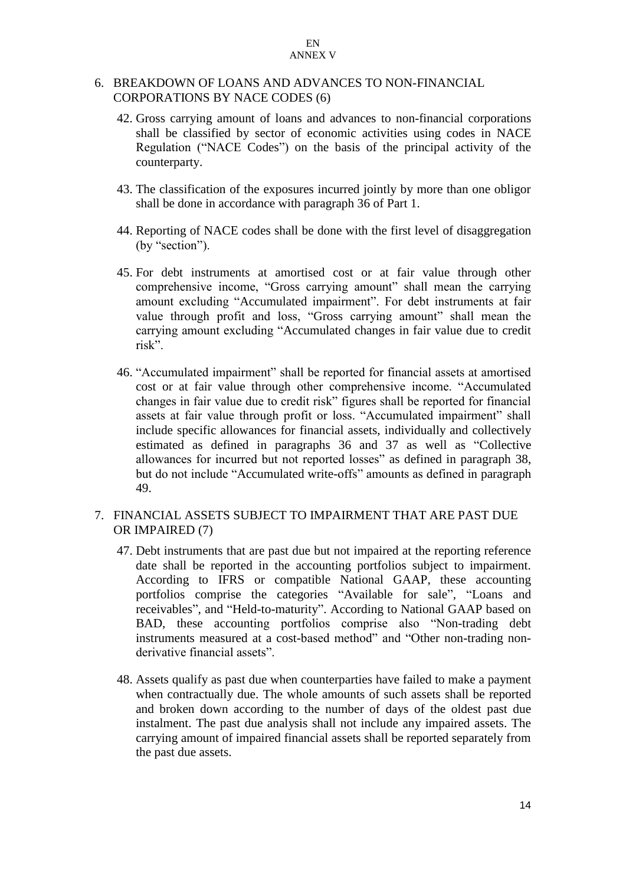## 6. BREAKDOWN OF LOANS AND ADVANCES TO NON-FINANCIAL CORPORATIONS BY NACE CODES (6)

42. Gross carrying amount of loans and advances to non-financial corporations shall be classified by sector of economic activities using codes in NACE Regulation ("NACE Codes") on the basis of the principal activity of the counterparty.

43. The classification of the exposures incurred jointly by more than one obligor shall be done in accordance with paragraph 36 of Part 1.

44. Reporting of NACE codes shall be done with the first level of disaggregation (by "section").

45. For debt instruments at amortised cost or at fair value through other comprehensive income, "Gross carrying amount" shall mean the carrying amount excluding "Accumulated impairment". For debt instruments at fair value through profit and loss, "Gross carrying amount" shall mean the carrying amount excluding "Accumulated changes in fair value due to credit risk".

46. "Accumulated impairment" shall be reported for financial assets at amortised cost or at fair value through other comprehensive income. "Accumulated changes in fair value due to credit risk" figures shall be reported for financial assets at fair value through profit or loss. "Accumulated impairment" shall include specific allowances for financial assets, individually and collectively estimated as defined in paragraphs 36 and 37 as well as "Collective allowances for incurred but not reported losses" as defined in paragraph 38, but do not include "Accumulated write-offs" amounts as defined in paragraph 49.

## 7. FINANCIAL ASSETS SUBJECT TO IMPAIRMENT THAT ARE PAST DUE OR IMPAIRED (7)

47. Debt instruments that are past due but not impaired at the reporting reference date shall be reported in the accounting portfolios subject to impairment. According to IFRS or compatible National GAAP, these accounting portfolios comprise the categories "Available for sale", "Loans and receivables", and "Held-to-maturity". According to National GAAP based on BAD, these accounting portfolios comprise also "Non-trading debt instruments measured at a cost-based method" and "Other non-trading non-derivative financial assets".

48. Assets qualify as past due when counterparties have failed to make a payment when contractually due. The whole amounts of such assets shall be reported and broken down according to the number of days of the oldest past due instalment. The past due analysis shall not include any impaired assets. The carrying amount of impaired financial assets shall be reported separately from the past due assets.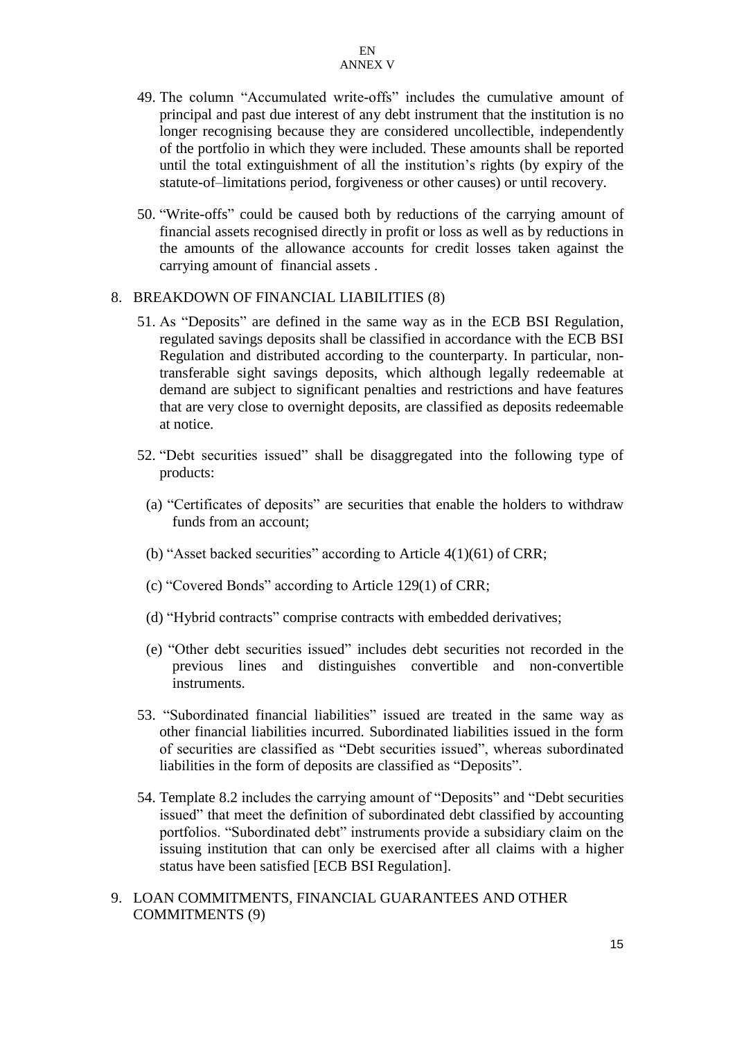49. The column "Accumulated write-offs" includes the cumulative amount of principal and past due interest of any debt instrument that the institution is no longer recognising because they are considered uncollectible, independently of the portfolio in which they were included. These amounts shall be reported until the total extinguishment of all the institution's rights (by expiry of the statute-of–limitations period, forgiveness or other causes) or until recovery.

50. "Write-offs" could be caused both by reductions of the carrying amount of financial assets recognised directly in profit or loss as well as by reductions in the amounts of the allowance accounts for credit losses taken against the carrying amount of financial assets .

## 8. BREAKDOWN OF FINANCIAL LIABILITIES (8)

51. As "Deposits" are defined in the same way as in the ECB BSI Regulation, regulated savings deposits shall be classified in accordance with the ECB BSI Regulation and distributed according to the counterparty. In particular, non-transferable sight savings deposits, which although legally redeemable at demand are subject to significant penalties and restrictions and have features that are very close to overnight deposits, are classified as deposits redeemable at notice.

52. "Debt securities issued" shall be disaggregated into the following type of products:

    (a) "Certificates of deposits" are securities that enable the holders to withdraw funds from an account;

    (b) "Asset backed securities" according to Article 4(1)(61) of CRR;

    (c) "Covered Bonds" according to Article 129(1) of CRR;

    (d) "Hybrid contracts" comprise contracts with embedded derivatives;

    (e) "Other debt securities issued" includes debt securities not recorded in the previous lines and distinguishes convertible and non-convertible instruments.

53. "Subordinated financial liabilities" issued are treated in the same way as other financial liabilities incurred. Subordinated liabilities issued in the form of securities are classified as "Debt securities issued", whereas subordinated liabilities in the form of deposits are classified as "Deposits".

54. Template 8.2 includes the carrying amount of "Deposits" and "Debt securities issued" that meet the definition of subordinated debt classified by accounting portfolios. "Subordinated debt" instruments provide a subsidiary claim on the issuing institution that can only be exercised after all claims with a higher status have been satisfied [ECB BSI Regulation].

## 9. LOAN COMMITMENTS, FINANCIAL GUARANTEES AND OTHER COMMITMENTS (9)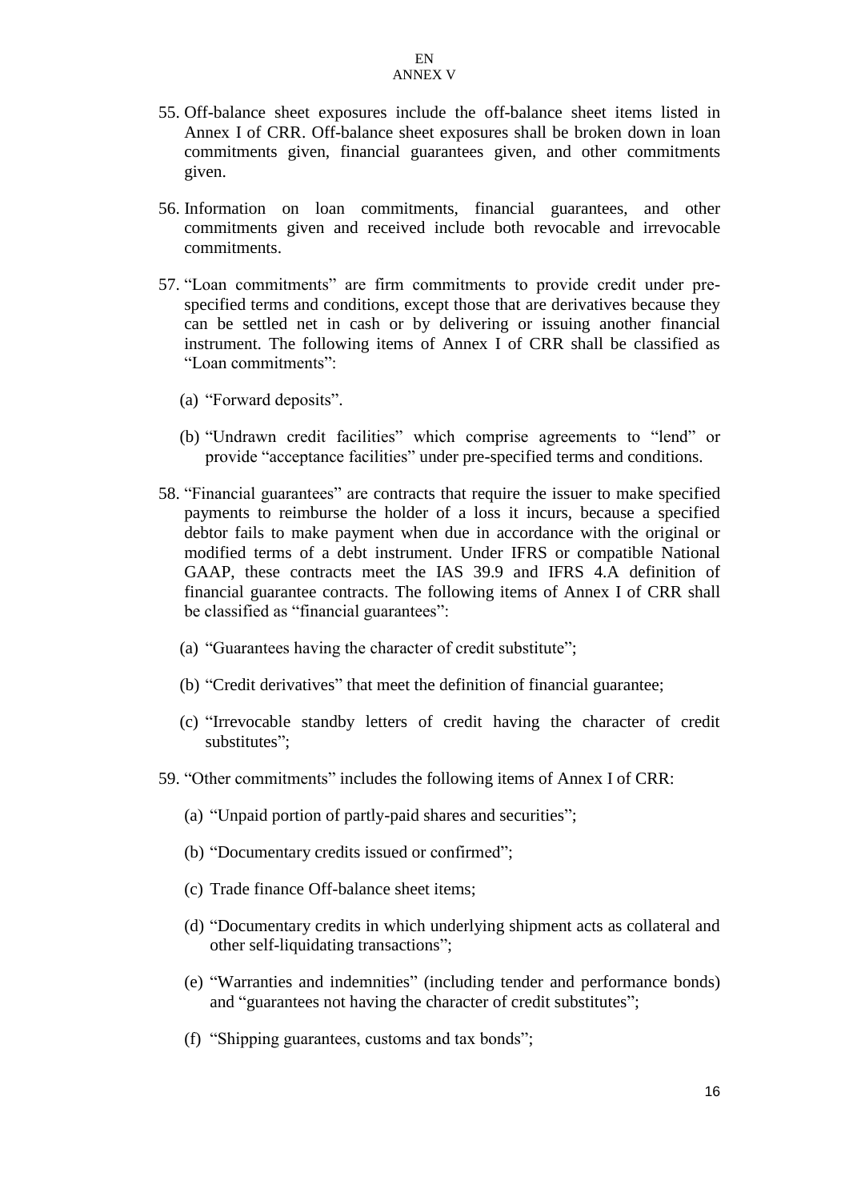55. Off-balance sheet exposures include the off-balance sheet items listed in Annex I of CRR. Off-balance sheet exposures shall be broken down in loan commitments given, financial guarantees given, and other commitments given.

56. Information on loan commitments, financial guarantees, and other commitments given and received include both revocable and irrevocable commitments.

57. "Loan commitments" are firm commitments to provide credit under pre-specified terms and conditions, except those that are derivatives because they can be settled net in cash or by delivering or issuing another financial instrument. The following items of Annex I of CRR shall be classified as "Loan commitments":

   (a) "Forward deposits".

   (b) "Undrawn credit facilities" which comprise agreements to "lend" or provide "acceptance facilities" under pre-specified terms and conditions.

58. "Financial guarantees" are contracts that require the issuer to make specified payments to reimburse the holder of a loss it incurs, because a specified debtor fails to make payment when due in accordance with the original or modified terms of a debt instrument. Under IFRS or compatible National GAAP, these contracts meet the IAS 39.9 and IFRS 4.A definition of financial guarantee contracts. The following items of Annex I of CRR shall be classified as "financial guarantees":

   (a) "Guarantees having the character of credit substitute";

   (b) "Credit derivatives" that meet the definition of financial guarantee;

   (c) "Irrevocable standby letters of credit having the character of credit substitutes";

59. "Other commitments" includes the following items of Annex I of CRR:

   (a) "Unpaid portion of partly-paid shares and securities";

   (b) "Documentary credits issued or confirmed";

   (c) Trade finance Off-balance sheet items;

   (d) "Documentary credits in which underlying shipment acts as collateral and other self-liquidating transactions";

   (e) "Warranties and indemnities" (including tender and performance bonds) and "guarantees not having the character of credit substitutes";

   (f) "Shipping guarantees, customs and tax bonds";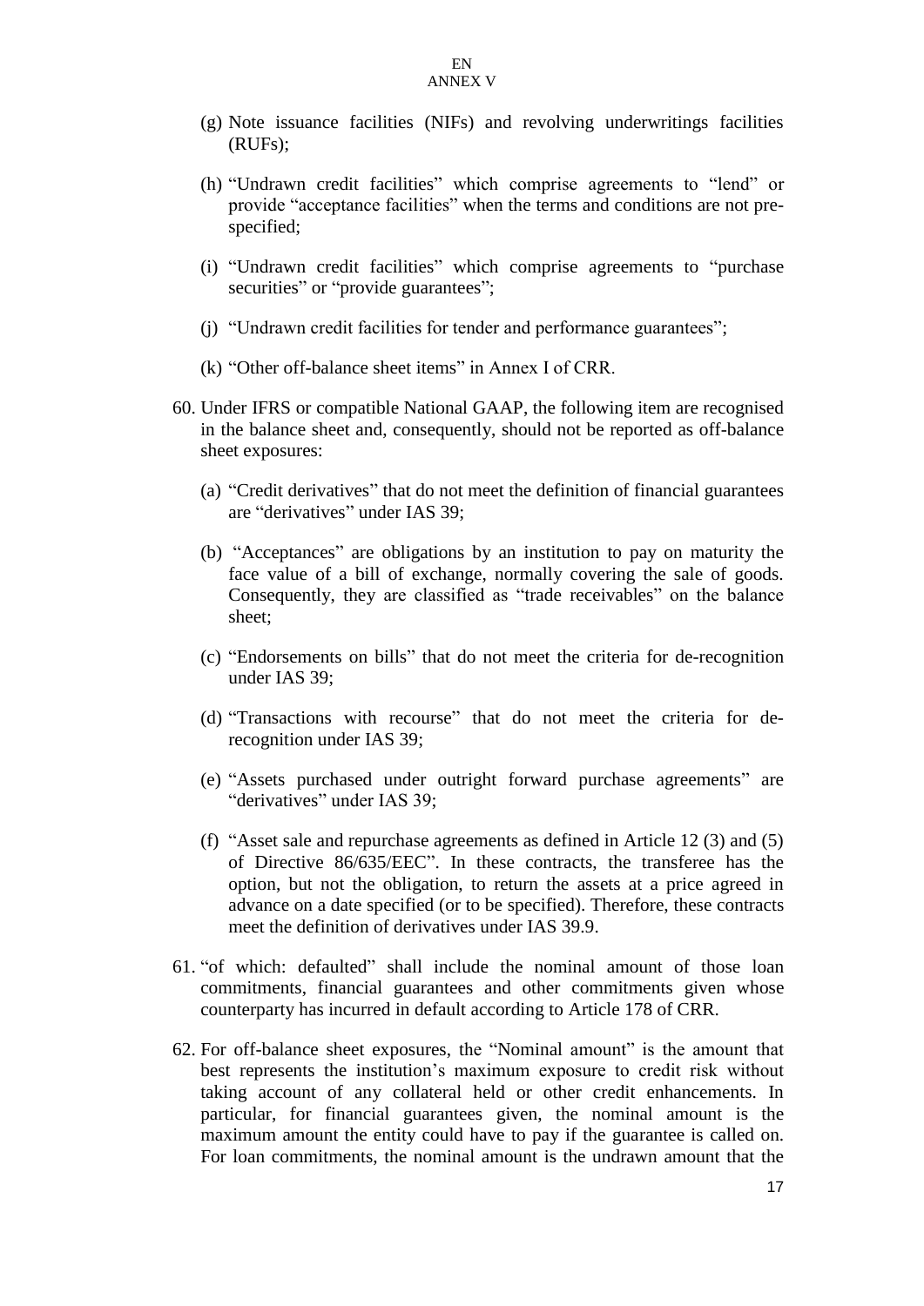(g) Note issuance facilities (NIFs) and revolving underwritings facilities (RUFs);

(h) "Undrawn credit facilities" which comprise agreements to "lend" or provide "acceptance facilities" when the terms and conditions are not pre-specified;

(i) "Undrawn credit facilities" which comprise agreements to "purchase securities" or "provide guarantees";

(j) "Undrawn credit facilities for tender and performance guarantees";

(k) "Other off-balance sheet items" in Annex I of CRR.

60. Under IFRS or compatible National GAAP, the following item are recognised in the balance sheet and, consequently, should not be reported as off-balance sheet exposures:

 (a) "Credit derivatives" that do not meet the definition of financial guarantees are "derivatives" under IAS 39;

 (b) "Acceptances" are obligations by an institution to pay on maturity the face value of a bill of exchange, normally covering the sale of goods. Consequently, they are classified as "trade receivables" on the balance sheet;

 (c) "Endorsements on bills" that do not meet the criteria for de-recognition under IAS 39;

 (d) "Transactions with recourse" that do not meet the criteria for de-recognition under IAS 39;

 (e) "Assets purchased under outright forward purchase agreements" are "derivatives" under IAS 39;

 (f) "Asset sale and repurchase agreements as defined in Article 12 (3) and (5) of Directive 86/635/EEC". In these contracts, the transferee has the option, but not the obligation, to return the assets at a price agreed in advance on a date specified (or to be specified). Therefore, these contracts meet the definition of derivatives under IAS 39.9.

61. "of which: defaulted" shall include the nominal amount of those loan commitments, financial guarantees and other commitments given whose counterparty has incurred in default according to Article 178 of CRR.

62. For off-balance sheet exposures, the "Nominal amount" is the amount that best represents the institution's maximum exposure to credit risk without taking account of any collateral held or other credit enhancements. In particular, for financial guarantees given, the nominal amount is the maximum amount the entity could have to pay if the guarantee is called on. For loan commitments, the nominal amount is the undrawn amount that the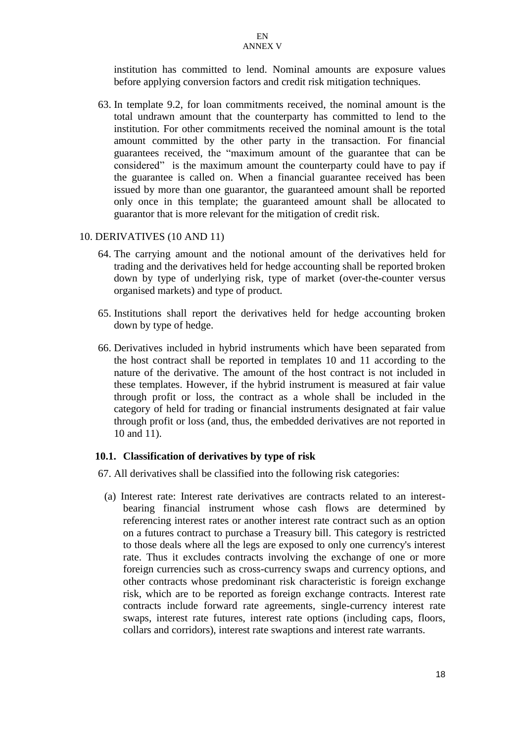institution has committed to lend. Nominal amounts are exposure values before applying conversion factors and credit risk mitigation techniques.

63. In template 9.2, for loan commitments received, the nominal amount is the total undrawn amount that the counterparty has committed to lend to the institution. For other commitments received the nominal amount is the total amount committed by the other party in the transaction. For financial guarantees received, the "maximum amount of the guarantee that can be considered" is the maximum amount the counterparty could have to pay if the guarantee is called on. When a financial guarantee received has been issued by more than one guarantor, the guaranteed amount shall be reported only once in this template; the guaranteed amount shall be allocated to guarantor that is more relevant for the mitigation of credit risk.

## 10. DERIVATIVES (10 AND 11)

64. The carrying amount and the notional amount of the derivatives held for trading and the derivatives held for hedge accounting shall be reported broken down by type of underlying risk, type of market (over-the-counter versus organised markets) and type of product.

65. Institutions shall report the derivatives held for hedge accounting broken down by type of hedge.

66. Derivatives included in hybrid instruments which have been separated from the host contract shall be reported in templates 10 and 11 according to the nature of the derivative. The amount of the host contract is not included in these templates. However, if the hybrid instrument is measured at fair value through profit or loss, the contract as a whole shall be included in the category of held for trading or financial instruments designated at fair value through profit or loss (and, thus, the embedded derivatives are not reported in 10 and 11).

### 10.1. Classification of derivatives by type of risk

67. All derivatives shall be classified into the following risk categories:

(a) Interest rate: Interest rate derivatives are contracts related to an interest-bearing financial instrument whose cash flows are determined by referencing interest rates or another interest rate contract such as an option on a futures contract to purchase a Treasury bill. This category is restricted to those deals where all the legs are exposed to only one currency's interest rate. Thus it excludes contracts involving the exchange of one or more foreign currencies such as cross-currency swaps and currency options, and other contracts whose predominant risk characteristic is foreign exchange risk, which are to be reported as foreign exchange contracts. Interest rate contracts include forward rate agreements, single-currency interest rate swaps, interest rate futures, interest rate options (including caps, floors, collars and corridors), interest rate swaptions and interest rate warrants.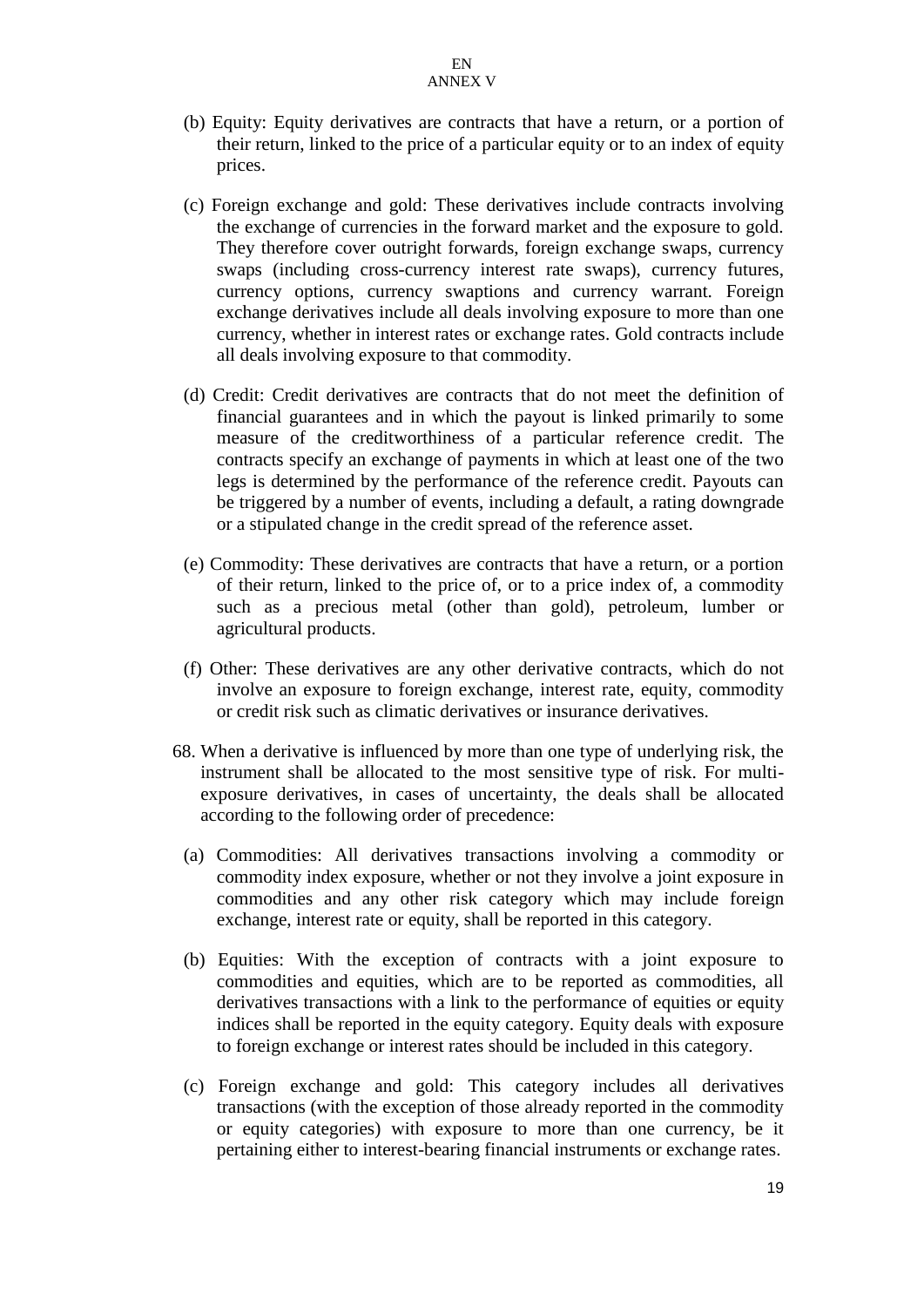(b) Equity: Equity derivatives are contracts that have a return, or a portion of their return, linked to the price of a particular equity or to an index of equity prices.

(c) Foreign exchange and gold: These derivatives include contracts involving the exchange of currencies in the forward market and the exposure to gold. They therefore cover outright forwards, foreign exchange swaps, currency swaps (including cross-currency interest rate swaps), currency futures, currency options, currency swaptions and currency warrant. Foreign exchange derivatives include all deals involving exposure to more than one currency, whether in interest rates or exchange rates. Gold contracts include all deals involving exposure to that commodity.

(d) Credit: Credit derivatives are contracts that do not meet the definition of financial guarantees and in which the payout is linked primarily to some measure of the creditworthiness of a particular reference credit. The contracts specify an exchange of payments in which at least one of the two legs is determined by the performance of the reference credit. Payouts can be triggered by a number of events, including a default, a rating downgrade or a stipulated change in the credit spread of the reference asset.

(e) Commodity: These derivatives are contracts that have a return, or a portion of their return, linked to the price of, or to a price index of, a commodity such as a precious metal (other than gold), petroleum, lumber or agricultural products.

(f) Other: These derivatives are any other derivative contracts, which do not involve an exposure to foreign exchange, interest rate, equity, commodity or credit risk such as climatic derivatives or insurance derivatives.

68. When a derivative is influenced by more than one type of underlying risk, the instrument shall be allocated to the most sensitive type of risk. For multi-exposure derivatives, in cases of uncertainty, the deals shall be allocated according to the following order of precedence:

(a) Commodities: All derivatives transactions involving a commodity or commodity index exposure, whether or not they involve a joint exposure in commodities and any other risk category which may include foreign exchange, interest rate or equity, shall be reported in this category.

(b) Equities: With the exception of contracts with a joint exposure to commodities and equities, which are to be reported as commodities, all derivatives transactions with a link to the performance of equities or equity indices shall be reported in the equity category. Equity deals with exposure to foreign exchange or interest rates should be included in this category.

(c) Foreign exchange and gold: This category includes all derivatives transactions (with the exception of those already reported in the commodity or equity categories) with exposure to more than one currency, be it pertaining either to interest-bearing financial instruments or exchange rates.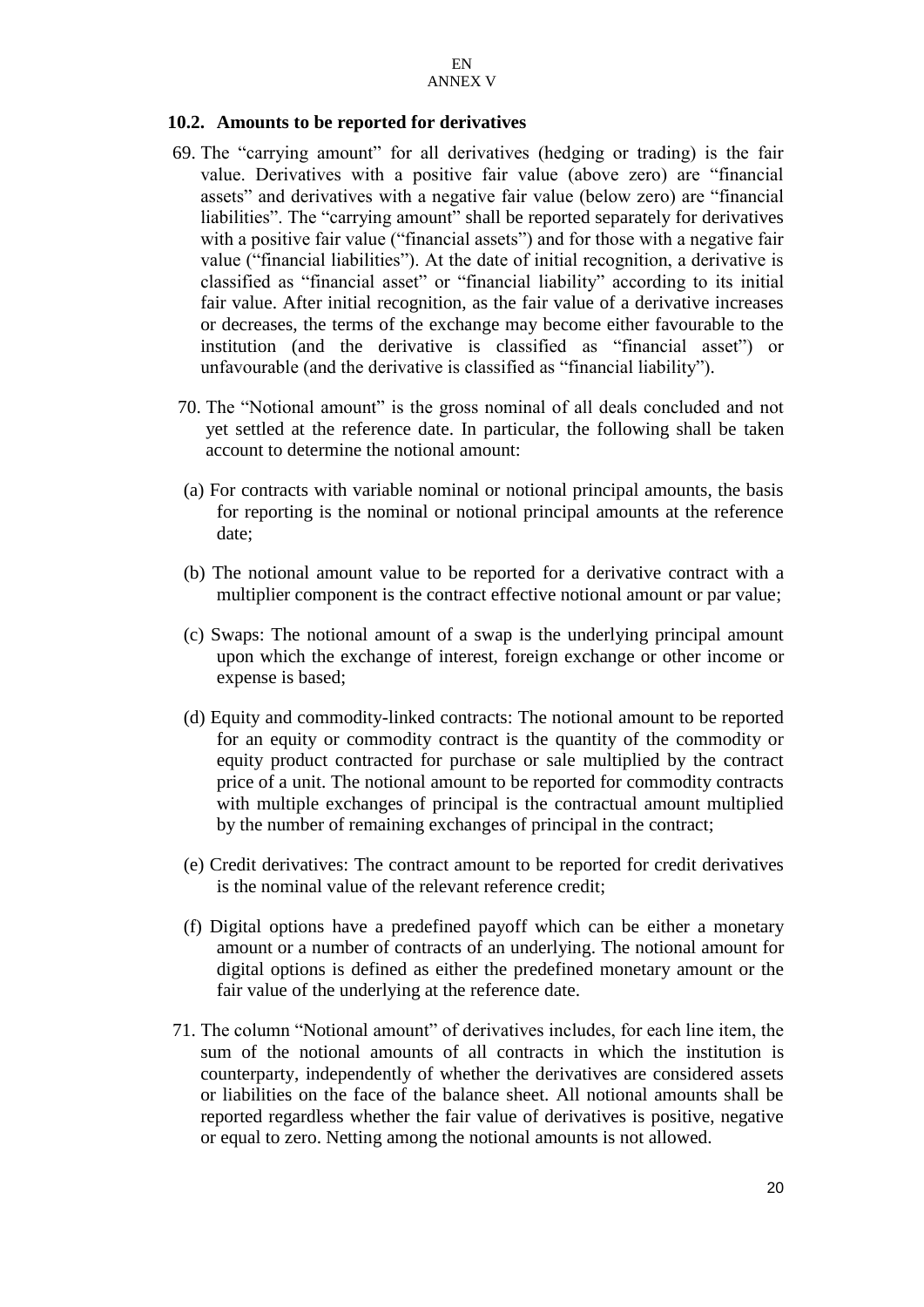### 10.2. Amounts to be reported for derivatives

69. The "carrying amount" for all derivatives (hedging or trading) is the fair value. Derivatives with a positive fair value (above zero) are "financial assets" and derivatives with a negative fair value (below zero) are "financial liabilities". The "carrying amount" shall be reported separately for derivatives with a positive fair value ("financial assets") and for those with a negative fair value ("financial liabilities"). At the date of initial recognition, a derivative is classified as "financial asset" or "financial liability" according to its initial fair value. After initial recognition, as the fair value of a derivative increases or decreases, the terms of the exchange may become either favourable to the institution (and the derivative is classified as "financial asset") or unfavourable (and the derivative is classified as "financial liability").

70. The "Notional amount" is the gross nominal of all deals concluded and not yet settled at the reference date. In particular, the following shall be taken account to determine the notional amount:

(a) For contracts with variable nominal or notional principal amounts, the basis for reporting is the nominal or notional principal amounts at the reference date;

(b) The notional amount value to be reported for a derivative contract with a multiplier component is the contract effective notional amount or par value;

(c) Swaps: The notional amount of a swap is the underlying principal amount upon which the exchange of interest, foreign exchange or other income or expense is based;

(d) Equity and commodity-linked contracts: The notional amount to be reported for an equity or commodity contract is the quantity of the commodity or equity product contracted for purchase or sale multiplied by the contract price of a unit. The notional amount to be reported for commodity contracts with multiple exchanges of principal is the contractual amount multiplied by the number of remaining exchanges of principal in the contract;

(e) Credit derivatives: The contract amount to be reported for credit derivatives is the nominal value of the relevant reference credit;

(f) Digital options have a predefined payoff which can be either a monetary amount or a number of contracts of an underlying. The notional amount for digital options is defined as either the predefined monetary amount or the fair value of the underlying at the reference date.

71. The column "Notional amount" of derivatives includes, for each line item, the sum of the notional amounts of all contracts in which the institution is counterparty, independently of whether the derivatives are considered assets or liabilities on the face of the balance sheet. All notional amounts shall be reported regardless whether the fair value of derivatives is positive, negative or equal to zero. Netting among the notional amounts is not allowed.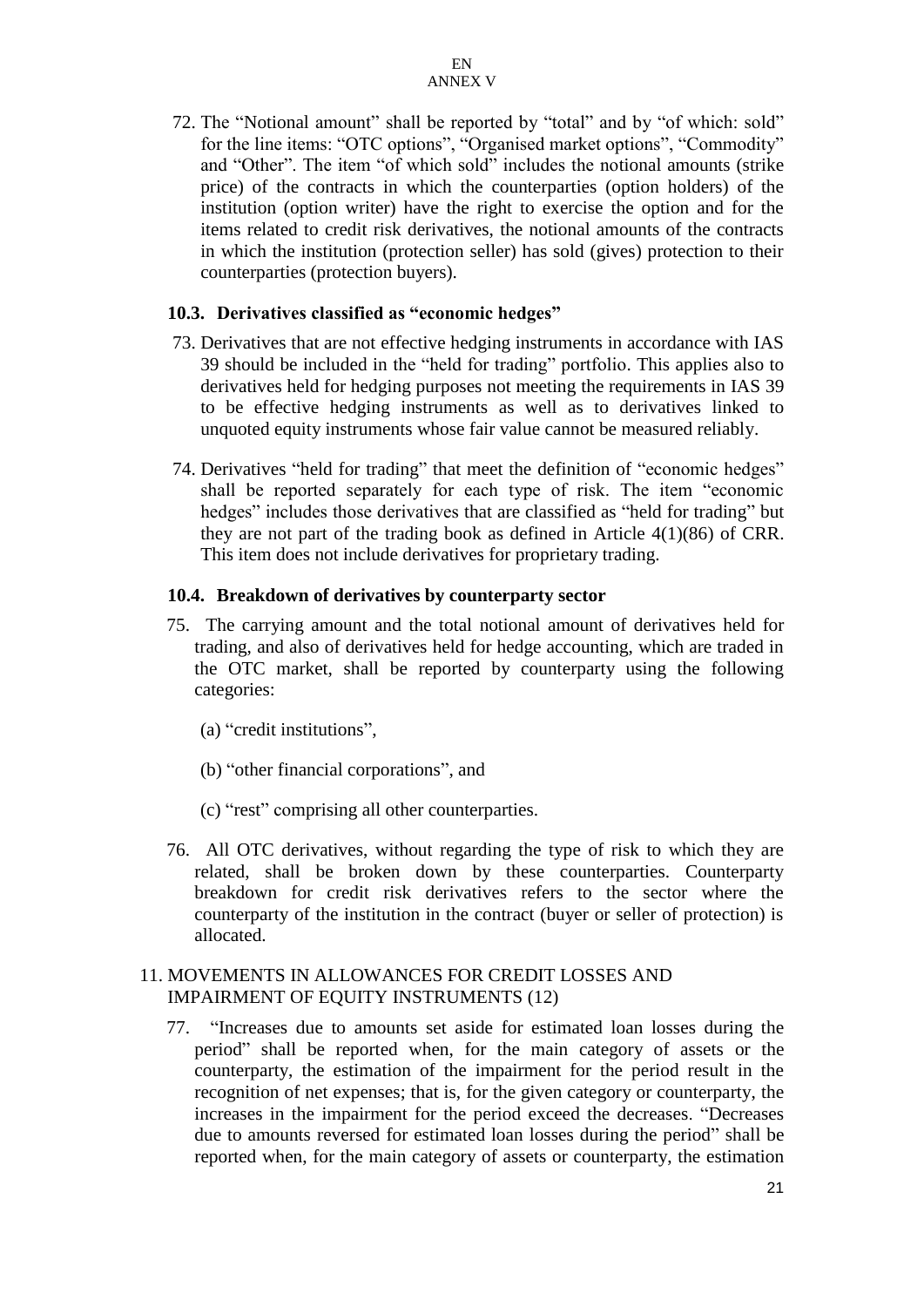72. The "Notional amount" shall be reported by "total" and by "of which: sold" for the line items: "OTC options", "Organised market options", "Commodity" and "Other". The item "of which sold" includes the notional amounts (strike price) of the contracts in which the counterparties (option holders) of the institution (option writer) have the right to exercise the option and for the items related to credit risk derivatives, the notional amounts of the contracts in which the institution (protection seller) has sold (gives) protection to their counterparties (protection buyers).

### 10.3. Derivatives classified as "economic hedges"

73. Derivatives that are not effective hedging instruments in accordance with IAS 39 should be included in the "held for trading" portfolio. This applies also to derivatives held for hedging purposes not meeting the requirements in IAS 39 to be effective hedging instruments as well as to derivatives linked to unquoted equity instruments whose fair value cannot be measured reliably.

74. Derivatives "held for trading" that meet the definition of "economic hedges" shall be reported separately for each type of risk. The item "economic hedges" includes those derivatives that are classified as "held for trading" but they are not part of the trading book as defined in Article 4(1)(86) of CRR. This item does not include derivatives for proprietary trading.

### 10.4. Breakdown of derivatives by counterparty sector

75. The carrying amount and the total notional amount of derivatives held for trading, and also of derivatives held for hedge accounting, which are traded in the OTC market, shall be reported by counterparty using the following categories:

    (a) "credit institutions",

    (b) "other financial corporations", and

    (c) "rest" comprising all other counterparties.

76. All OTC derivatives, without regarding the type of risk to which they are related, shall be broken down by these counterparties. Counterparty breakdown for credit risk derivatives refers to the sector where the counterparty of the institution in the contract (buyer or seller of protection) is allocated.

## 11. MOVEMENTS IN ALLOWANCES FOR CREDIT LOSSES AND IMPAIRMENT OF EQUITY INSTRUMENTS (12)

77. "Increases due to amounts set aside for estimated loan losses during the period" shall be reported when, for the main category of assets or the counterparty, the estimation of the impairment for the period result in the recognition of net expenses; that is, for the given category or counterparty, the increases in the impairment for the period exceed the decreases. "Decreases due to amounts reversed for estimated loan losses during the period" shall be reported when, for the main category of assets or counterparty, the estimation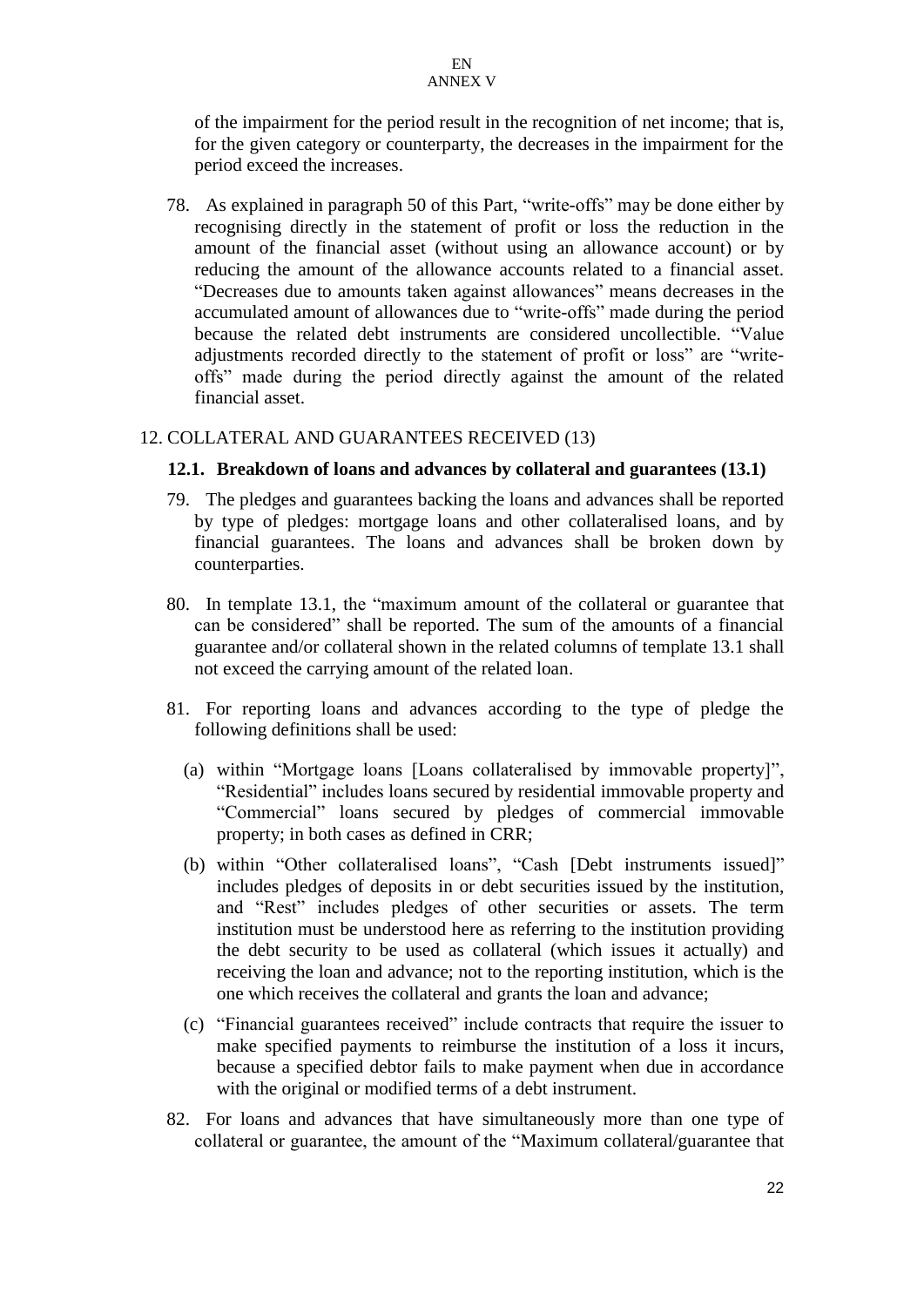of the impairment for the period result in the recognition of net income; that is, for the given category or counterparty, the decreases in the impairment for the period exceed the increases.

78. As explained in paragraph 50 of this Part, "write-offs" may be done either by recognising directly in the statement of profit or loss the reduction in the amount of the financial asset (without using an allowance account) or by reducing the amount of the allowance accounts related to a financial asset. "Decreases due to amounts taken against allowances" means decreases in the accumulated amount of allowances due to "write-offs" made during the period because the related debt instruments are considered uncollectible. "Value adjustments recorded directly to the statement of profit or loss" are "write-offs" made during the period directly against the amount of the related financial asset.

## 12. COLLATERAL AND GUARANTEES RECEIVED (13)

### 12.1. Breakdown of loans and advances by collateral and guarantees (13.1)

79. The pledges and guarantees backing the loans and advances shall be reported by type of pledges: mortgage loans and other collateralised loans, and by financial guarantees. The loans and advances shall be broken down by counterparties.

80. In template 13.1, the "maximum amount of the collateral or guarantee that can be considered" shall be reported. The sum of the amounts of a financial guarantee and/or collateral shown in the related columns of template 13.1 shall not exceed the carrying amount of the related loan.

81. For reporting loans and advances according to the type of pledge the following definitions shall be used:

   (a) within "Mortgage loans [Loans collateralised by immovable property]", "Residential" includes loans secured by residential immovable property and "Commercial" loans secured by pledges of commercial immovable property; in both cases as defined in CRR;

   (b) within "Other collateralised loans", "Cash [Debt instruments issued]" includes pledges of deposits in or debt securities issued by the institution, and "Rest" includes pledges of other securities or assets. The term institution must be understood here as referring to the institution providing the debt security to be used as collateral (which issues it actually) and receiving the loan and advance; not to the reporting institution, which is the one which receives the collateral and grants the loan and advance;

   (c) "Financial guarantees received" include contracts that require the issuer to make specified payments to reimburse the institution of a loss it incurs, because a specified debtor fails to make payment when due in accordance with the original or modified terms of a debt instrument.

82. For loans and advances that have simultaneously more than one type of collateral or guarantee, the amount of the "Maximum collateral/guarantee that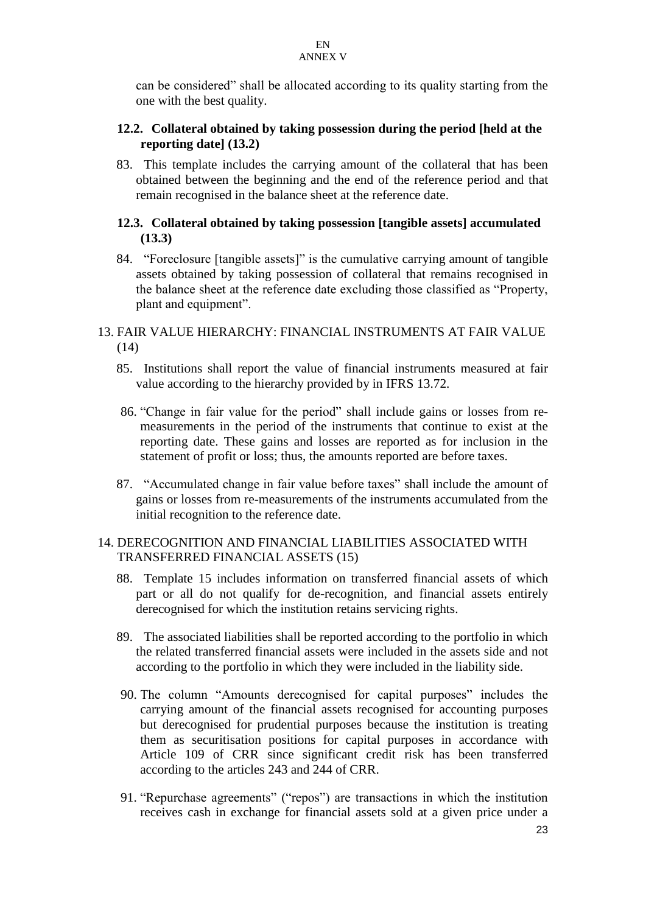can be considered" shall be allocated according to its quality starting from the one with the best quality.

### 12.2. Collateral obtained by taking possession during the period [held at the reporting date] (13.2)

83. This template includes the carrying amount of the collateral that has been obtained between the beginning and the end of the reference period and that remain recognised in the balance sheet at the reference date.

### 12.3. Collateral obtained by taking possession [tangible assets] accumulated (13.3)

84. "Foreclosure [tangible assets]" is the cumulative carrying amount of tangible assets obtained by taking possession of collateral that remains recognised in the balance sheet at the reference date excluding those classified as "Property, plant and equipment".

## 13. FAIR VALUE HIERARCHY: FINANCIAL INSTRUMENTS AT FAIR VALUE (14)

85. Institutions shall report the value of financial instruments measured at fair value according to the hierarchy provided by in IFRS 13.72.

86. "Change in fair value for the period" shall include gains or losses from re-measurements in the period of the instruments that continue to exist at the reporting date. These gains and losses are reported as for inclusion in the statement of profit or loss; thus, the amounts reported are before taxes.

87. "Accumulated change in fair value before taxes" shall include the amount of gains or losses from re-measurements of the instruments accumulated from the initial recognition to the reference date.

## 14. DERECOGNITION AND FINANCIAL LIABILITIES ASSOCIATED WITH TRANSFERRED FINANCIAL ASSETS (15)

88. Template 15 includes information on transferred financial assets of which part or all do not qualify for de-recognition, and financial assets entirely derecognised for which the institution retains servicing rights.

89. The associated liabilities shall be reported according to the portfolio in which the related transferred financial assets were included in the assets side and not according to the portfolio in which they were included in the liability side.

90. The column "Amounts derecognised for capital purposes" includes the carrying amount of the financial assets recognised for accounting purposes but derecognised for prudential purposes because the institution is treating them as securitisation positions for capital purposes in accordance with Article 109 of CRR since significant credit risk has been transferred according to the articles 243 and 244 of CRR.

91. "Repurchase agreements" ("repos") are transactions in which the institution receives cash in exchange for financial assets sold at a given price under a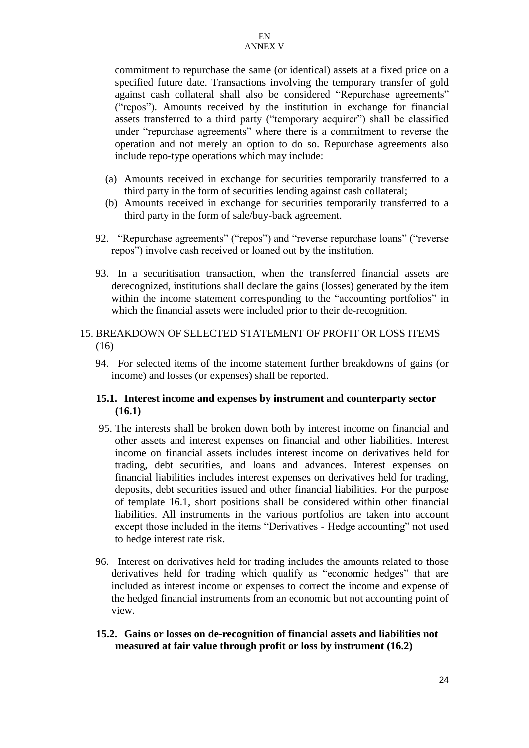commitment to repurchase the same (or identical) assets at a fixed price on a specified future date. Transactions involving the temporary transfer of gold against cash collateral shall also be considered "Repurchase agreements" ("repos"). Amounts received by the institution in exchange for financial assets transferred to a third party ("temporary acquirer") shall be classified under "repurchase agreements" where there is a commitment to reverse the operation and not merely an option to do so. Repurchase agreements also include repo-type operations which may include:

(a) Amounts received in exchange for securities temporarily transferred to a third party in the form of securities lending against cash collateral;

(b) Amounts received in exchange for securities temporarily transferred to a third party in the form of sale/buy-back agreement.

92. "Repurchase agreements" ("repos") and "reverse repurchase loans" ("reverse repos") involve cash received or loaned out by the institution.

93. In a securitisation transaction, when the transferred financial assets are derecognized, institutions shall declare the gains (losses) generated by the item within the income statement corresponding to the "accounting portfolios" in which the financial assets were included prior to their de-recognition.

## 15. BREAKDOWN OF SELECTED STATEMENT OF PROFIT OR LOSS ITEMS (16)

94. For selected items of the income statement further breakdowns of gains (or income) and losses (or expenses) shall be reported.

### 15.1. Interest income and expenses by instrument and counterparty sector (16.1)

95. The interests shall be broken down both by interest income on financial and other assets and interest expenses on financial and other liabilities. Interest income on financial assets includes interest income on derivatives held for trading, debt securities, and loans and advances. Interest expenses on financial liabilities includes interest expenses on derivatives held for trading, deposits, debt securities issued and other financial liabilities. For the purpose of template 16.1, short positions shall be considered within other financial liabilities. All instruments in the various portfolios are taken into account except those included in the items "Derivatives - Hedge accounting" not used to hedge interest rate risk.

96. Interest on derivatives held for trading includes the amounts related to those derivatives held for trading which qualify as "economic hedges" that are included as interest income or expenses to correct the income and expense of the hedged financial instruments from an economic but not accounting point of view.

### 15.2. Gains or losses on de-recognition of financial assets and liabilities not measured at fair value through profit or loss by instrument (16.2)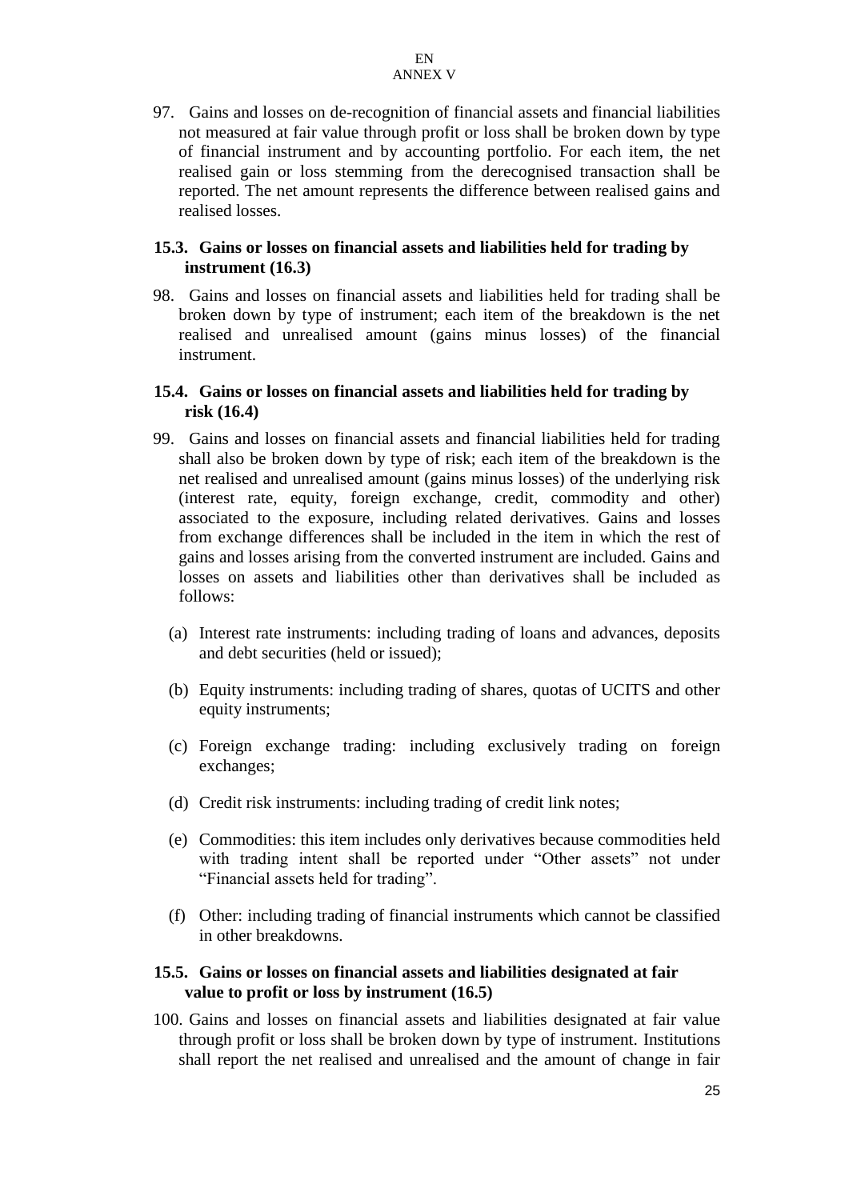97. Gains and losses on de-recognition of financial assets and financial liabilities not measured at fair value through profit or loss shall be broken down by type of financial instrument and by accounting portfolio. For each item, the net realised gain or loss stemming from the derecognised transaction shall be reported. The net amount represents the difference between realised gains and realised losses.

### 15.3. Gains or losses on financial assets and liabilities held for trading by instrument (16.3)

98. Gains and losses on financial assets and liabilities held for trading shall be broken down by type of instrument; each item of the breakdown is the net realised and unrealised amount (gains minus losses) of the financial instrument.

### 15.4. Gains or losses on financial assets and liabilities held for trading by risk (16.4)

99. Gains and losses on financial assets and financial liabilities held for trading shall also be broken down by type of risk; each item of the breakdown is the net realised and unrealised amount (gains minus losses) of the underlying risk (interest rate, equity, foreign exchange, credit, commodity and other) associated to the exposure, including related derivatives. Gains and losses from exchange differences shall be included in the item in which the rest of gains and losses arising from the converted instrument are included. Gains and losses on assets and liabilities other than derivatives shall be included as follows:

    (a) Interest rate instruments: including trading of loans and advances, deposits and debt securities (held or issued);

    (b) Equity instruments: including trading of shares, quotas of UCITS and other equity instruments;

    (c) Foreign exchange trading: including exclusively trading on foreign exchanges;

    (d) Credit risk instruments: including trading of credit link notes;

    (e) Commodities: this item includes only derivatives because commodities held with trading intent shall be reported under "Other assets" not under "Financial assets held for trading".

    (f) Other: including trading of financial instruments which cannot be classified in other breakdowns.

### 15.5. Gains or losses on financial assets and liabilities designated at fair value to profit or loss by instrument (16.5)

100. Gains and losses on financial assets and liabilities designated at fair value through profit or loss shall be broken down by type of instrument. Institutions shall report the net realised and unrealised and the amount of change in fair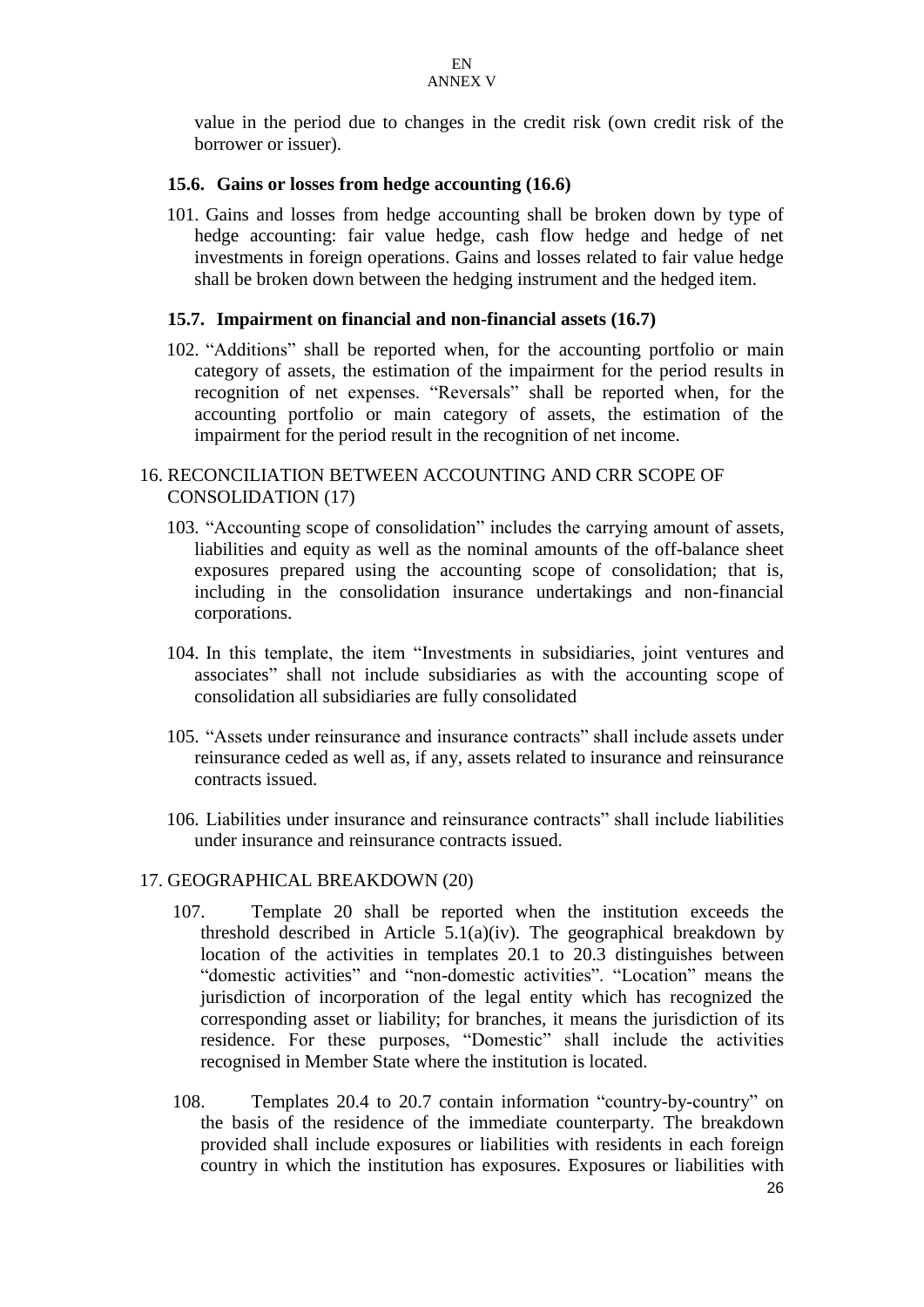value in the period due to changes in the credit risk (own credit risk of the borrower or issuer).

### 15.6. Gains or losses from hedge accounting (16.6)

101. Gains and losses from hedge accounting shall be broken down by type of hedge accounting: fair value hedge, cash flow hedge and hedge of net investments in foreign operations. Gains and losses related to fair value hedge shall be broken down between the hedging instrument and the hedged item.

### 15.7. Impairment on financial and non-financial assets (16.7)

102. "Additions" shall be reported when, for the accounting portfolio or main category of assets, the estimation of the impairment for the period results in recognition of net expenses. "Reversals" shall be reported when, for the accounting portfolio or main category of assets, the estimation of the impairment for the period result in the recognition of net income.

## 16. RECONCILIATION BETWEEN ACCOUNTING AND CRR SCOPE OF CONSOLIDATION (17)

103. "Accounting scope of consolidation" includes the carrying amount of assets, liabilities and equity as well as the nominal amounts of the off-balance sheet exposures prepared using the accounting scope of consolidation; that is, including in the consolidation insurance undertakings and non-financial corporations.

104. In this template, the item "Investments in subsidiaries, joint ventures and associates" shall not include subsidiaries as with the accounting scope of consolidation all subsidiaries are fully consolidated

105. "Assets under reinsurance and insurance contracts" shall include assets under reinsurance ceded as well as, if any, assets related to insurance and reinsurance contracts issued.

106. Liabilities under insurance and reinsurance contracts" shall include liabilities under insurance and reinsurance contracts issued.

## 17. GEOGRAPHICAL BREAKDOWN (20)

107. Template 20 shall be reported when the institution exceeds the threshold described in Article 5.1(a)(iv). The geographical breakdown by location of the activities in templates 20.1 to 20.3 distinguishes between "domestic activities" and "non-domestic activities". "Location" means the jurisdiction of incorporation of the legal entity which has recognized the corresponding asset or liability; for branches, it means the jurisdiction of its residence. For these purposes, "Domestic" shall include the activities recognised in Member State where the institution is located.

108. Templates 20.4 to 20.7 contain information "country-by-country" on the basis of the residence of the immediate counterparty. The breakdown provided shall include exposures or liabilities with residents in each foreign country in which the institution has exposures. Exposures or liabilities with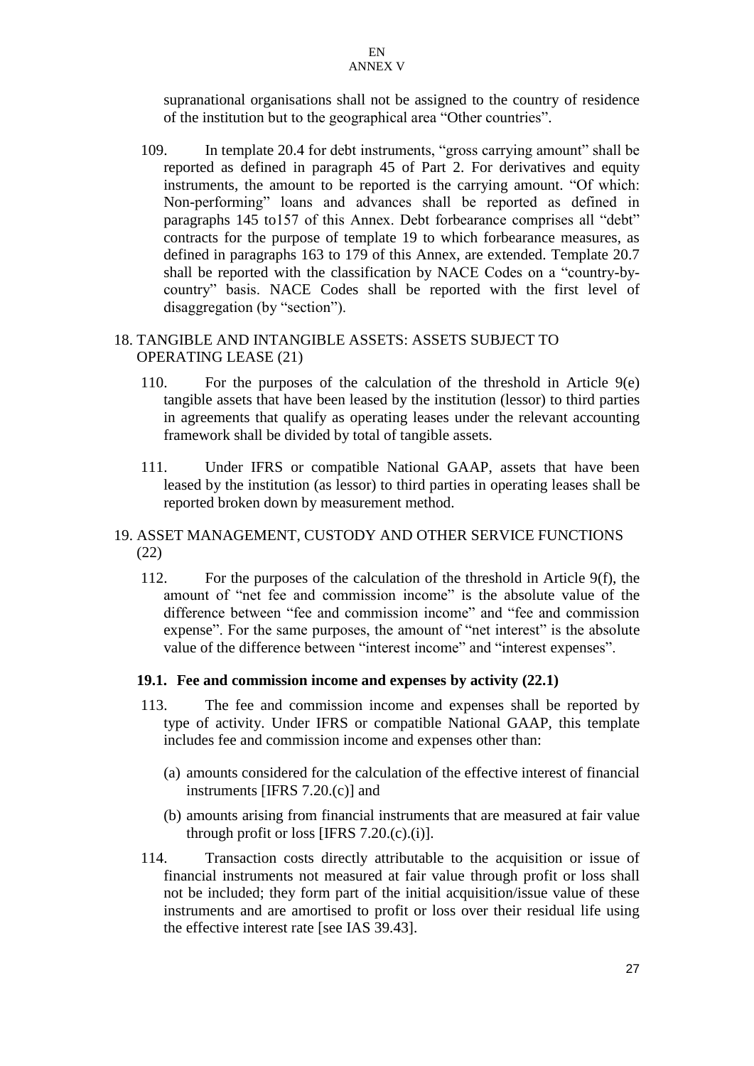supranational organisations shall not be assigned to the country of residence of the institution but to the geographical area "Other countries".

109. In template 20.4 for debt instruments, "gross carrying amount" shall be reported as defined in paragraph 45 of Part 2. For derivatives and equity instruments, the amount to be reported is the carrying amount. "Of which: Non-performing" loans and advances shall be reported as defined in paragraphs 145 to157 of this Annex. Debt forbearance comprises all "debt" contracts for the purpose of template 19 to which forbearance measures, as defined in paragraphs 163 to 179 of this Annex, are extended. Template 20.7 shall be reported with the classification by NACE Codes on a "country-by-country" basis. NACE Codes shall be reported with the first level of disaggregation (by "section").

## 18. TANGIBLE AND INTANGIBLE ASSETS: ASSETS SUBJECT TO OPERATING LEASE (21)

110. For the purposes of the calculation of the threshold in Article 9(e) tangible assets that have been leased by the institution (lessor) to third parties in agreements that qualify as operating leases under the relevant accounting framework shall be divided by total of tangible assets.

111. Under IFRS or compatible National GAAP, assets that have been leased by the institution (as lessor) to third parties in operating leases shall be reported broken down by measurement method.

## 19. ASSET MANAGEMENT, CUSTODY AND OTHER SERVICE FUNCTIONS (22)

112. For the purposes of the calculation of the threshold in Article 9(f), the amount of "net fee and commission income" is the absolute value of the difference between "fee and commission income" and "fee and commission expense". For the same purposes, the amount of "net interest" is the absolute value of the difference between "interest income" and "interest expenses".

### 19.1. Fee and commission income and expenses by activity (22.1)

113. The fee and commission income and expenses shall be reported by type of activity. Under IFRS or compatible National GAAP, this template includes fee and commission income and expenses other than:

(a) amounts considered for the calculation of the effective interest of financial instruments [IFRS 7.20.(c)] and

(b) amounts arising from financial instruments that are measured at fair value through profit or loss [IFRS 7.20.(c).(i)].

114. Transaction costs directly attributable to the acquisition or issue of financial instruments not measured at fair value through profit or loss shall not be included; they form part of the initial acquisition/issue value of these instruments and are amortised to profit or loss over their residual life using the effective interest rate [see IAS 39.43].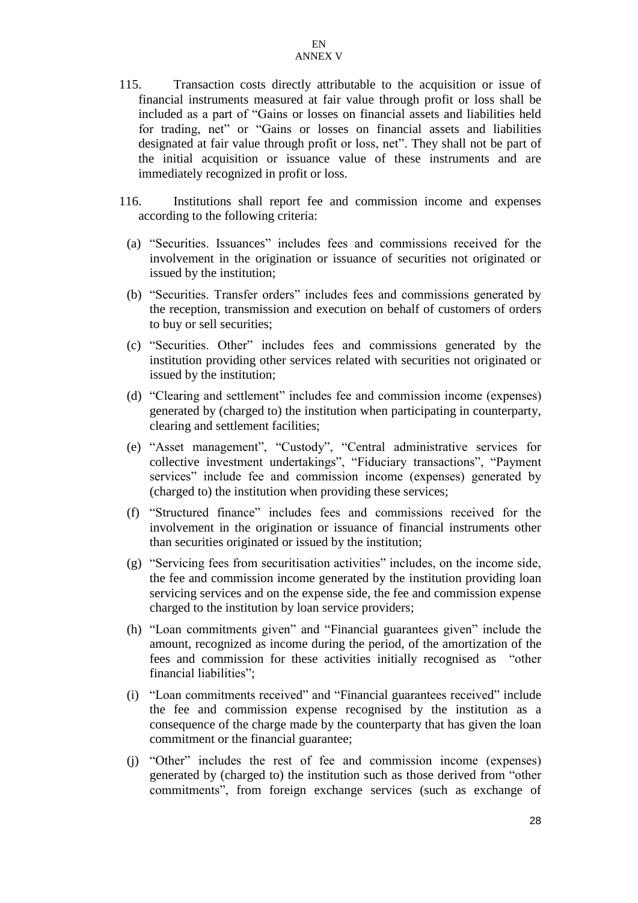115. Transaction costs directly attributable to the acquisition or issue of financial instruments measured at fair value through profit or loss shall be included as a part of "Gains or losses on financial assets and liabilities held for trading, net" or "Gains or losses on financial assets and liabilities designated at fair value through profit or loss, net". They shall not be part of the initial acquisition or issuance value of these instruments and are immediately recognized in profit or loss.

116. Institutions shall report fee and commission income and expenses according to the following criteria:

(a) "Securities. Issuances" includes fees and commissions received for the involvement in the origination or issuance of securities not originated or issued by the institution;

(b) "Securities. Transfer orders" includes fees and commissions generated by the reception, transmission and execution on behalf of customers of orders to buy or sell securities;

(c) "Securities. Other" includes fees and commissions generated by the institution providing other services related with securities not originated or issued by the institution;

(d) "Clearing and settlement" includes fee and commission income (expenses) generated by (charged to) the institution when participating in counterparty, clearing and settlement facilities;

(e) "Asset management", "Custody", "Central administrative services for collective investment undertakings", "Fiduciary transactions", "Payment services" include fee and commission income (expenses) generated by (charged to) the institution when providing these services;

(f) "Structured finance" includes fees and commissions received for the involvement in the origination or issuance of financial instruments other than securities originated or issued by the institution;

(g) "Servicing fees from securitisation activities" includes, on the income side, the fee and commission income generated by the institution providing loan servicing services and on the expense side, the fee and commission expense charged to the institution by loan service providers;

(h) "Loan commitments given" and "Financial guarantees given" include the amount, recognized as income during the period, of the amortization of the fees and commission for these activities initially recognised as "other financial liabilities";

(i) "Loan commitments received" and "Financial guarantees received" include the fee and commission expense recognised by the institution as a consequence of the charge made by the counterparty that has given the loan commitment or the financial guarantee;

(j) "Other" includes the rest of fee and commission income (expenses) generated by (charged to) the institution such as those derived from "other commitments", from foreign exchange services (such as exchange of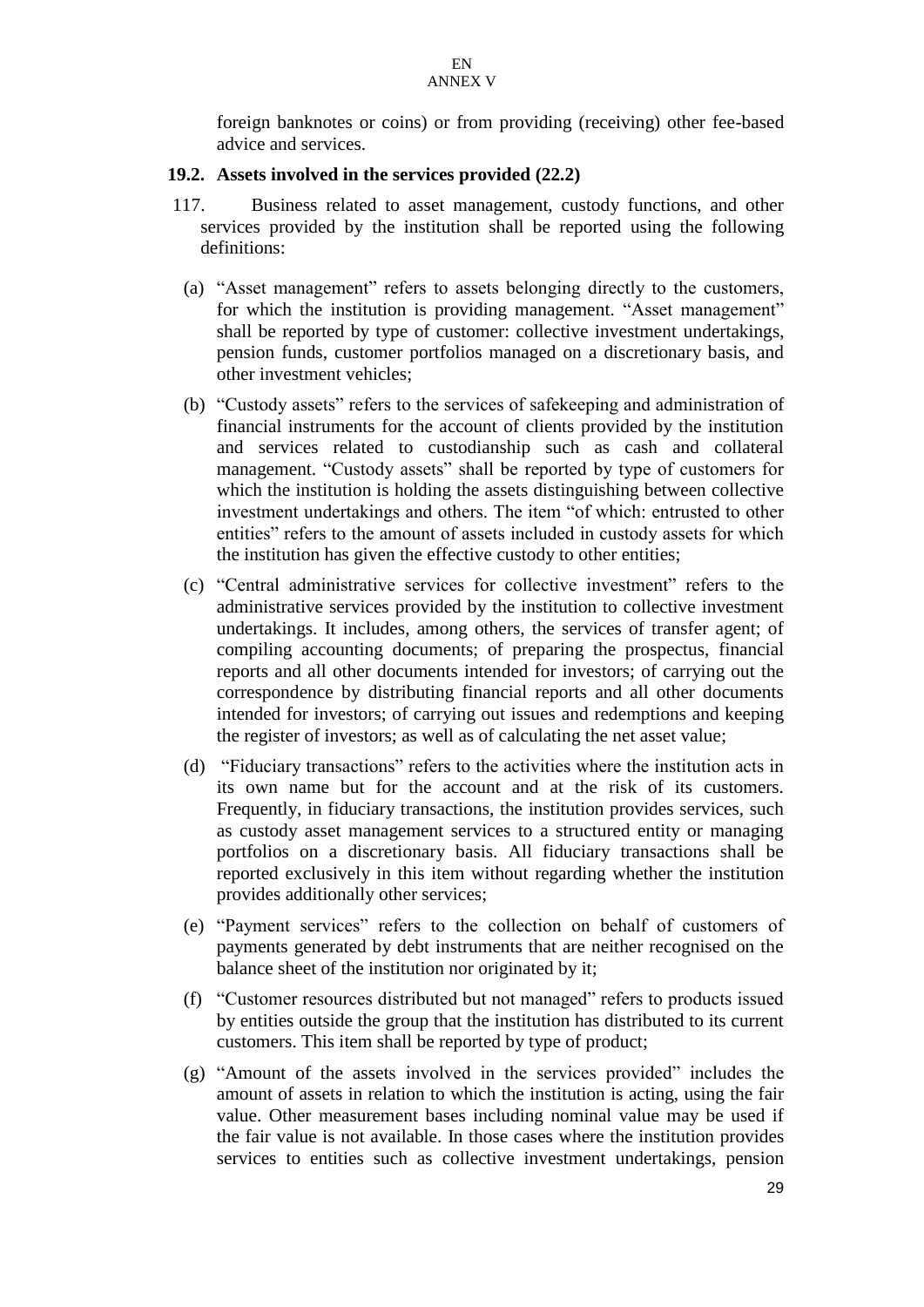foreign banknotes or coins) or from providing (receiving) other fee-based advice and services.

### 19.2. Assets involved in the services provided (22.2)

117. Business related to asset management, custody functions, and other services provided by the institution shall be reported using the following definitions:

(a) "Asset management" refers to assets belonging directly to the customers, for which the institution is providing management. "Asset management" shall be reported by type of customer: collective investment undertakings, pension funds, customer portfolios managed on a discretionary basis, and other investment vehicles;

(b) "Custody assets" refers to the services of safekeeping and administration of financial instruments for the account of clients provided by the institution and services related to custodianship such as cash and collateral management. "Custody assets" shall be reported by type of customers for which the institution is holding the assets distinguishing between collective investment undertakings and others. The item "of which: entrusted to other entities" refers to the amount of assets included in custody assets for which the institution has given the effective custody to other entities;

(c) "Central administrative services for collective investment" refers to the administrative services provided by the institution to collective investment undertakings. It includes, among others, the services of transfer agent; of compiling accounting documents; of preparing the prospectus, financial reports and all other documents intended for investors; of carrying out the correspondence by distributing financial reports and all other documents intended for investors; of carrying out issues and redemptions and keeping the register of investors; as well as of calculating the net asset value;

(d) "Fiduciary transactions" refers to the activities where the institution acts in its own name but for the account and at the risk of its customers. Frequently, in fiduciary transactions, the institution provides services, such as custody asset management services to a structured entity or managing portfolios on a discretionary basis. All fiduciary transactions shall be reported exclusively in this item without regarding whether the institution provides additionally other services;

(e) "Payment services" refers to the collection on behalf of customers of payments generated by debt instruments that are neither recognised on the balance sheet of the institution nor originated by it;

(f) "Customer resources distributed but not managed" refers to products issued by entities outside the group that the institution has distributed to its current customers. This item shall be reported by type of product;

(g) "Amount of the assets involved in the services provided" includes the amount of assets in relation to which the institution is acting, using the fair value. Other measurement bases including nominal value may be used if the fair value is not available. In those cases where the institution provides services to entities such as collective investment undertakings, pension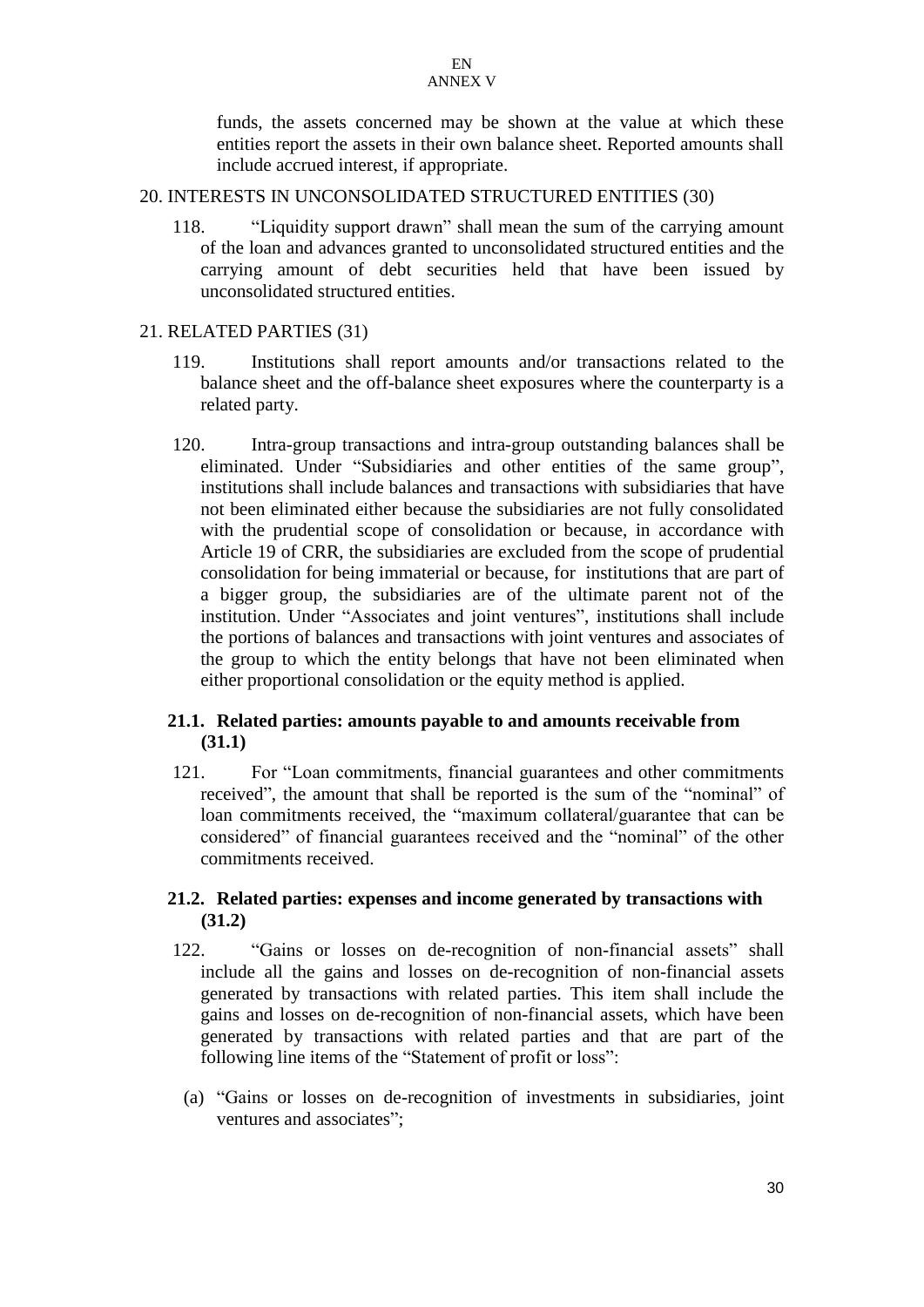funds, the assets concerned may be shown at the value at which these entities report the assets in their own balance sheet. Reported amounts shall include accrued interest, if appropriate.

## 20. INTERESTS IN UNCONSOLIDATED STRUCTURED ENTITIES (30)

118. "Liquidity support drawn" shall mean the sum of the carrying amount of the loan and advances granted to unconsolidated structured entities and the carrying amount of debt securities held that have been issued by unconsolidated structured entities.

## 21. RELATED PARTIES (31)

119. Institutions shall report amounts and/or transactions related to the balance sheet and the off-balance sheet exposures where the counterparty is a related party.

120. Intra-group transactions and intra-group outstanding balances shall be eliminated. Under "Subsidiaries and other entities of the same group", institutions shall include balances and transactions with subsidiaries that have not been eliminated either because the subsidiaries are not fully consolidated with the prudential scope of consolidation or because, in accordance with Article 19 of CRR, the subsidiaries are excluded from the scope of prudential consolidation for being immaterial or because, for institutions that are part of a bigger group, the subsidiaries are of the ultimate parent not of the institution. Under "Associates and joint ventures", institutions shall include the portions of balances and transactions with joint ventures and associates of the group to which the entity belongs that have not been eliminated when either proportional consolidation or the equity method is applied.

### 21.1. Related parties: amounts payable to and amounts receivable from (31.1)

121. For "Loan commitments, financial guarantees and other commitments received", the amount that shall be reported is the sum of the "nominal" of loan commitments received, the "maximum collateral/guarantee that can be considered" of financial guarantees received and the "nominal" of the other commitments received.

### 21.2. Related parties: expenses and income generated by transactions with (31.2)

122. "Gains or losses on de-recognition of non-financial assets" shall include all the gains and losses on de-recognition of non-financial assets generated by transactions with related parties. This item shall include the gains and losses on de-recognition of non-financial assets, which have been generated by transactions with related parties and that are part of the following line items of the "Statement of profit or loss":

(a) "Gains or losses on de-recognition of investments in subsidiaries, joint ventures and associates";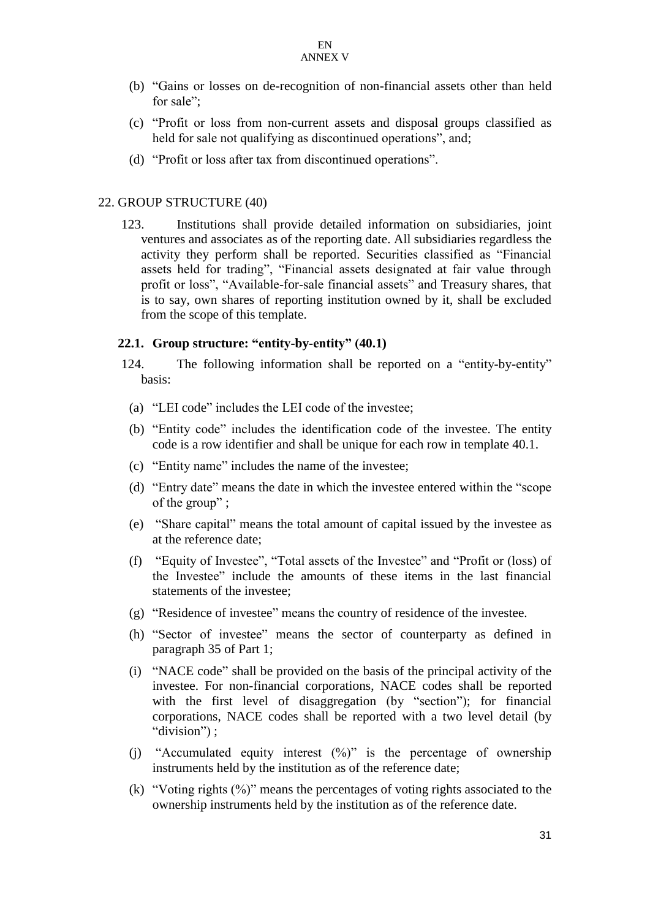(b) "Gains or losses on de-recognition of non-financial assets other than held for sale";

(c) "Profit or loss from non-current assets and disposal groups classified as held for sale not qualifying as discontinued operations", and;

(d) "Profit or loss after tax from discontinued operations".

## 22. GROUP STRUCTURE (40)

123. Institutions shall provide detailed information on subsidiaries, joint ventures and associates as of the reporting date. All subsidiaries regardless the activity they perform shall be reported. Securities classified as "Financial assets held for trading", "Financial assets designated at fair value through profit or loss", "Available-for-sale financial assets" and Treasury shares, that is to say, own shares of reporting institution owned by it, shall be excluded from the scope of this template.

### 22.1. Group structure: "entity-by-entity" (40.1)

124. The following information shall be reported on a "entity-by-entity" basis:

(a) "LEI code" includes the LEI code of the investee;

(b) "Entity code" includes the identification code of the investee. The entity code is a row identifier and shall be unique for each row in template 40.1.

(c) "Entity name" includes the name of the investee;

(d) "Entry date" means the date in which the investee entered within the "scope of the group" ;

(e) "Share capital" means the total amount of capital issued by the investee as at the reference date;

(f) "Equity of Investee", "Total assets of the Investee" and "Profit or (loss) of the Investee" include the amounts of these items in the last financial statements of the investee;

(g) "Residence of investee" means the country of residence of the investee.

(h) "Sector of investee" means the sector of counterparty as defined in paragraph 35 of Part 1;

(i) "NACE code" shall be provided on the basis of the principal activity of the investee. For non-financial corporations, NACE codes shall be reported with the first level of disaggregation (by "section"); for financial corporations, NACE codes shall be reported with a two level detail (by "division") ;

(j) "Accumulated equity interest (%)" is the percentage of ownership instruments held by the institution as of the reference date;

(k) "Voting rights (%)" means the percentages of voting rights associated to the ownership instruments held by the institution as of the reference date.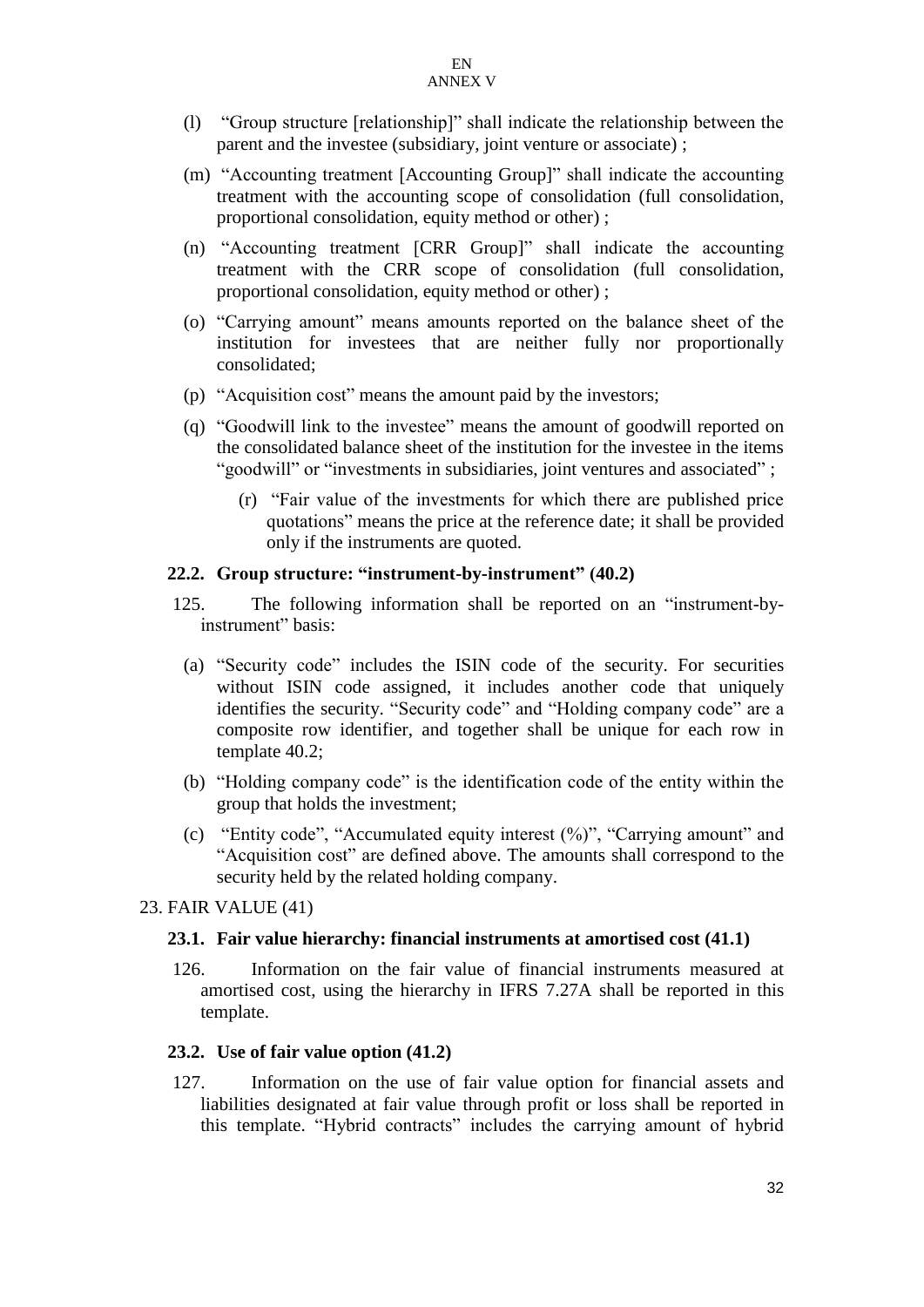(l) "Group structure [relationship]" shall indicate the relationship between the parent and the investee (subsidiary, joint venture or associate) ;

(m) "Accounting treatment [Accounting Group]" shall indicate the accounting treatment with the accounting scope of consolidation (full consolidation, proportional consolidation, equity method or other) ;

(n) "Accounting treatment [CRR Group]" shall indicate the accounting treatment with the CRR scope of consolidation (full consolidation, proportional consolidation, equity method or other) ;

(o) "Carrying amount" means amounts reported on the balance sheet of the institution for investees that are neither fully nor proportionally consolidated;

(p) "Acquisition cost" means the amount paid by the investors;

(q) "Goodwill link to the investee" means the amount of goodwill reported on the consolidated balance sheet of the institution for the investee in the items "goodwill" or "investments in subsidiaries, joint ventures and associated" ;

(r) "Fair value of the investments for which there are published price quotations" means the price at the reference date; it shall be provided only if the instruments are quoted.

### 22.2. Group structure: "instrument-by-instrument" (40.2)

125. The following information shall be reported on an "instrument-by-instrument" basis:

(a) "Security code" includes the ISIN code of the security. For securities without ISIN code assigned, it includes another code that uniquely identifies the security. "Security code" and "Holding company code" are a composite row identifier, and together shall be unique for each row in template 40.2;

(b) "Holding company code" is the identification code of the entity within the group that holds the investment;

(c) "Entity code", "Accumulated equity interest (%)", "Carrying amount" and "Acquisition cost" are defined above. The amounts shall correspond to the security held by the related holding company.

## 23. FAIR VALUE (41)

### 23.1. Fair value hierarchy: financial instruments at amortised cost (41.1)

126. Information on the fair value of financial instruments measured at amortised cost, using the hierarchy in IFRS 7.27A shall be reported in this template.

### 23.2. Use of fair value option (41.2)

127. Information on the use of fair value option for financial assets and liabilities designated at fair value through profit or loss shall be reported in this template. "Hybrid contracts" includes the carrying amount of hybrid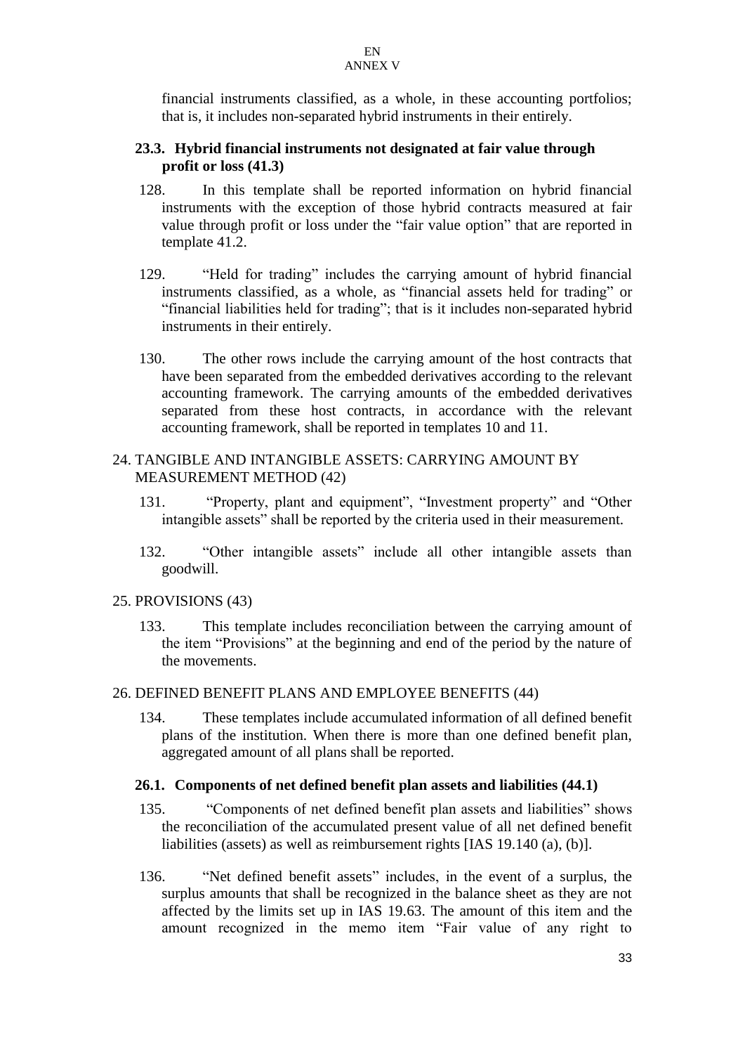financial instruments classified, as a whole, in these accounting portfolios; that is, it includes non-separated hybrid instruments in their entirely.

### 23.3. Hybrid financial instruments not designated at fair value through profit or loss (41.3)

128. In this template shall be reported information on hybrid financial instruments with the exception of those hybrid contracts measured at fair value through profit or loss under the "fair value option" that are reported in template 41.2.

129. "Held for trading" includes the carrying amount of hybrid financial instruments classified, as a whole, as "financial assets held for trading" or "financial liabilities held for trading"; that is it includes non-separated hybrid instruments in their entirely.

130. The other rows include the carrying amount of the host contracts that have been separated from the embedded derivatives according to the relevant accounting framework. The carrying amounts of the embedded derivatives separated from these host contracts, in accordance with the relevant accounting framework, shall be reported in templates 10 and 11.

## 24. TANGIBLE AND INTANGIBLE ASSETS: CARRYING AMOUNT BY MEASUREMENT METHOD (42)

131. "Property, plant and equipment", "Investment property" and "Other intangible assets" shall be reported by the criteria used in their measurement.

132. "Other intangible assets" include all other intangible assets than goodwill.

## 25. PROVISIONS (43)

133. This template includes reconciliation between the carrying amount of the item "Provisions" at the beginning and end of the period by the nature of the movements.

## 26. DEFINED BENEFIT PLANS AND EMPLOYEE BENEFITS (44)

134. These templates include accumulated information of all defined benefit plans of the institution. When there is more than one defined benefit plan, aggregated amount of all plans shall be reported.

### 26.1. Components of net defined benefit plan assets and liabilities (44.1)

135. "Components of net defined benefit plan assets and liabilities" shows the reconciliation of the accumulated present value of all net defined benefit liabilities (assets) as well as reimbursement rights [IAS 19.140 (a), (b)].

136. "Net defined benefit assets" includes, in the event of a surplus, the surplus amounts that shall be recognized in the balance sheet as they are not affected by the limits set up in IAS 19.63. The amount of this item and the amount recognized in the memo item "Fair value of any right to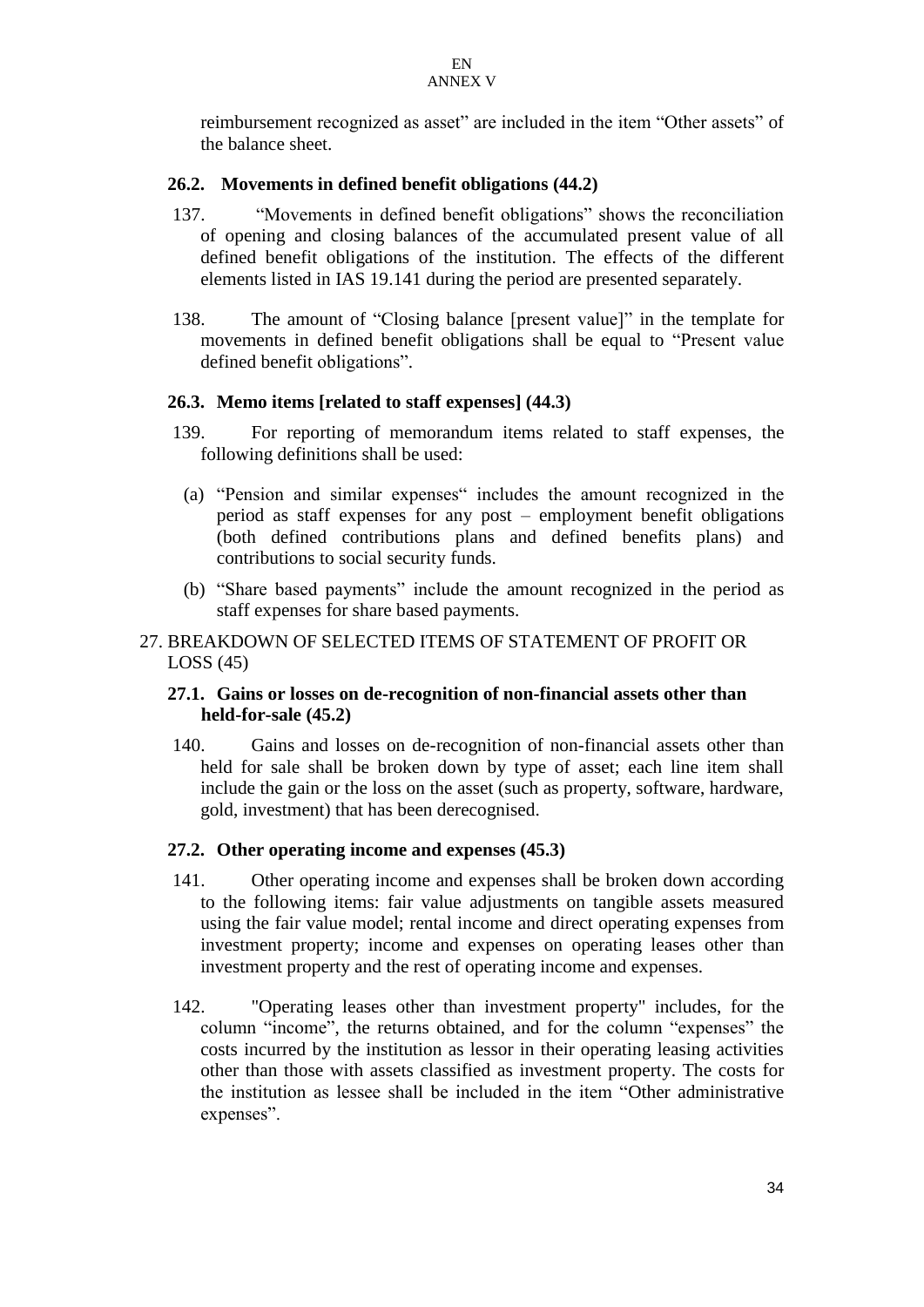reimbursement recognized as asset" are included in the item "Other assets" of the balance sheet.

### 26.2. Movements in defined benefit obligations (44.2)

137. "Movements in defined benefit obligations" shows the reconciliation of opening and closing balances of the accumulated present value of all defined benefit obligations of the institution. The effects of the different elements listed in IAS 19.141 during the period are presented separately.

138. The amount of "Closing balance [present value]" in the template for movements in defined benefit obligations shall be equal to "Present value defined benefit obligations".

### 26.3. Memo items [related to staff expenses] (44.3)

139. For reporting of memorandum items related to staff expenses, the following definitions shall be used:

(a) "Pension and similar expenses" includes the amount recognized in the period as staff expenses for any post – employment benefit obligations (both defined contributions plans and defined benefits plans) and contributions to social security funds.

(b) "Share based payments" include the amount recognized in the period as staff expenses for share based payments.

## 27. BREAKDOWN OF SELECTED ITEMS OF STATEMENT OF PROFIT OR LOSS (45)

### 27.1. Gains or losses on de-recognition of non-financial assets other than held-for-sale (45.2)

140. Gains and losses on de-recognition of non-financial assets other than held for sale shall be broken down by type of asset; each line item shall include the gain or the loss on the asset (such as property, software, hardware, gold, investment) that has been derecognised.

### 27.2. Other operating income and expenses (45.3)

141. Other operating income and expenses shall be broken down according to the following items: fair value adjustments on tangible assets measured using the fair value model; rental income and direct operating expenses from investment property; income and expenses on operating leases other than investment property and the rest of operating income and expenses.

142. "Operating leases other than investment property" includes, for the column "income", the returns obtained, and for the column "expenses" the costs incurred by the institution as lessor in their operating leasing activities other than those with assets classified as investment property. The costs for the institution as lessee shall be included in the item "Other administrative expenses".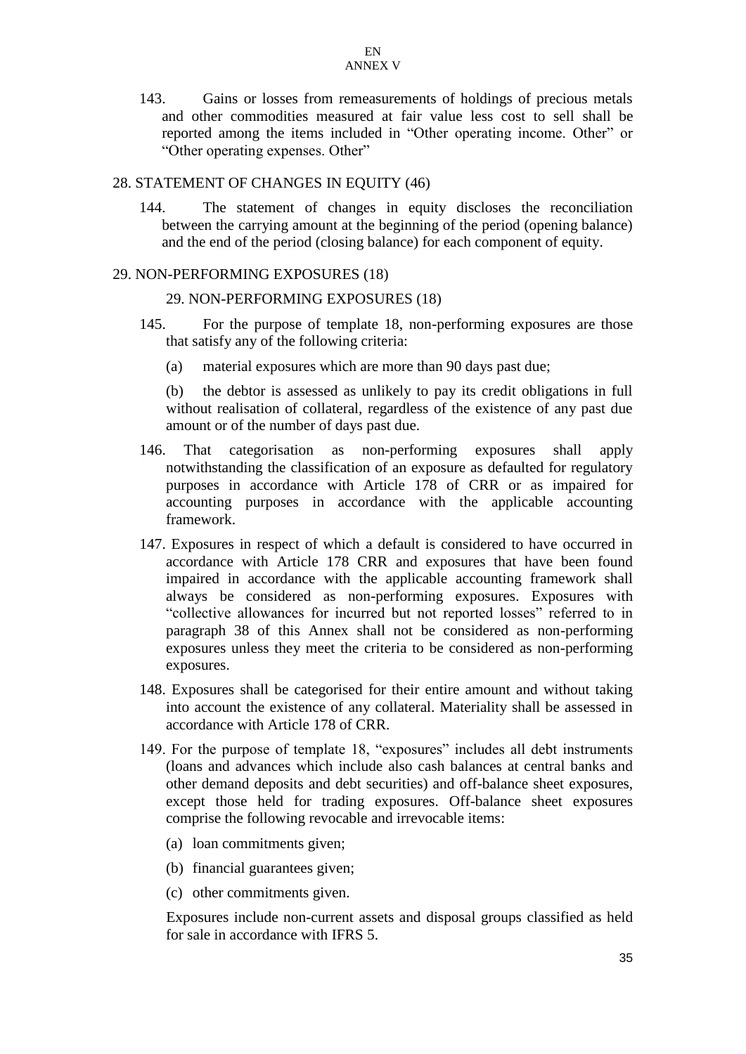143. Gains or losses from remeasurements of holdings of precious metals and other commodities measured at fair value less cost to sell shall be reported among the items included in "Other operating income. Other" or "Other operating expenses. Other"

## 28. STATEMENT OF CHANGES IN EQUITY (46)

144. The statement of changes in equity discloses the reconciliation between the carrying amount at the beginning of the period (opening balance) and the end of the period (closing balance) for each component of equity.

## 29. NON-PERFORMING EXPOSURES (18)

29. NON-PERFORMING EXPOSURES (18)

145. For the purpose of template 18, non-performing exposures are those that satisfy any of the following criteria:

(a) material exposures which are more than 90 days past due;

(b) the debtor is assessed as unlikely to pay its credit obligations in full without realisation of collateral, regardless of the existence of any past due amount or of the number of days past due.

146. That categorisation as non-performing exposures shall apply notwithstanding the classification of an exposure as defaulted for regulatory purposes in accordance with Article 178 of CRR or as impaired for accounting purposes in accordance with the applicable accounting framework.

147. Exposures in respect of which a default is considered to have occurred in accordance with Article 178 CRR and exposures that have been found impaired in accordance with the applicable accounting framework shall always be considered as non-performing exposures. Exposures with "collective allowances for incurred but not reported losses" referred to in paragraph 38 of this Annex shall not be considered as non-performing exposures unless they meet the criteria to be considered as non-performing exposures.

148. Exposures shall be categorised for their entire amount and without taking into account the existence of any collateral. Materiality shall be assessed in accordance with Article 178 of CRR.

149. For the purpose of template 18, "exposures" includes all debt instruments (loans and advances which include also cash balances at central banks and other demand deposits and debt securities) and off-balance sheet exposures, except those held for trading exposures. Off-balance sheet exposures comprise the following revocable and irrevocable items:

(a) loan commitments given;

(b) financial guarantees given;

(c) other commitments given.

Exposures include non-current assets and disposal groups classified as held for sale in accordance with IFRS 5.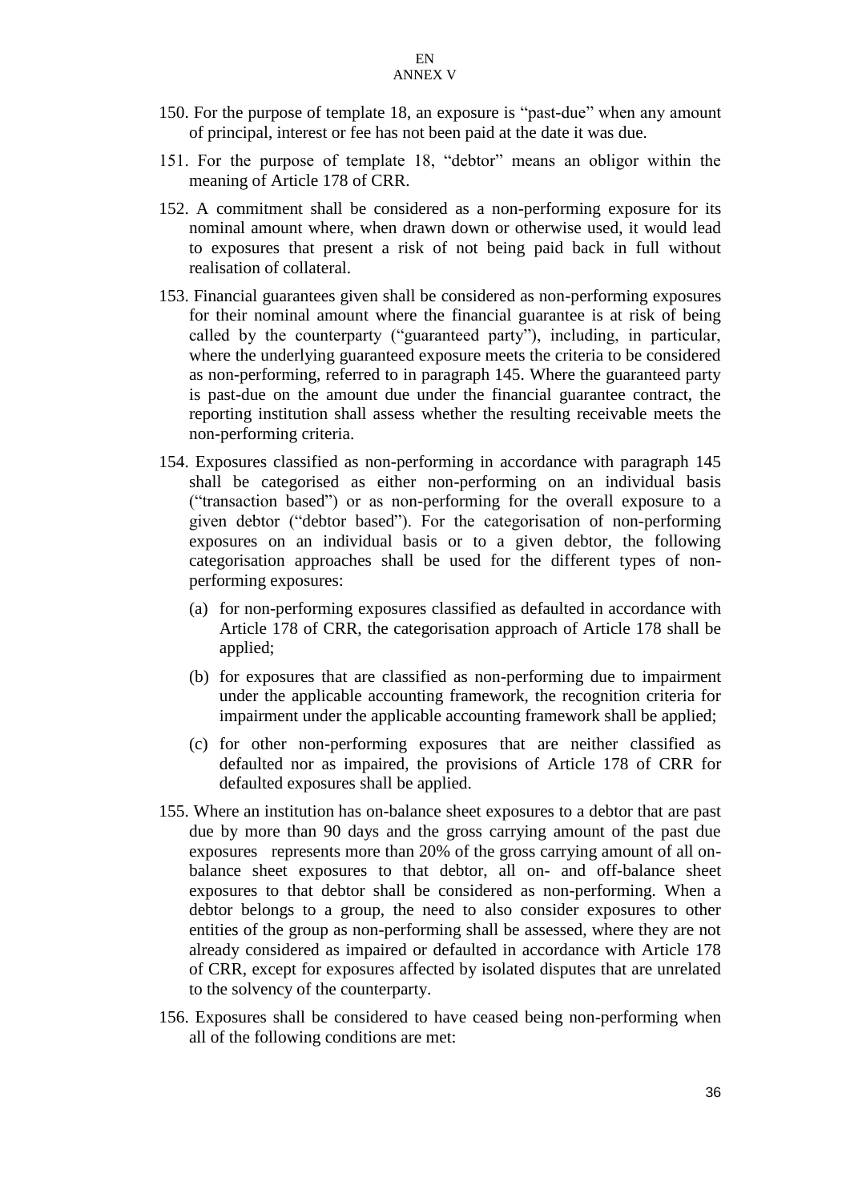150. For the purpose of template 18, an exposure is "past-due" when any amount of principal, interest or fee has not been paid at the date it was due.

151. For the purpose of template 18, "debtor" means an obligor within the meaning of Article 178 of CRR.

152. A commitment shall be considered as a non-performing exposure for its nominal amount where, when drawn down or otherwise used, it would lead to exposures that present a risk of not being paid back in full without realisation of collateral.

153. Financial guarantees given shall be considered as non-performing exposures for their nominal amount where the financial guarantee is at risk of being called by the counterparty ("guaranteed party"), including, in particular, where the underlying guaranteed exposure meets the criteria to be considered as non-performing, referred to in paragraph 145. Where the guaranteed party is past-due on the amount due under the financial guarantee contract, the reporting institution shall assess whether the resulting receivable meets the non-performing criteria.

154. Exposures classified as non-performing in accordance with paragraph 145 shall be categorised as either non-performing on an individual basis ("transaction based") or as non-performing for the overall exposure to a given debtor ("debtor based"). For the categorisation of non-performing exposures on an individual basis or to a given debtor, the following categorisation approaches shall be used for the different types of non-performing exposures:

    (a) for non-performing exposures classified as defaulted in accordance with Article 178 of CRR, the categorisation approach of Article 178 shall be applied;

    (b) for exposures that are classified as non-performing due to impairment under the applicable accounting framework, the recognition criteria for impairment under the applicable accounting framework shall be applied;

    (c) for other non-performing exposures that are neither classified as defaulted nor as impaired, the provisions of Article 178 of CRR for defaulted exposures shall be applied.

155. Where an institution has on-balance sheet exposures to a debtor that are past due by more than 90 days and the gross carrying amount of the past due exposures represents more than 20% of the gross carrying amount of all on-balance sheet exposures to that debtor, all on- and off-balance sheet exposures to that debtor shall be considered as non-performing. When a debtor belongs to a group, the need to also consider exposures to other entities of the group as non-performing shall be assessed, where they are not already considered as impaired or defaulted in accordance with Article 178 of CRR, except for exposures affected by isolated disputes that are unrelated to the solvency of the counterparty.

156. Exposures shall be considered to have ceased being non-performing when all of the following conditions are met: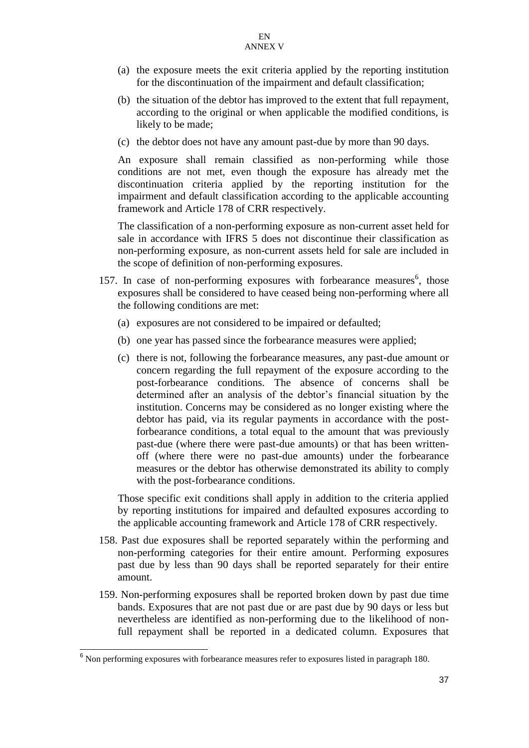(a) the exposure meets the exit criteria applied by the reporting institution for the discontinuation of the impairment and default classification;

(b) the situation of the debtor has improved to the extent that full repayment, according to the original or when applicable the modified conditions, is likely to be made;

(c) the debtor does not have any amount past-due by more than 90 days.

An exposure shall remain classified as non-performing while those conditions are not met, even though the exposure has already met the discontinuation criteria applied by the reporting institution for the impairment and default classification according to the applicable accounting framework and Article 178 of CRR respectively.

The classification of a non-performing exposure as non-current asset held for sale in accordance with IFRS 5 does not discontinue their classification as non-performing exposure, as non-current assets held for sale are included in the scope of definition of non-performing exposures.

157. In case of non-performing exposures with forbearance measures[6], those exposures shall be considered to have ceased being non-performing where all the following conditions are met:

(a) exposures are not considered to be impaired or defaulted;

(b) one year has passed since the forbearance measures were applied;

(c) there is not, following the forbearance measures, any past-due amount or concern regarding the full repayment of the exposure according to the post-forbearance conditions. The absence of concerns shall be determined after an analysis of the debtor's financial situation by the institution. Concerns may be considered as no longer existing where the debtor has paid, via its regular payments in accordance with the post-forbearance conditions, a total equal to the amount that was previously past-due (where there were past-due amounts) or that has been written-off (where there were no past-due amounts) under the forbearance measures or the debtor has otherwise demonstrated its ability to comply with the post-forbearance conditions.

Those specific exit conditions shall apply in addition to the criteria applied by reporting institutions for impaired and defaulted exposures according to the applicable accounting framework and Article 178 of CRR respectively.

158. Past due exposures shall be reported separately within the performing and non-performing categories for their entire amount. Performing exposures past due by less than 90 days shall be reported separately for their entire amount.

159. Non-performing exposures shall be reported broken down by past due time bands. Exposures that are not past due or are past due by 90 days or less but nevertheless are identified as non-performing due to the likelihood of non-full repayment shall be reported in a dedicated column. Exposures that

---

[6] Non performing exposures with forbearance measures refer to exposures listed in paragraph 180.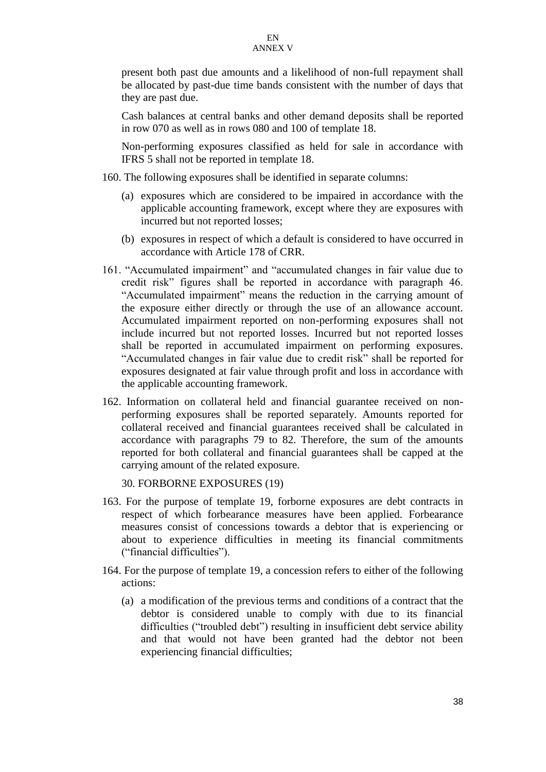present both past due amounts and a likelihood of non-full repayment shall be allocated by past-due time bands consistent with the number of days that they are past due.

Cash balances at central banks and other demand deposits shall be reported in row 070 as well as in rows 080 and 100 of template 18.

Non-performing exposures classified as held for sale in accordance with IFRS 5 shall not be reported in template 18.

160. The following exposures shall be identified in separate columns:

   (a) exposures which are considered to be impaired in accordance with the applicable accounting framework, except where they are exposures with incurred but not reported losses;

   (b) exposures in respect of which a default is considered to have occurred in accordance with Article 178 of CRR.

161. "Accumulated impairment" and "accumulated changes in fair value due to credit risk" figures shall be reported in accordance with paragraph 46. "Accumulated impairment" means the reduction in the carrying amount of the exposure either directly or through the use of an allowance account. Accumulated impairment reported on non-performing exposures shall not include incurred but not reported losses. Incurred but not reported losses shall be reported in accumulated impairment on performing exposures. "Accumulated changes in fair value due to credit risk" shall be reported for exposures designated at fair value through profit and loss in accordance with the applicable accounting framework.

162. Information on collateral held and financial guarantee received on non-performing exposures shall be reported separately. Amounts reported for collateral received and financial guarantees received shall be calculated in accordance with paragraphs 79 to 82. Therefore, the sum of the amounts reported for both collateral and financial guarantees shall be capped at the carrying amount of the related exposure.

## 30. FORBORNE EXPOSURES (19)

163. For the purpose of template 19, forborne exposures are debt contracts in respect of which forbearance measures have been applied. Forbearance measures consist of concessions towards a debtor that is experiencing or about to experience difficulties in meeting its financial commitments ("financial difficulties").

164. For the purpose of template 19, a concession refers to either of the following actions:

   (a) a modification of the previous terms and conditions of a contract that the debtor is considered unable to comply with due to its financial difficulties ("troubled debt") resulting in insufficient debt service ability and that would not have been granted had the debtor not been experiencing financial difficulties;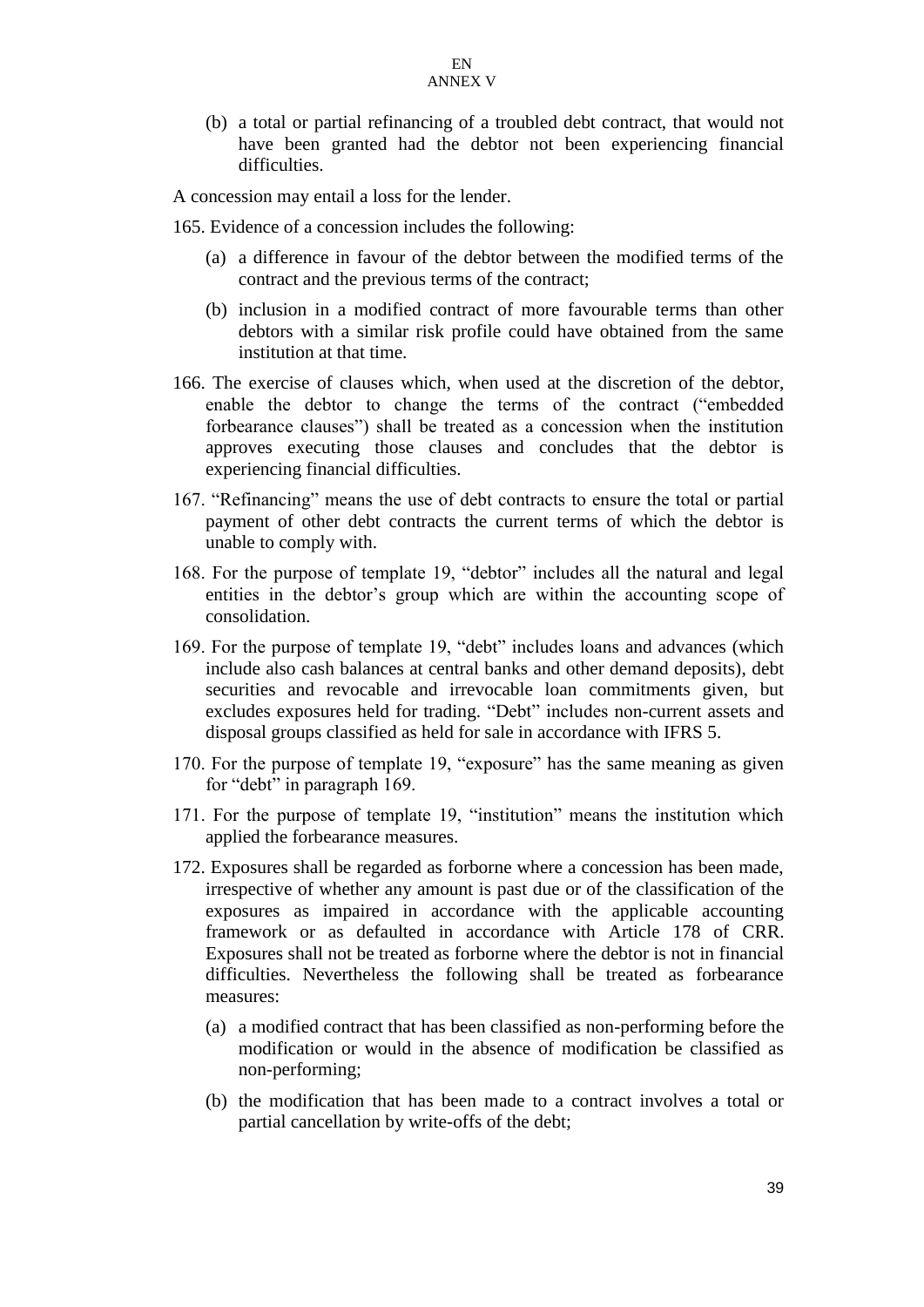(b) a total or partial refinancing of a troubled debt contract, that would not have been granted had the debtor not been experiencing financial difficulties.

A concession may entail a loss for the lender.

165. Evidence of a concession includes the following:

(a) a difference in favour of the debtor between the modified terms of the contract and the previous terms of the contract;

(b) inclusion in a modified contract of more favourable terms than other debtors with a similar risk profile could have obtained from the same institution at that time.

166. The exercise of clauses which, when used at the discretion of the debtor, enable the debtor to change the terms of the contract ("embedded forbearance clauses") shall be treated as a concession when the institution approves executing those clauses and concludes that the debtor is experiencing financial difficulties.

167. "Refinancing" means the use of debt contracts to ensure the total or partial payment of other debt contracts the current terms of which the debtor is unable to comply with.

168. For the purpose of template 19, "debtor" includes all the natural and legal entities in the debtor's group which are within the accounting scope of consolidation.

169. For the purpose of template 19, "debt" includes loans and advances (which include also cash balances at central banks and other demand deposits), debt securities and revocable and irrevocable loan commitments given, but excludes exposures held for trading. "Debt" includes non-current assets and disposal groups classified as held for sale in accordance with IFRS 5.

170. For the purpose of template 19, "exposure" has the same meaning as given for "debt" in paragraph 169.

171. For the purpose of template 19, "institution" means the institution which applied the forbearance measures.

172. Exposures shall be regarded as forborne where a concession has been made, irrespective of whether any amount is past due or of the classification of the exposures as impaired in accordance with the applicable accounting framework or as defaulted in accordance with Article 178 of CRR. Exposures shall not be treated as forborne where the debtor is not in financial difficulties. Nevertheless the following shall be treated as forbearance measures:

(a) a modified contract that has been classified as non-performing before the modification or would in the absence of modification be classified as non-performing;

(b) the modification that has been made to a contract involves a total or partial cancellation by write-offs of the debt;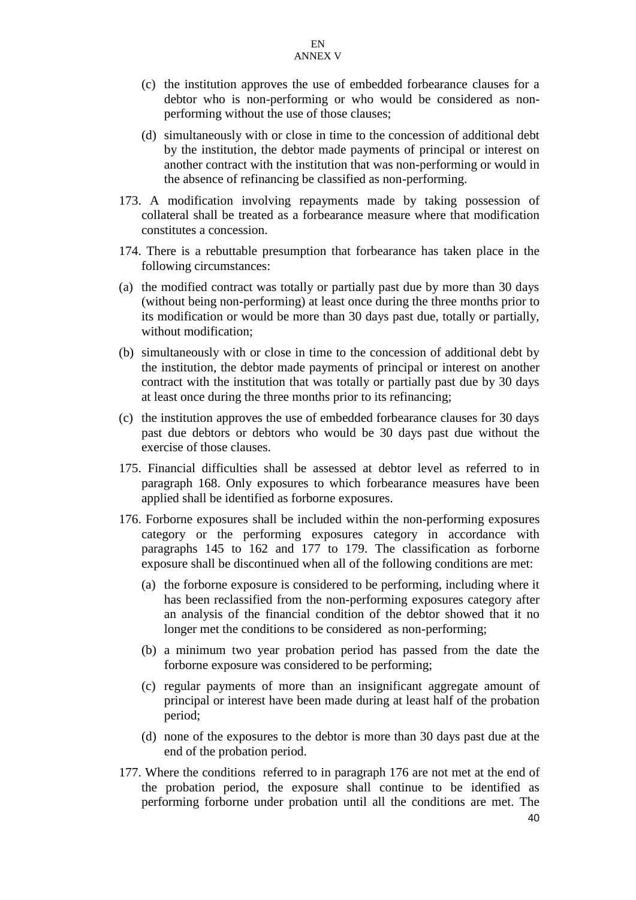(c) the institution approves the use of embedded forbearance clauses for a debtor who is non-performing or who would be considered as non-performing without the use of those clauses;

(d) simultaneously with or close in time to the concession of additional debt by the institution, the debtor made payments of principal or interest on another contract with the institution that was non-performing or would in the absence of refinancing be classified as non-performing.

173. A modification involving repayments made by taking possession of collateral shall be treated as a forbearance measure where that modification constitutes a concession.

174. There is a rebuttable presumption that forbearance has taken place in the following circumstances:

(a) the modified contract was totally or partially past due by more than 30 days (without being non-performing) at least once during the three months prior to its modification or would be more than 30 days past due, totally or partially, without modification;

(b) simultaneously with or close in time to the concession of additional debt by the institution, the debtor made payments of principal or interest on another contract with the institution that was totally or partially past due by 30 days at least once during the three months prior to its refinancing;

(c) the institution approves the use of embedded forbearance clauses for 30 days past due debtors or debtors who would be 30 days past due without the exercise of those clauses.

175. Financial difficulties shall be assessed at debtor level as referred to in paragraph 168. Only exposures to which forbearance measures have been applied shall be identified as forborne exposures.

176. Forborne exposures shall be included within the non-performing exposures category or the performing exposures category in accordance with paragraphs 145 to 162 and 177 to 179. The classification as forborne exposure shall be discontinued when all of the following conditions are met:

(a) the forborne exposure is considered to be performing, including where it has been reclassified from the non-performing exposures category after an analysis of the financial condition of the debtor showed that it no longer met the conditions to be considered as non-performing;

(b) a minimum two year probation period has passed from the date the forborne exposure was considered to be performing;

(c) regular payments of more than an insignificant aggregate amount of principal or interest have been made during at least half of the probation period;

(d) none of the exposures to the debtor is more than 30 days past due at the end of the probation period.

177. Where the conditions referred to in paragraph 176 are not met at the end of the probation period, the exposure shall continue to be identified as performing forborne under probation until all the conditions are met. The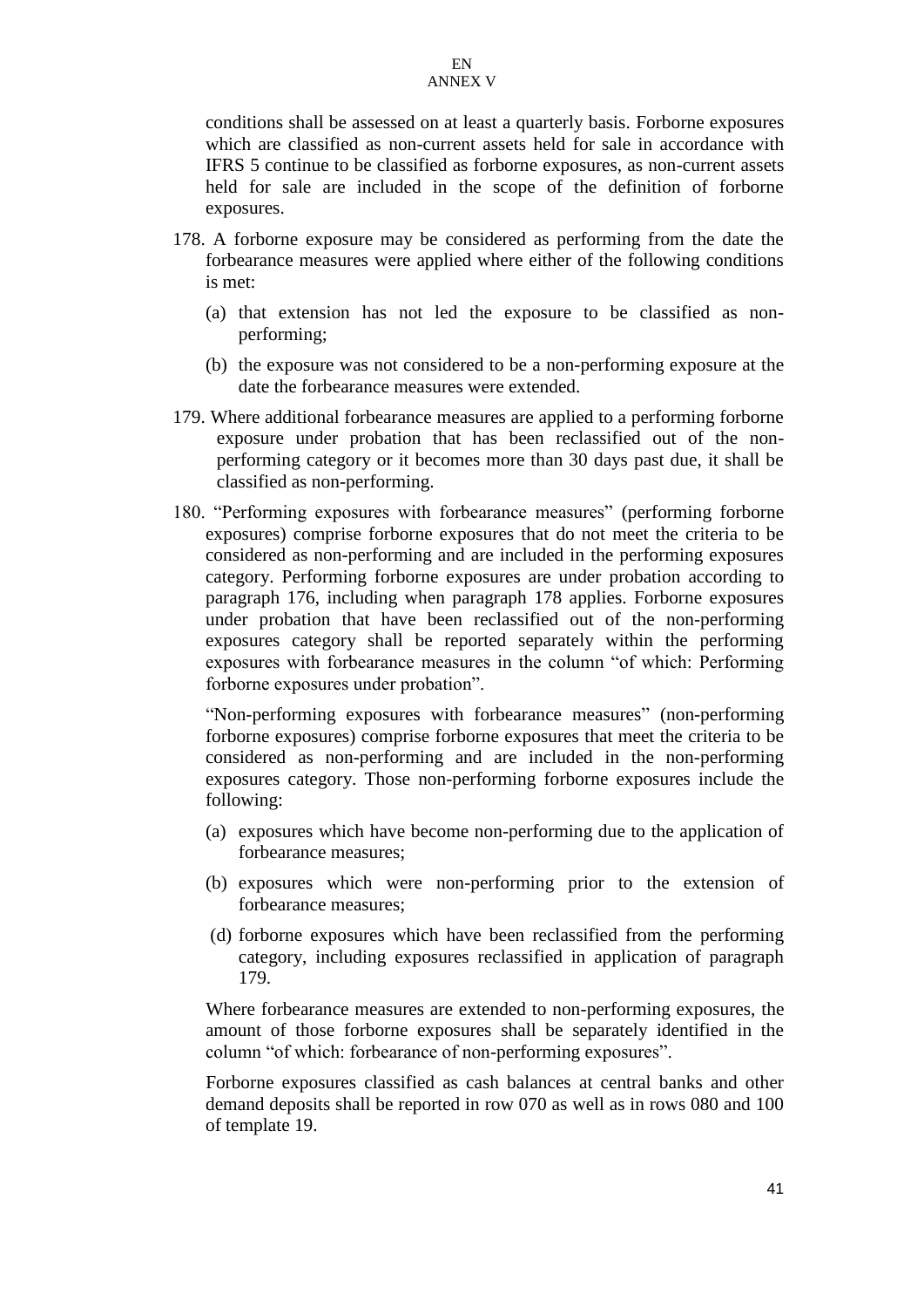conditions shall be assessed on at least a quarterly basis. Forborne exposures which are classified as non-current assets held for sale in accordance with IFRS 5 continue to be classified as forborne exposures, as non-current assets held for sale are included in the scope of the definition of forborne exposures.

178. A forborne exposure may be considered as performing from the date the forbearance measures were applied where either of the following conditions is met:

   (a) that extension has not led the exposure to be classified as non-performing;

   (b) the exposure was not considered to be a non-performing exposure at the date the forbearance measures were extended.

179. Where additional forbearance measures are applied to a performing forborne exposure under probation that has been reclassified out of the non-performing category or it becomes more than 30 days past due, it shall be classified as non-performing.

180. "Performing exposures with forbearance measures" (performing forborne exposures) comprise forborne exposures that do not meet the criteria to be considered as non-performing and are included in the performing exposures category. Performing forborne exposures are under probation according to paragraph 176, including when paragraph 178 applies. Forborne exposures under probation that have been reclassified out of the non-performing exposures category shall be reported separately within the performing exposures with forbearance measures in the column "of which: Performing forborne exposures under probation".

   "Non-performing exposures with forbearance measures" (non-performing forborne exposures) comprise forborne exposures that meet the criteria to be considered as non-performing and are included in the non-performing exposures category. Those non-performing forborne exposures include the following:

   (a) exposures which have become non-performing due to the application of forbearance measures;

   (b) exposures which were non-performing prior to the extension of forbearance measures;

   (d) forborne exposures which have been reclassified from the performing category, including exposures reclassified in application of paragraph 179.

   Where forbearance measures are extended to non-performing exposures, the amount of those forborne exposures shall be separately identified in the column "of which: forbearance of non-performing exposures".

   Forborne exposures classified as cash balances at central banks and other demand deposits shall be reported in row 070 as well as in rows 080 and 100 of template 19.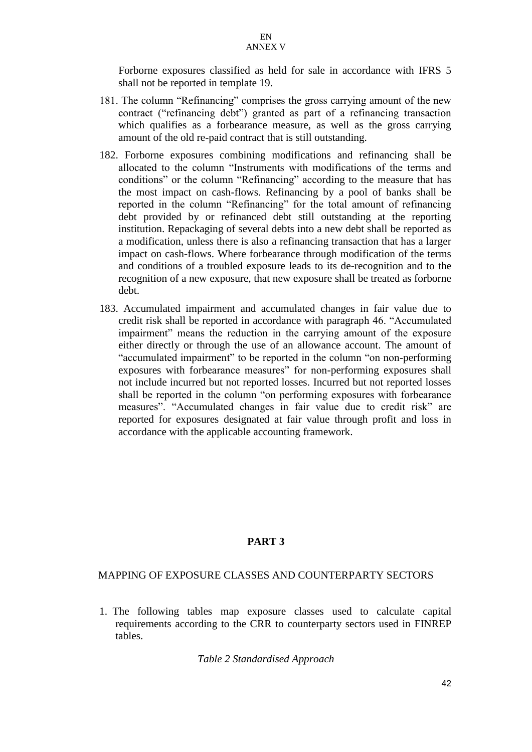Forborne exposures classified as held for sale in accordance with IFRS 5 shall not be reported in template 19.

181. The column "Refinancing" comprises the gross carrying amount of the new contract ("refinancing debt") granted as part of a refinancing transaction which qualifies as a forbearance measure, as well as the gross carrying amount of the old re-paid contract that is still outstanding.

182. Forborne exposures combining modifications and refinancing shall be allocated to the column "Instruments with modifications of the terms and conditions" or the column "Refinancing" according to the measure that has the most impact on cash-flows. Refinancing by a pool of banks shall be reported in the column "Refinancing" for the total amount of refinancing debt provided by or refinanced debt still outstanding at the reporting institution. Repackaging of several debts into a new debt shall be reported as a modification, unless there is also a refinancing transaction that has a larger impact on cash-flows. Where forbearance through modification of the terms and conditions of a troubled exposure leads to its de-recognition and to the recognition of a new exposure, that new exposure shall be treated as forborne debt.

183. Accumulated impairment and accumulated changes in fair value due to credit risk shall be reported in accordance with paragraph 46. "Accumulated impairment" means the reduction in the carrying amount of the exposure either directly or through the use of an allowance account. The amount of "accumulated impairment" to be reported in the column "on non-performing exposures with forbearance measures" for non-performing exposures shall not include incurred but not reported losses. Incurred but not reported losses shall be reported in the column "on performing exposures with forbearance measures". "Accumulated changes in fair value due to credit risk" are reported for exposures designated at fair value through profit and loss in accordance with the applicable accounting framework.

## PART 3

### MAPPING OF EXPOSURE CLASSES AND COUNTERPARTY SECTORS

1. The following tables map exposure classes used to calculate capital requirements according to the CRR to counterparty sectors used in FINREP tables.

*Table 2 Standardised Approach*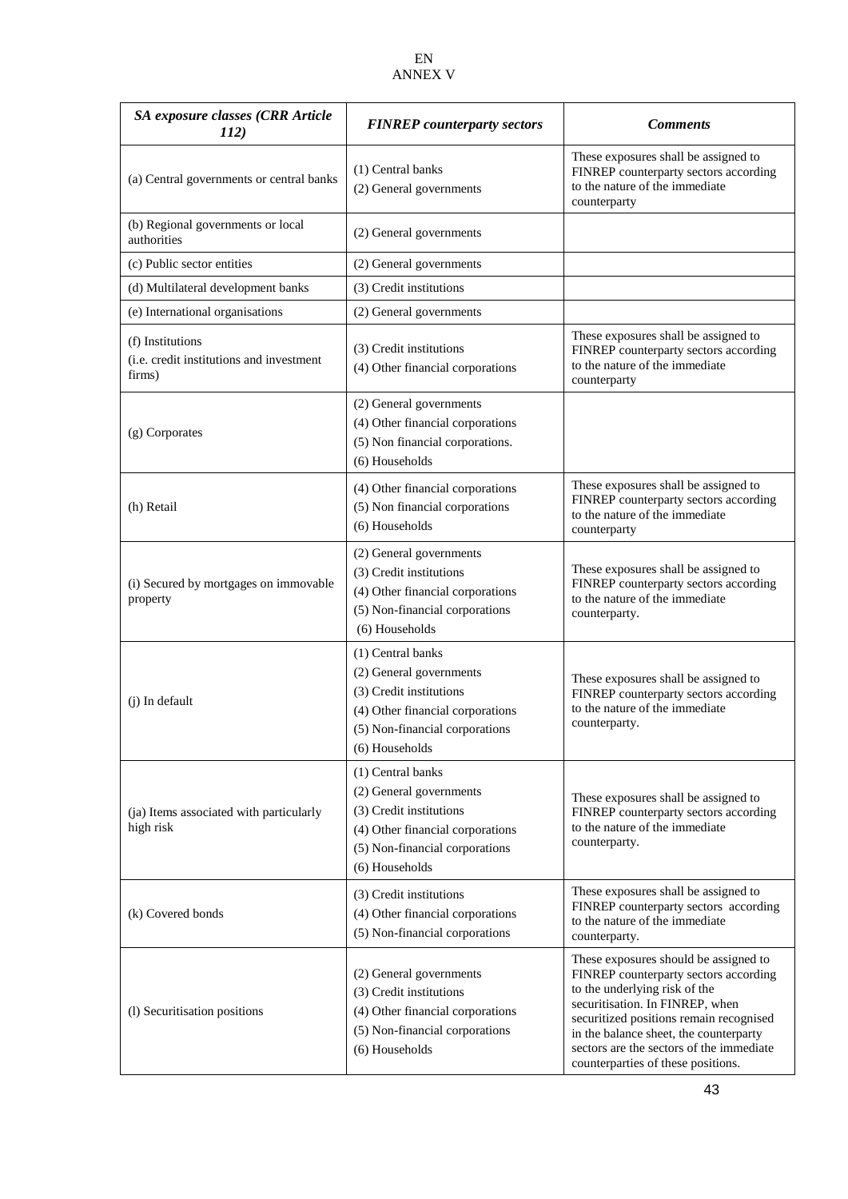| *SA exposure classes (CRR Article 112)* | *FINREP counterparty sectors* | *Comments* |
|---|---|---|
| (a) Central governments or central banks | (1) Central banks<br>(2) General governments | These exposures shall be assigned to FINREP counterparty sectors according to the nature of the immediate counterparty |
| (b) Regional governments or local authorities | (2) General governments | |
| (c) Public sector entities | (2) General governments | |
| (d) Multilateral development banks | (3) Credit institutions | |
| (e) International organisations | (2) General governments | |
| (f) Institutions<br>(i.e. credit institutions and investment firms) | (3) Credit institutions<br>(4) Other financial corporations | These exposures shall be assigned to FINREP counterparty sectors according to the nature of the immediate counterparty |
| (g) Corporates | (2) General governments<br>(4) Other financial corporations<br>(5) Non financial corporations.<br>(6) Households | |
| (h) Retail | (4) Other financial corporations<br>(5) Non financial corporations<br>(6) Households | These exposures shall be assigned to FINREP counterparty sectors according to the nature of the immediate counterparty |
| (i) Secured by mortgages on immovable property | (2) General governments<br>(3) Credit institutions<br>(4) Other financial corporations<br>(5) Non-financial corporations<br>(6) Households | These exposures shall be assigned to FINREP counterparty sectors according to the nature of the immediate counterparty. |
| (j) In default | (1) Central banks<br>(2) General governments<br>(3) Credit institutions<br>(4) Other financial corporations<br>(5) Non-financial corporations<br>(6) Households | These exposures shall be assigned to FINREP counterparty sectors according to the nature of the immediate counterparty. |
| (ja) Items associated with particularly high risk | (1) Central banks<br>(2) General governments<br>(3) Credit institutions<br>(4) Other financial corporations<br>(5) Non-financial corporations<br>(6) Households | These exposures shall be assigned to FINREP counterparty sectors according to the nature of the immediate counterparty. |
| (k) Covered bonds | (3) Credit institutions<br>(4) Other financial corporations<br>(5) Non-financial corporations | These exposures shall be assigned to FINREP counterparty sectors according to the nature of the immediate counterparty. |
| (l) Securitisation positions | (2) General governments<br>(3) Credit institutions<br>(4) Other financial corporations<br>(5) Non-financial corporations<br>(6) Households | These exposures should be assigned to FINREP counterparty sectors according to the underlying risk of the securitisation. In FINREP, when securitized positions remain recognised in the balance sheet, the counterparty sectors are the sectors of the immediate counterparties of these positions. |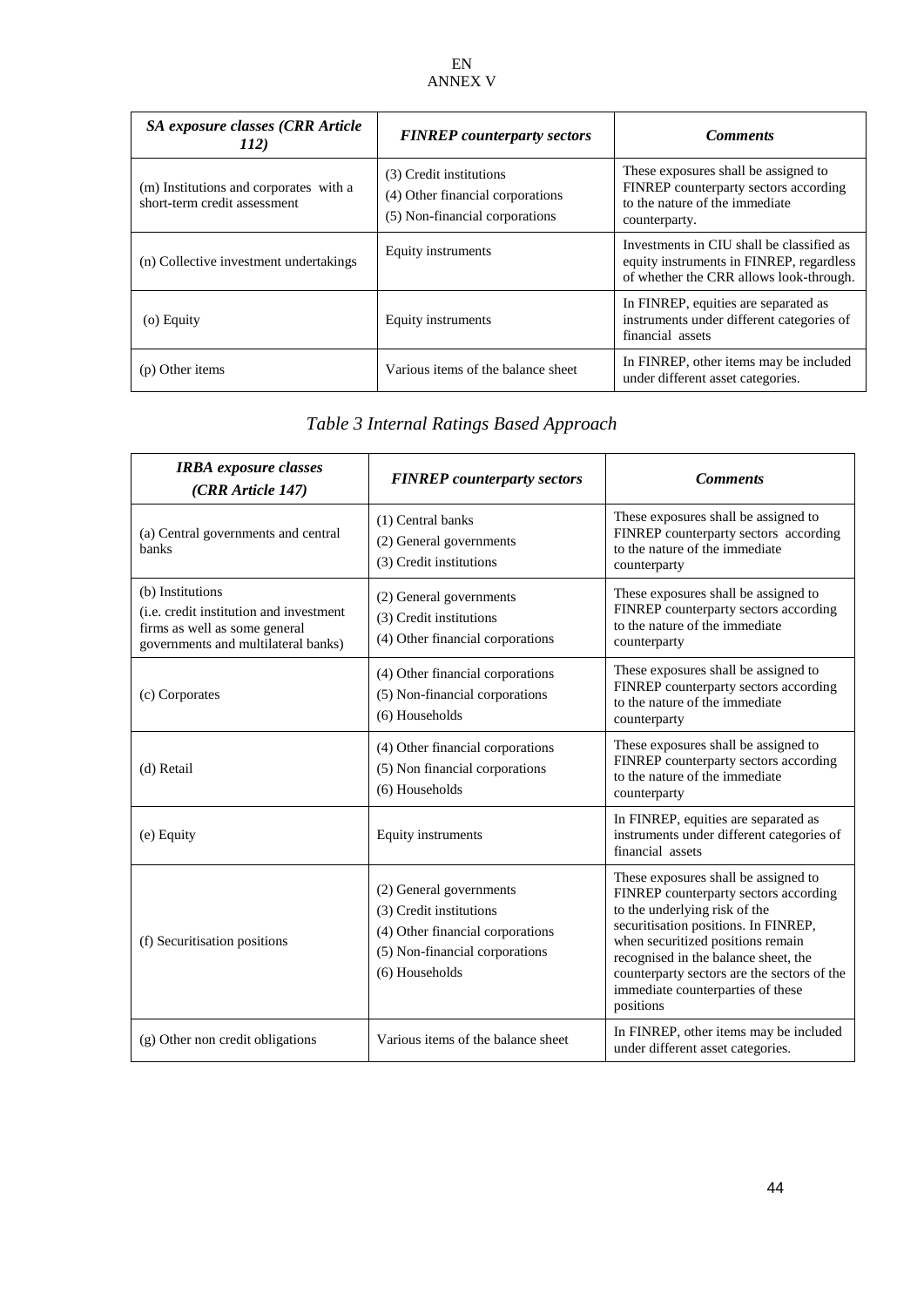| *SA exposure classes (CRR Article 112)* | *FINREP counterparty sectors* | *Comments* |
|---|---|---|
| (m) Institutions and corporates with a short-term credit assessment | (3) Credit institutions<br>(4) Other financial corporations<br>(5) Non-financial corporations | These exposures shall be assigned to FINREP counterparty sectors according to the nature of the immediate counterparty. |
| (n) Collective investment undertakings | Equity instruments | Investments in CIU shall be classified as equity instruments in FINREP, regardless of whether the CRR allows look-through. |
| (o) Equity | Equity instruments | In FINREP, equities are separated as instruments under different categories of financial assets |
| (p) Other items | Various items of the balance sheet | In FINREP, other items may be included under different asset categories. |

## *Table 3 Internal Ratings Based Approach*

| *IRBA exposure classes (CRR Article 147)* | *FINREP counterparty sectors* | *Comments* |
|---|---|---|
| (a) Central governments and central banks | (1) Central banks<br>(2) General governments<br>(3) Credit institutions | These exposures shall be assigned to FINREP counterparty sectors according to the nature of the immediate counterparty |
| (b) Institutions (i.e. credit institution and investment firms as well as some general governments and multilateral banks) | (2) General governments<br>(3) Credit institutions<br>(4) Other financial corporations | These exposures shall be assigned to FINREP counterparty sectors according to the nature of the immediate counterparty |
| (c) Corporates | (4) Other financial corporations<br>(5) Non-financial corporations<br>(6) Households | These exposures shall be assigned to FINREP counterparty sectors according to the nature of the immediate counterparty |
| (d) Retail | (4) Other financial corporations<br>(5) Non financial corporations<br>(6) Households | These exposures shall be assigned to FINREP counterparty sectors according to the nature of the immediate counterparty |
| (e) Equity | Equity instruments | In FINREP, equities are separated as instruments under different categories of financial assets |
| (f) Securitisation positions | (2) General governments<br>(3) Credit institutions<br>(4) Other financial corporations<br>(5) Non-financial corporations<br>(6) Households | These exposures shall be assigned to FINREP counterparty sectors according to the underlying risk of the securitisation positions. In FINREP, when securitized positions remain recognised in the balance sheet, the counterparty sectors are the sectors of the immediate counterparties of these positions |
| (g) Other non credit obligations | Various items of the balance sheet | In FINREP, other items may be included under different asset categories. |